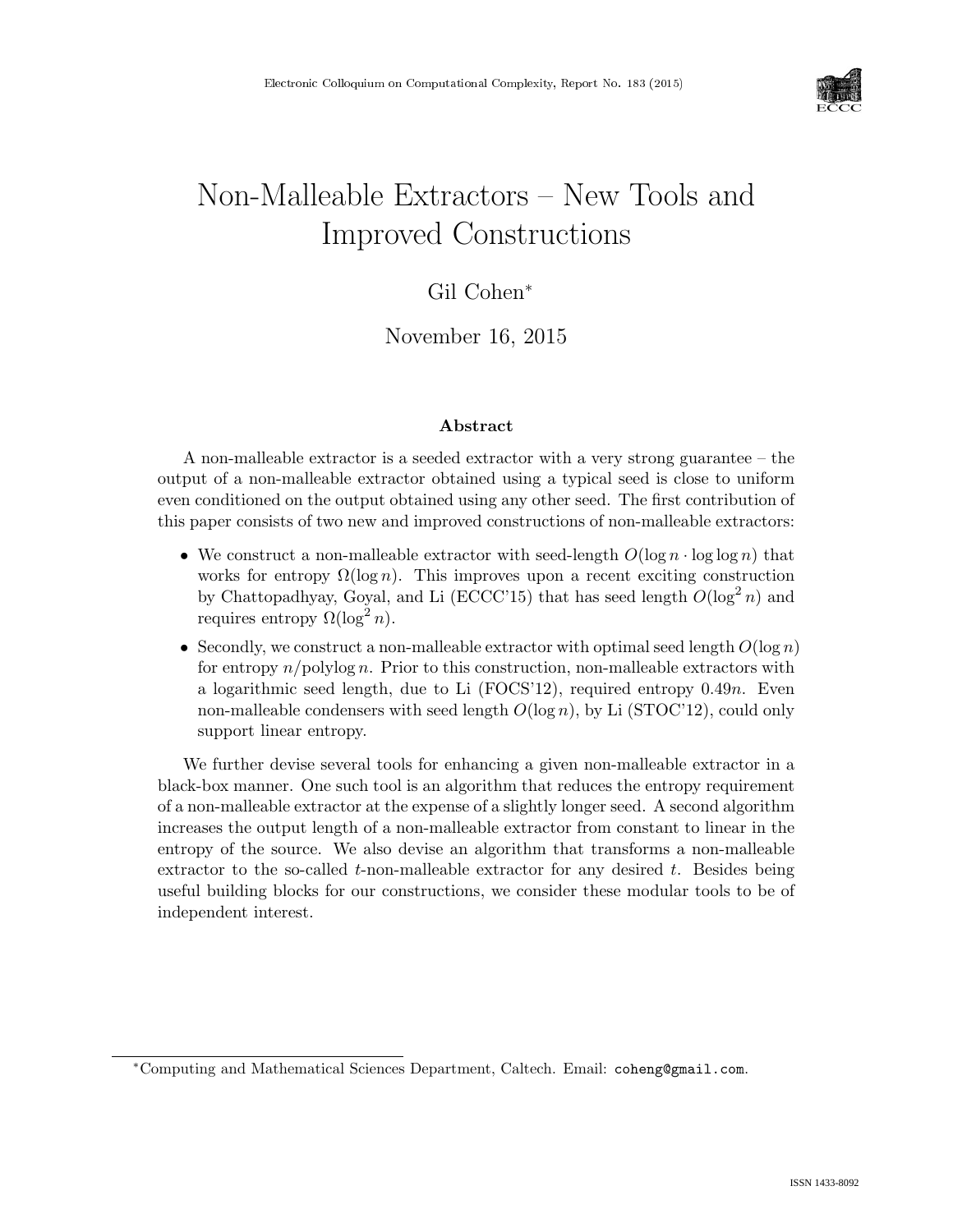# Non-Malleable Extractors – New Tools and Improved Constructions

Gil Cohen*

November 16, 2015

## Abstract

A non-malleable extractor is a seeded extractor with a very strong guarantee – the output of a non-malleable extractor obtained using a typical seed is close to uniform even conditioned on the output obtained using any other seed. The first contribution of this paper consists of two new and improved constructions of non-malleable extractors:

- We construct a non-malleable extractor with seed-length $O(\log n \cdot \log \log n)$ that works for entropy $\Omega(\log n)$. This improves upon a recent exciting construction by Chattopadhyay, Goyal, and Li (ECCC'15) that has seed length $O(\log^2 n)$ and requires entropy $\Omega(\log^2 n)$.
- Secondly, we construct a non-malleable extractor with optimal seed length $O(\log n)$ for entropy $n/\mathrm{polylog}\, n$. Prior to this construction, non-malleable extractors with a logarithmic seed length, due to Li (FOCS'12), required entropy $0.49n$. Even non-malleable condensers with seed length $O(\log n)$, by Li (STOC'12), could only support linear entropy.

We further devise several tools for enhancing a given non-malleable extractor in a black-box manner. One such tool is an algorithm that reduces the entropy requirement of a non-malleable extractor at the expense of a slightly longer seed. A second algorithm increases the output length of a non-malleable extractor from constant to linear in the entropy of the source. We also devise an algorithm that transforms a non-malleable extractor to the so-called $t$-non-malleable extractor for any desired $t$. Besides being useful building blocks for our constructions, we consider these modular tools to be of independent interest.

---

*Computing and Mathematical Sciences Department, Caltech. Email: coheng@gmail.com.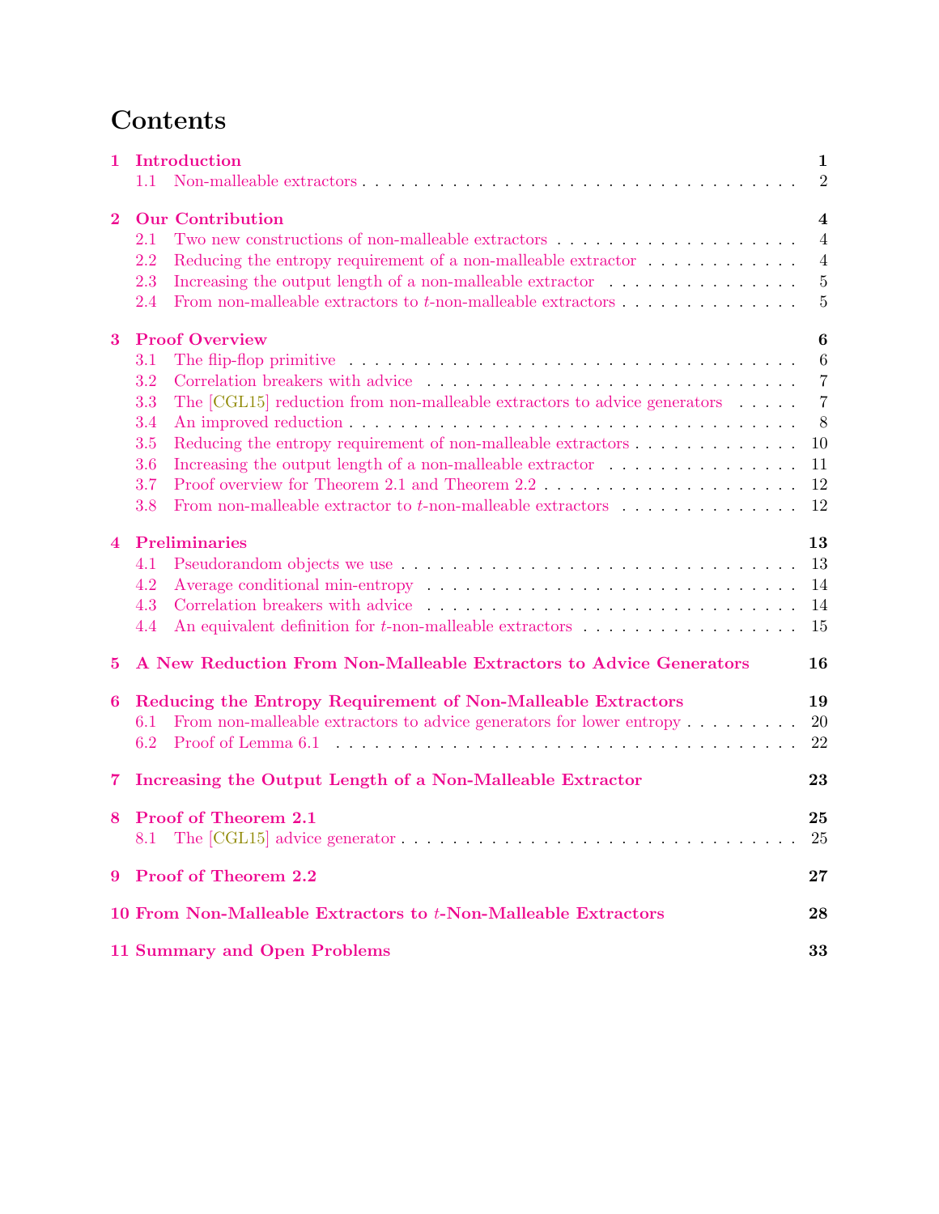# Contents

**1 Introduction** — 1
- 1.1 Non-malleable extractors — 2

**2 Our Contribution** — 4
- 2.1 Two new constructions of non-malleable extractors — 4
- 2.2 Reducing the entropy requirement of a non-malleable extractor — 4
- 2.3 Increasing the output length of a non-malleable extractor — 5
- 2.4 From non-malleable extractors to $t$-non-malleable extractors — 5

**3 Proof Overview** — 6
- 3.1 The flip-flop primitive — 6
- 3.2 Correlation breakers with advice — 7
- 3.3 The [CGL15] reduction from non-malleable extractors to advice generators — 7
- 3.4 An improved reduction — 8
- 3.5 Reducing the entropy requirement of non-malleable extractors — 10
- 3.6 Increasing the output length of a non-malleable extractor — 11
- 3.7 Proof overview for Theorem 2.1 and Theorem 2.2 — 12
- 3.8 From non-malleable extractor to $t$-non-malleable extractors — 12

**4 Preliminaries** — 13
- 4.1 Pseudorandom objects we use — 13
- 4.2 Average conditional min-entropy — 14
- 4.3 Correlation breakers with advice — 14
- 4.4 An equivalent definition for $t$-non-malleable extractors — 15

**5 A New Reduction From Non-Malleable Extractors to Advice Generators** — 16

**6 Reducing the Entropy Requirement of Non-Malleable Extractors** — 19
- 6.1 From non-malleable extractors to advice generators for lower entropy — 20
- 6.2 Proof of Lemma 6.1 — 22

**7 Increasing the Output Length of a Non-Malleable Extractor** — 23

**8 Proof of Theorem 2.1** — 25
- 8.1 The [CGL15] advice generator — 25

**9 Proof of Theorem 2.2** — 27

**10 From Non-Malleable Extractors to $t$-Non-Malleable Extractors** — 28

**11 Summary and Open Problems** — 33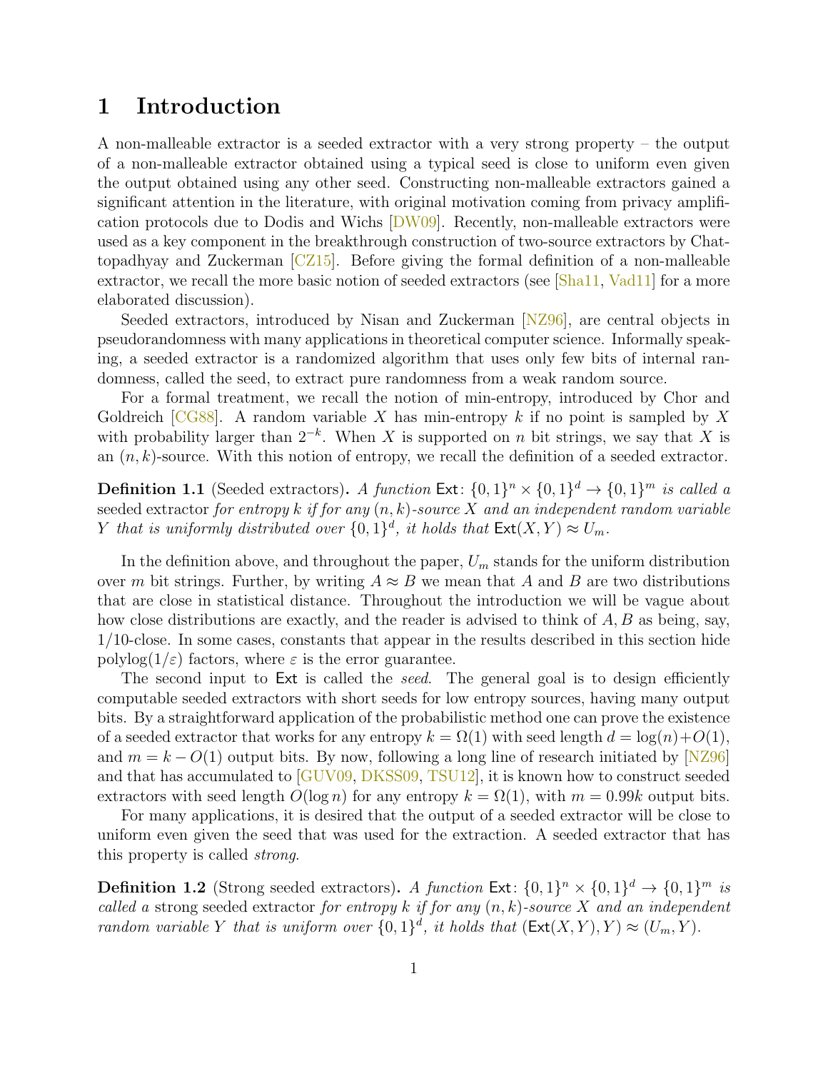# 1 Introduction

A non-malleable extractor is a seeded extractor with a very strong property – the output of a non-malleable extractor obtained using a typical seed is close to uniform even given the output obtained using any other seed. Constructing non-malleable extractors gained a significant attention in the literature, with original motivation coming from privacy amplification protocols due to Dodis and Wichs [DW09]. Recently, non-malleable extractors were used as a key component in the breakthrough construction of two-source extractors by Chattopadhyay and Zuckerman [CZ15]. Before giving the formal definition of a non-malleable extractor, we recall the more basic notion of seeded extractors (see [Sha11, Vad11] for a more elaborated discussion).

Seeded extractors, introduced by Nisan and Zuckerman [NZ96], are central objects in pseudorandomness with many applications in theoretical computer science. Informally speaking, a seeded extractor is a randomized algorithm that uses only few bits of internal randomness, called the seed, to extract pure randomness from a weak random source.

For a formal treatment, we recall the notion of min-entropy, introduced by Chor and Goldreich [CG88]. A random variable $X$ has min-entropy $k$ if no point is sampled by $X$ with probability larger than $2^{-k}$. When $X$ is supported on $n$ bit strings, we say that $X$ is an $(n, k)$-source. With this notion of entropy, we recall the definition of a seeded extractor.

**Definition 1.1** (Seeded extractors)**.** *A function* $\mathsf{Ext}\colon \{0,1\}^n \times \{0,1\}^d \to \{0,1\}^m$ *is called a* seeded extractor *for entropy* $k$ *if for any* $(n, k)$*-source* $X$ *and an independent random variable* $Y$ *that is uniformly distributed over* $\{0,1\}^d$*, it holds that* $\mathsf{Ext}(X, Y) \approx U_m$.

In the definition above, and throughout the paper, $U_m$ stands for the uniform distribution over $m$ bit strings. Further, by writing $A \approx B$ we mean that $A$ and $B$ are two distributions that are close in statistical distance. Throughout the introduction we will be vague about how close distributions are exactly, and the reader is advised to think of $A, B$ as being, say, 1/10-close. In some cases, constants that appear in the results described in this section hide $\mathrm{polylog}(1/\varepsilon)$ factors, where $\varepsilon$ is the error guarantee.

The second input to $\mathsf{Ext}$ is called the *seed*. The general goal is to design efficiently computable seeded extractors with short seeds for low entropy sources, having many output bits. By a straightforward application of the probabilistic method one can prove the existence of a seeded extractor that works for any entropy $k = \Omega(1)$ with seed length $d = \log(n) + O(1)$, and $m = k - O(1)$ output bits. By now, following a long line of research initiated by [NZ96] and that has accumulated to [GUV09, DKSS09, TSU12], it is known how to construct seeded extractors with seed length $O(\log n)$ for any entropy $k = \Omega(1)$, with $m = 0.99k$ output bits.

For many applications, it is desired that the output of a seeded extractor will be close to uniform even given the seed that was used for the extraction. A seeded extractor that has this property is called *strong*.

**Definition 1.2** (Strong seeded extractors)**.** *A function* $\mathsf{Ext}\colon \{0,1\}^n \times \{0,1\}^d \to \{0,1\}^m$ *is called a* strong seeded extractor *for entropy* $k$ *if for any* $(n, k)$*-source* $X$ *and an independent random variable* $Y$ *that is uniform over* $\{0,1\}^d$*, it holds that* $(\mathsf{Ext}(X, Y), Y) \approx (U_m, Y)$.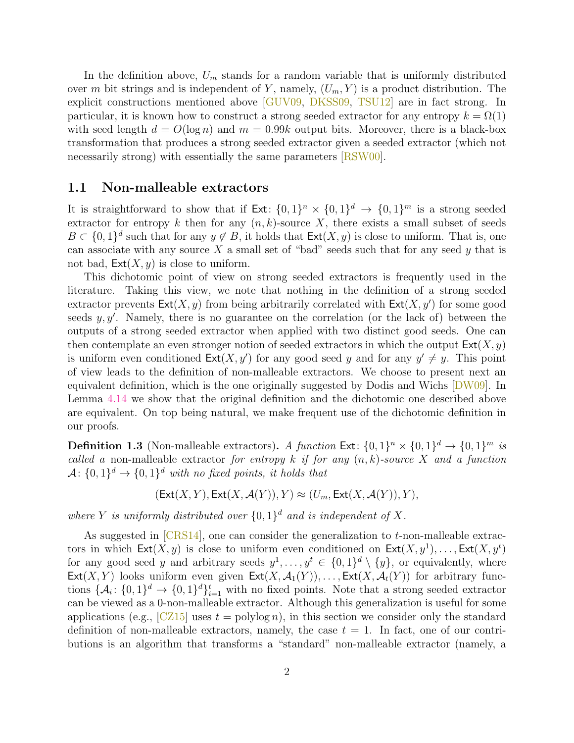In the definition above, $U_m$ stands for a random variable that is uniformly distributed over $m$ bit strings and is independent of $Y$, namely, $(U_m, Y)$ is a product distribution. The explicit constructions mentioned above [GUV09, DKSS09, TSU12] are in fact strong. In particular, it is known how to construct a strong seeded extractor for any entropy $k = \Omega(1)$ with seed length $d = O(\log n)$ and $m = 0.99k$ output bits. Moreover, there is a black-box transformation that produces a strong seeded extractor given a seeded extractor (which not necessarily strong) with essentially the same parameters [RSW00].

## 1.1 Non-malleable extractors

It is straightforward to show that if $\mathsf{Ext} \colon \{0,1\}^n \times \{0,1\}^d \to \{0,1\}^m$ is a strong seeded extractor for entropy $k$ then for any $(n,k)$-source $X$, there exists a small subset of seeds $B \subset \{0,1\}^d$ such that for any $y \notin B$, it holds that $\mathsf{Ext}(X, y)$ is close to uniform. That is, one can associate with any source $X$ a small set of "bad" seeds such that for any seed $y$ that is not bad, $\mathsf{Ext}(X,y)$ is close to uniform.

This dichotomic point of view on strong seeded extractors is frequently used in the literature. Taking this view, we note that nothing in the definition of a strong seeded extractor prevents $\mathsf{Ext}(X, y)$ from being arbitrarily correlated with $\mathsf{Ext}(X, y')$ for some good seeds $y, y'$. Namely, there is no guarantee on the correlation (or the lack of) between the outputs of a strong seeded extractor when applied with two distinct good seeds. One can then contemplate an even stronger notion of seeded extractors in which the output $\mathsf{Ext}(X, y)$ is uniform even conditioned $\mathsf{Ext}(X, y')$ for any good seed $y$ and for any $y' \neq y$. This point of view leads to the definition of non-malleable extractors. We choose to present next an equivalent definition, which is the one originally suggested by Dodis and Wichs [DW09]. In Lemma 4.14 we show that the original definition and the dichotomic one described above are equivalent. On top being natural, we make frequent use of the dichotomic definition in our proofs.

**Definition 1.3** (Non-malleable extractors)**.** *A function $\mathsf{Ext} \colon \{0,1\}^n \times \{0,1\}^d \to \{0,1\}^m$ is called a* non-malleable extractor *for entropy $k$ if for any $(n,k)$-source $X$ and a function $\mathcal{A} \colon \{0,1\}^d \to \{0,1\}^d$ with no fixed points, it holds that*

$$(\mathsf{Ext}(X,Y), \mathsf{Ext}(X, \mathcal{A}(Y)), Y) \approx (U_m, \mathsf{Ext}(X, \mathcal{A}(Y)), Y),$$

*where $Y$ is uniformly distributed over $\{0,1\}^d$ and is independent of $X$.*

As suggested in [CRS14], one can consider the generalization to $t$-non-malleable extractors in which $\mathsf{Ext}(X,y)$ is close to uniform even conditioned on $\mathsf{Ext}(X,y^1), \ldots, \mathsf{Ext}(X,y^t)$ for any good seed $y$ and arbitrary seeds $y^1, \ldots, y^t \in \{0,1\}^d \setminus \{y\}$, or equivalently, where $\mathsf{Ext}(X,Y)$ looks uniform even given $\mathsf{Ext}(X, \mathcal{A}_1(Y)), \ldots, \mathsf{Ext}(X, \mathcal{A}_t(Y))$ for arbitrary functions $\{\mathcal{A}_i \colon \{0,1\}^d \to \{0,1\}^d\}_{i=1}^t$ with no fixed points. Note that a strong seeded extractor can be viewed as a 0-non-malleable extractor. Although this generalization is useful for some applications (e.g., [CZ15] uses $t = \mathrm{polylog}\, n$), in this section we consider only the standard definition of non-malleable extractors, namely, the case $t = 1$. In fact, one of our contributions is an algorithm that transforms a "standard" non-malleable extractor (namely, a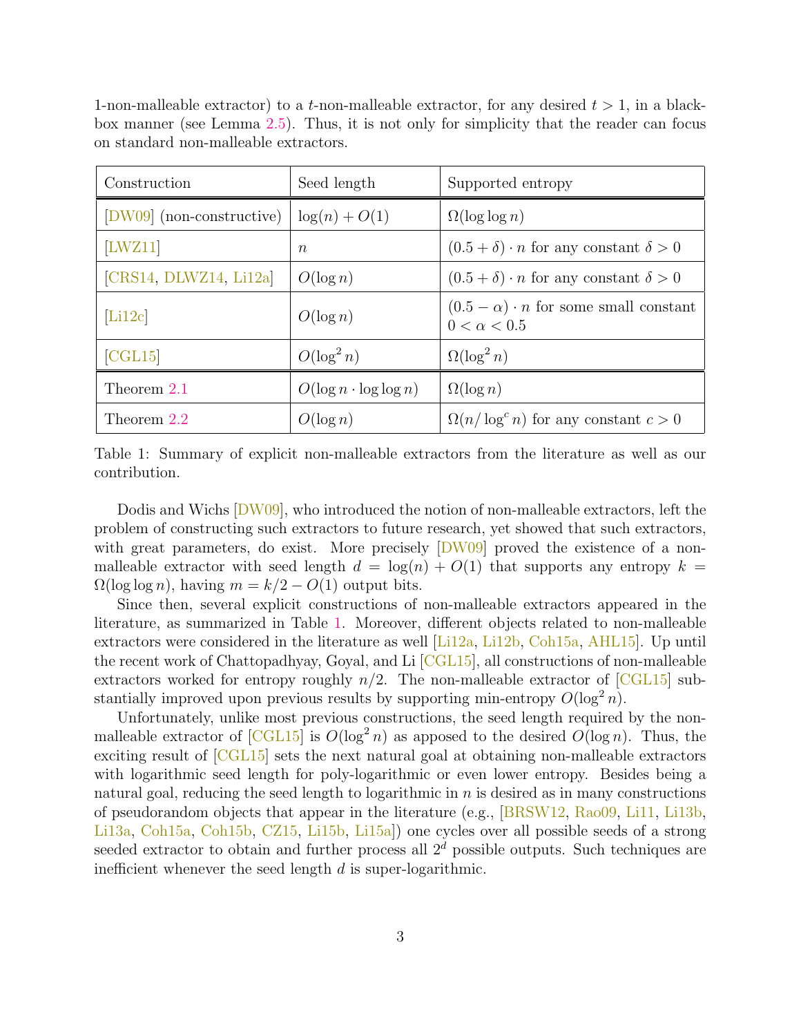1-non-malleable extractor) to a $t$-non-malleable extractor, for any desired $t > 1$, in a black-box manner (see Lemma 2.5). Thus, it is not only for simplicity that the reader can focus on standard non-malleable extractors.

| Construction | Seed length | Supported entropy |
|---|---|---|
| [DW09] (non-constructive) | $\log(n) + O(1)$ | $\Omega(\log\log n)$ |
| [LWZ11] | $n$ | $(0.5 + \delta) \cdot n$ for any constant $\delta > 0$ |
| [CRS14, DLWZ14, Li12a] | $O(\log n)$ | $(0.5 + \delta) \cdot n$ for any constant $\delta > 0$ |
| [Li12c] | $O(\log n)$ | $(0.5 - \alpha) \cdot n$ for some small constant $0 < \alpha < 0.5$ |
| [CGL15] | $O(\log^2 n)$ | $\Omega(\log^2 n)$ |
| Theorem 2.1 | $O(\log n \cdot \log\log n)$ | $\Omega(\log n)$ |
| Theorem 2.2 | $O(\log n)$ | $\Omega(n/\log^c n)$ for any constant $c > 0$ |

Table 1: Summary of explicit non-malleable extractors from the literature as well as our contribution.

Dodis and Wichs [DW09], who introduced the notion of non-malleable extractors, left the problem of constructing such extractors to future research, yet showed that such extractors, with great parameters, do exist. More precisely [DW09] proved the existence of a non-malleable extractor with seed length $d = \log(n) + O(1)$ that supports any entropy $k = \Omega(\log\log n)$, having $m = k/2 - O(1)$ output bits.

Since then, several explicit constructions of non-malleable extractors appeared in the literature, as summarized in Table 1. Moreover, different objects related to non-malleable extractors were considered in the literature as well [Li12a, Li12b, Coh15a, AHL15]. Up until the recent work of Chattopadhyay, Goyal, and Li [CGL15], all constructions of non-malleable extractors worked for entropy roughly $n/2$. The non-malleable extractor of [CGL15] substantially improved upon previous results by supporting min-entropy $O(\log^2 n)$.

Unfortunately, unlike most previous constructions, the seed length required by the non-malleable extractor of [CGL15] is $O(\log^2 n)$ as apposed to the desired $O(\log n)$. Thus, the exciting result of [CGL15] sets the next natural goal at obtaining non-malleable extractors with logarithmic seed length for poly-logarithmic or even lower entropy. Besides being a natural goal, reducing the seed length to logarithmic in $n$ is desired as in many constructions of pseudorandom objects that appear in the literature (e.g., [BRSW12, Rao09, Li11, Li13b, Li13a, Coh15a, Coh15b, CZ15, Li15b, Li15a]) one cycles over all possible seeds of a strong seeded extractor to obtain and further process all $2^d$ possible outputs. Such techniques are inefficient whenever the seed length $d$ is super-logarithmic.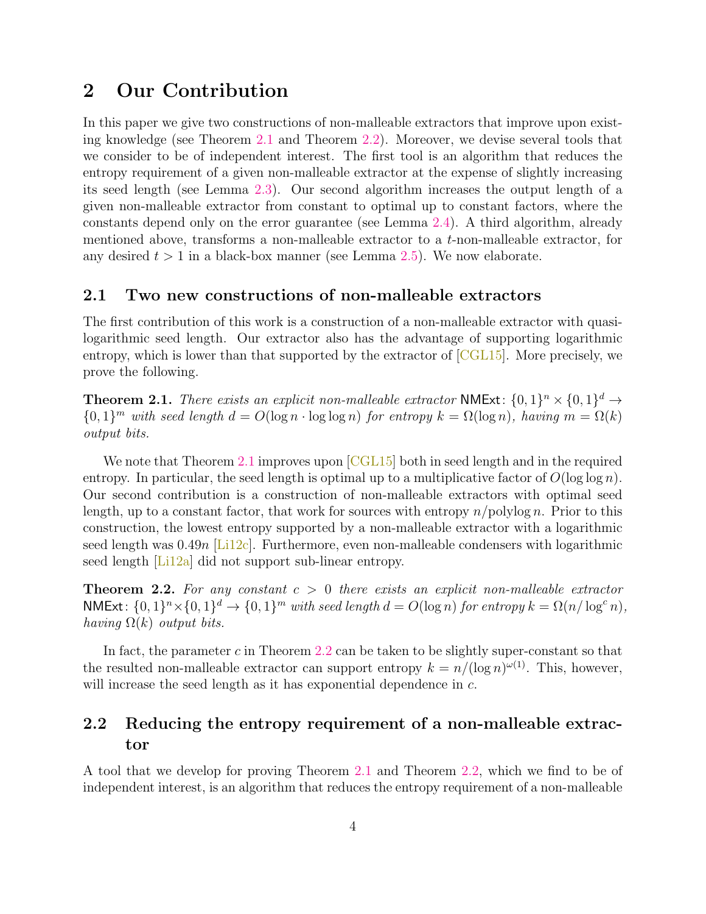## 2 Our Contribution

In this paper we give two constructions of non-malleable extractors that improve upon existing knowledge (see Theorem 2.1 and Theorem 2.2). Moreover, we devise several tools that we consider to be of independent interest. The first tool is an algorithm that reduces the entropy requirement of a given non-malleable extractor at the expense of slightly increasing its seed length (see Lemma 2.3). Our second algorithm increases the output length of a given non-malleable extractor from constant to optimal up to constant factors, where the constants depend only on the error guarantee (see Lemma 2.4). A third algorithm, already mentioned above, transforms a non-malleable extractor to a $t$-non-malleable extractor, for any desired $t > 1$ in a black-box manner (see Lemma 2.5). We now elaborate.

### 2.1 Two new constructions of non-malleable extractors

The first contribution of this work is a construction of a non-malleable extractor with quasi-logarithmic seed length. Our extractor also has the advantage of supporting logarithmic entropy, which is lower than that supported by the extractor of [CGL15]. More precisely, we prove the following.

**Theorem 2.1.** *There exists an explicit non-malleable extractor* $\mathsf{NMExt}\colon \{0,1\}^n \times \{0,1\}^d \to \{0,1\}^m$ *with seed length* $d = O(\log n \cdot \log\log n)$ *for entropy* $k = \Omega(\log n)$*, having* $m = \Omega(k)$ *output bits.*

We note that Theorem 2.1 improves upon [CGL15] both in seed length and in the required entropy. In particular, the seed length is optimal up to a multiplicative factor of $O(\log\log n)$. Our second contribution is a construction of non-malleable extractors with optimal seed length, up to a constant factor, that work for sources with entropy $n/\mathrm{polylog}\, n$. Prior to this construction, the lowest entropy supported by a non-malleable extractor with a logarithmic seed length was $0.49n$ [Li12c]. Furthermore, even non-malleable condensers with logarithmic seed length [Li12a] did not support sub-linear entropy.

**Theorem 2.2.** *For any constant* $c > 0$ *there exists an explicit non-malleable extractor* $\mathsf{NMExt}\colon \{0,1\}^n \times \{0,1\}^d \to \{0,1\}^m$ *with seed length* $d = O(\log n)$ *for entropy* $k = \Omega(n/\log^c n)$*, having* $\Omega(k)$ *output bits.*

In fact, the parameter $c$ in Theorem 2.2 can be taken to be slightly super-constant so that the resulted non-malleable extractor can support entropy $k = n/(\log n)^{\omega(1)}$. This, however, will increase the seed length as it has exponential dependence in $c$.

### 2.2 Reducing the entropy requirement of a non-malleable extractor

A tool that we develop for proving Theorem 2.1 and Theorem 2.2, which we find to be of independent interest, is an algorithm that reduces the entropy requirement of a non-malleable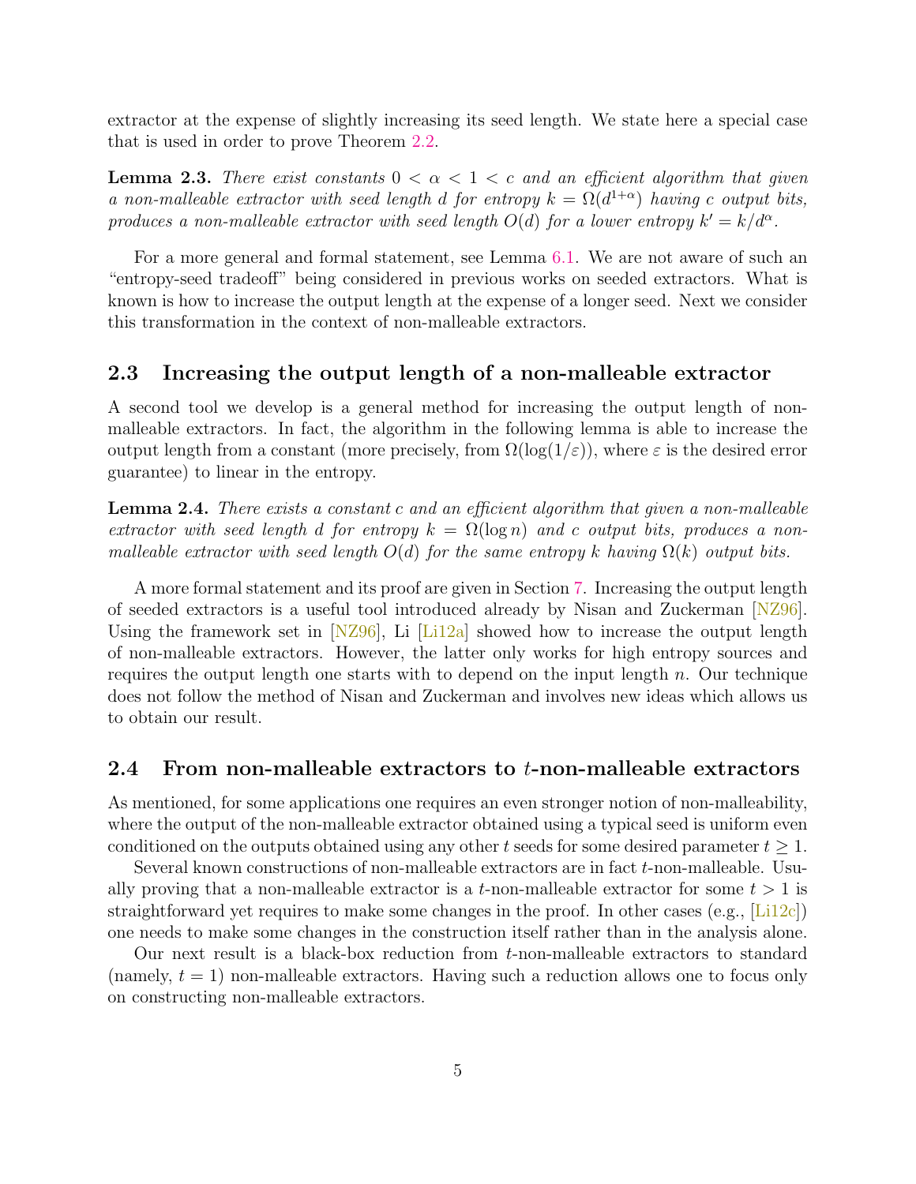extractor at the expense of slightly increasing its seed length. We state here a special case that is used in order to prove Theorem 2.2.

**Lemma 2.3.** *There exist constants $0 < \alpha < 1 < c$ and an efficient algorithm that given a non-malleable extractor with seed length $d$ for entropy $k = \Omega(d^{1+\alpha})$ having $c$ output bits, produces a non-malleable extractor with seed length $O(d)$ for a lower entropy $k' = k/d^{\alpha}$.*

For a more general and formal statement, see Lemma 6.1. We are not aware of such an "entropy-seed tradeoff" being considered in previous works on seeded extractors. What is known is how to increase the output length at the expense of a longer seed. Next we consider this transformation in the context of non-malleable extractors.

## 2.3 Increasing the output length of a non-malleable extractor

A second tool we develop is a general method for increasing the output length of non-malleable extractors. In fact, the algorithm in the following lemma is able to increase the output length from a constant (more precisely, from $\Omega(\log(1/\varepsilon))$, where $\varepsilon$ is the desired error guarantee) to linear in the entropy.

**Lemma 2.4.** *There exists a constant $c$ and an efficient algorithm that given a non-malleable extractor with seed length $d$ for entropy $k = \Omega(\log n)$ and $c$ output bits, produces a non-malleable extractor with seed length $O(d)$ for the same entropy $k$ having $\Omega(k)$ output bits.*

A more formal statement and its proof are given in Section 7. Increasing the output length of seeded extractors is a useful tool introduced already by Nisan and Zuckerman [NZ96]. Using the framework set in [NZ96], Li [Li12a] showed how to increase the output length of non-malleable extractors. However, the latter only works for high entropy sources and requires the output length one starts with to depend on the input length $n$. Our technique does not follow the method of Nisan and Zuckerman and involves new ideas which allows us to obtain our result.

## 2.4 From non-malleable extractors to $t$-non-malleable extractors

As mentioned, for some applications one requires an even stronger notion of non-malleability, where the output of the non-malleable extractor obtained using a typical seed is uniform even conditioned on the outputs obtained using any other $t$ seeds for some desired parameter $t \geq 1$.

Several known constructions of non-malleable extractors are in fact $t$-non-malleable. Usually proving that a non-malleable extractor is a $t$-non-malleable extractor for some $t > 1$ is straightforward yet requires to make some changes in the proof. In other cases (e.g., [Li12c]) one needs to make some changes in the construction itself rather than in the analysis alone.

Our next result is a black-box reduction from $t$-non-malleable extractors to standard (namely, $t = 1$) non-malleable extractors. Having such a reduction allows one to focus only on constructing non-malleable extractors.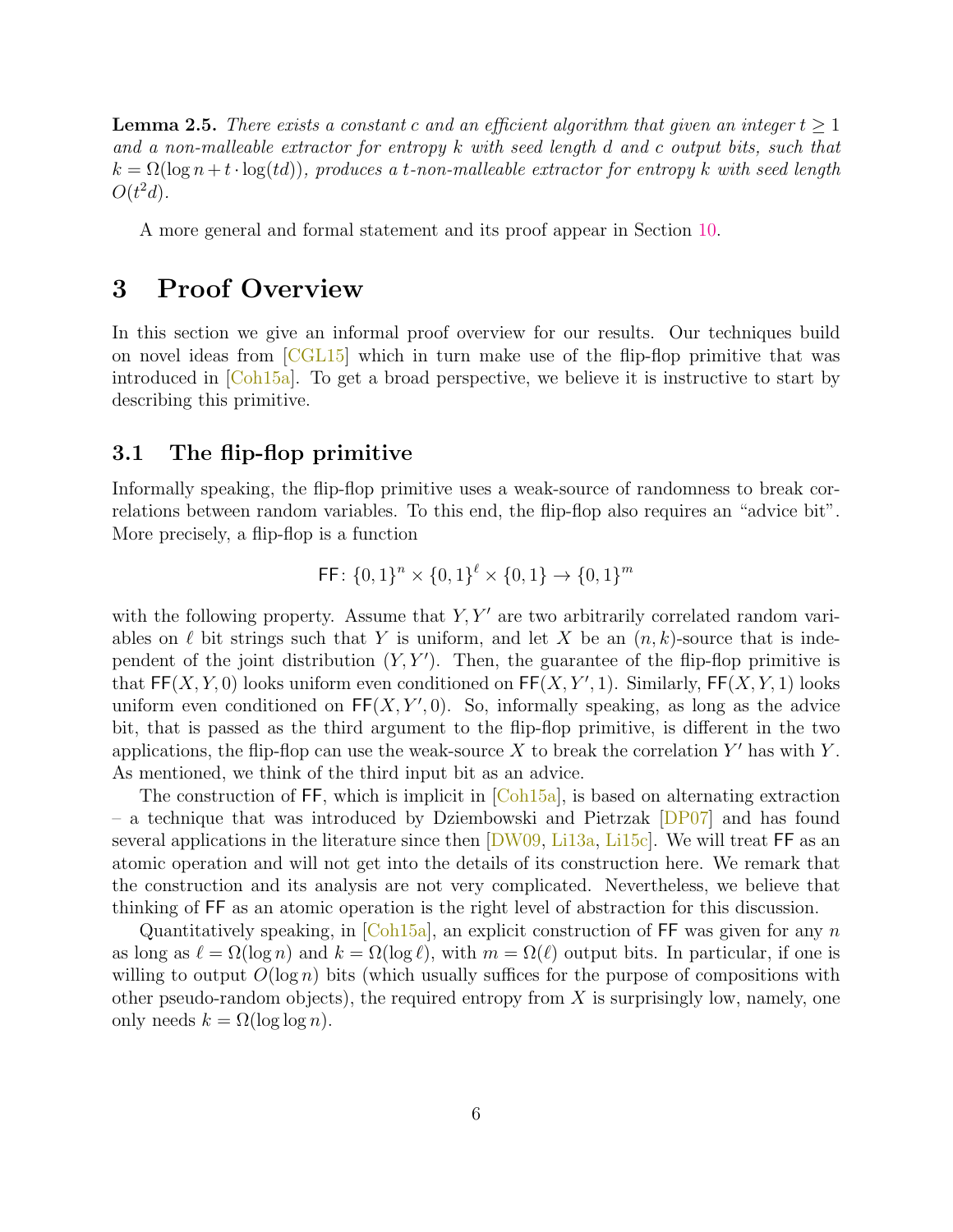**Lemma 2.5.** *There exists a constant $c$ and an efficient algorithm that given an integer $t \geq 1$ and a non-malleable extractor for entropy $k$ with seed length $d$ and $c$ output bits, such that $k = \Omega(\log n + t \cdot \log(td))$, produces a $t$-non-malleable extractor for entropy $k$ with seed length $O(t^2 d)$.*

A more general and formal statement and its proof appear in Section 10.

# 3 Proof Overview

In this section we give an informal proof overview for our results. Our techniques build on novel ideas from [CGL15] which in turn make use of the flip-flop primitive that was introduced in [Coh15a]. To get a broad perspective, we believe it is instructive to start by describing this primitive.

## 3.1 The flip-flop primitive

Informally speaking, the flip-flop primitive uses a weak-source of randomness to break correlations between random variables. To this end, the flip-flop also requires an "advice bit". More precisely, a flip-flop is a function

$$\mathsf{FF} \colon \{0,1\}^n \times \{0,1\}^\ell \times \{0,1\} \to \{0,1\}^m$$

with the following property. Assume that $Y, Y'$ are two arbitrarily correlated random variables on $\ell$ bit strings such that $Y$ is uniform, and let $X$ be an $(n,k)$-source that is independent of the joint distribution $(Y, Y')$. Then, the guarantee of the flip-flop primitive is that $\mathsf{FF}(X, Y, 0)$ looks uniform even conditioned on $\mathsf{FF}(X, Y', 1)$. Similarly, $\mathsf{FF}(X, Y, 1)$ looks uniform even conditioned on $\mathsf{FF}(X, Y', 0)$. So, informally speaking, as long as the advice bit, that is passed as the third argument to the flip-flop primitive, is different in the two applications, the flip-flop can use the weak-source $X$ to break the correlation $Y'$ has with $Y$. As mentioned, we think of the third input bit as an advice.

The construction of $\mathsf{FF}$, which is implicit in [Coh15a], is based on alternating extraction – a technique that was introduced by Dziembowski and Pietrzak [DP07] and has found several applications in the literature since then [DW09, Li13a, Li15c]. We will treat $\mathsf{FF}$ as an atomic operation and will not get into the details of its construction here. We remark that the construction and its analysis are not very complicated. Nevertheless, we believe that thinking of $\mathsf{FF}$ as an atomic operation is the right level of abstraction for this discussion.

Quantitatively speaking, in [Coh15a], an explicit construction of $\mathsf{FF}$ was given for any $n$ as long as $\ell = \Omega(\log n)$ and $k = \Omega(\log \ell)$, with $m = \Omega(\ell)$ output bits. In particular, if one is willing to output $O(\log n)$ bits (which usually suffices for the purpose of compositions with other pseudo-random objects), the required entropy from $X$ is surprisingly low, namely, one only needs $k = \Omega(\log \log n)$.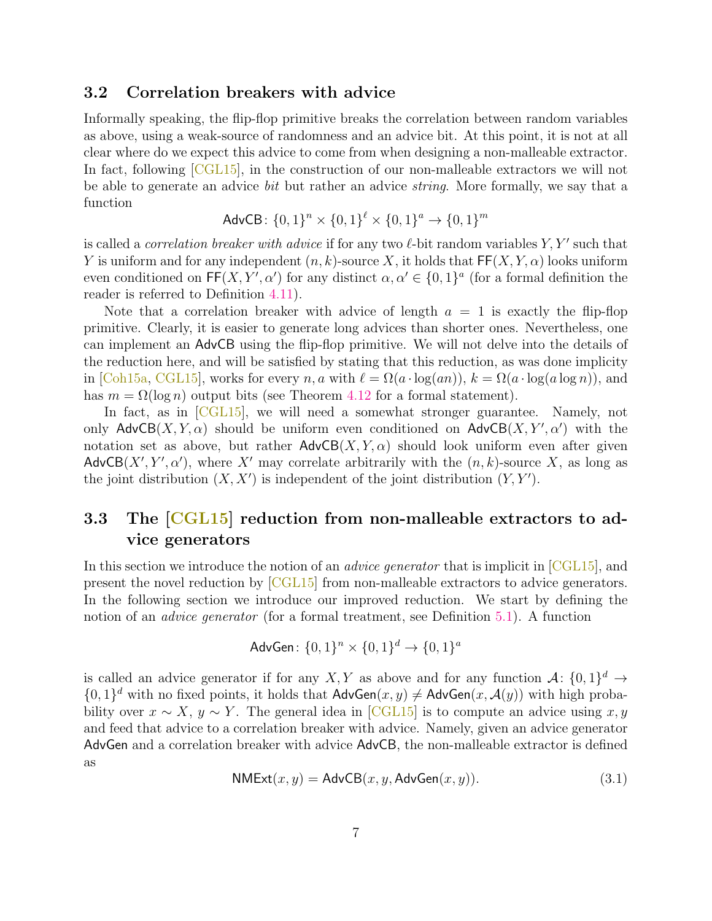### 3.2 Correlation breakers with advice

Informally speaking, the flip-flop primitive breaks the correlation between random variables as above, using a weak-source of randomness and an advice bit. At this point, it is not at all clear where do we expect this advice to come from when designing a non-malleable extractor. In fact, following [CGL15], in the construction of our non-malleable extractors we will not be able to generate an advice *bit* but rather an advice *string*. More formally, we say that a function

$$\mathsf{AdvCB} \colon \{0,1\}^n \times \{0,1\}^\ell \times \{0,1\}^a \to \{0,1\}^m$$

is called a *correlation breaker with advice* if for any two $\ell$-bit random variables $Y, Y'$ such that $Y$ is uniform and for any independent $(n,k)$-source $X$, it holds that $\mathsf{FF}(X,Y,\alpha)$ looks uniform even conditioned on $\mathsf{FF}(X,Y',\alpha')$ for any distinct $\alpha, \alpha' \in \{0,1\}^a$ (for a formal definition the reader is referred to Definition 4.11).

Note that a correlation breaker with advice of length $a = 1$ is exactly the flip-flop primitive. Clearly, it is easier to generate long advices than shorter ones. Nevertheless, one can implement an $\mathsf{AdvCB}$ using the flip-flop primitive. We will not delve into the details of the reduction here, and will be satisfied by stating that this reduction, as was done implicity in [Coh15a, CGL15], works for every $n, a$ with $\ell = \Omega(a \cdot \log(an))$, $k = \Omega(a \cdot \log(a \log n))$, and has $m = \Omega(\log n)$ output bits (see Theorem 4.12 for a formal statement).

In fact, as in [CGL15], we will need a somewhat stronger guarantee. Namely, not only $\mathsf{AdvCB}(X,Y,\alpha)$ should be uniform even conditioned on $\mathsf{AdvCB}(X,Y',\alpha')$ with the notation set as above, but rather $\mathsf{AdvCB}(X,Y,\alpha)$ should look uniform even after given $\mathsf{AdvCB}(X',Y',\alpha')$, where $X'$ may correlate arbitrarily with the $(n,k)$-source $X$, as long as the joint distribution $(X,X')$ is independent of the joint distribution $(Y,Y')$.

### 3.3 The [CGL15] reduction from non-malleable extractors to advice generators

In this section we introduce the notion of an *advice generator* that is implicit in [CGL15], and present the novel reduction by [CGL15] from non-malleable extractors to advice generators. In the following section we introduce our improved reduction. We start by defining the notion of an *advice generator* (for a formal treatment, see Definition 5.1). A function

$$\mathsf{AdvGen} \colon \{0,1\}^n \times \{0,1\}^d \to \{0,1\}^a$$

is called an advice generator if for any $X, Y$ as above and for any function $\mathcal{A} \colon \{0,1\}^d \to \{0,1\}^d$ with no fixed points, it holds that $\mathsf{AdvGen}(x,y) \neq \mathsf{AdvGen}(x,\mathcal{A}(y))$ with high probability over $x \sim X$, $y \sim Y$. The general idea in [CGL15] is to compute an advice using $x, y$ and feed that advice to a correlation breaker with advice. Namely, given an advice generator $\mathsf{AdvGen}$ and a correlation breaker with advice $\mathsf{AdvCB}$, the non-malleable extractor is defined as

$$\mathsf{NMExt}(x,y) = \mathsf{AdvCB}(x,y,\mathsf{AdvGen}(x,y)). \tag{3.1}$$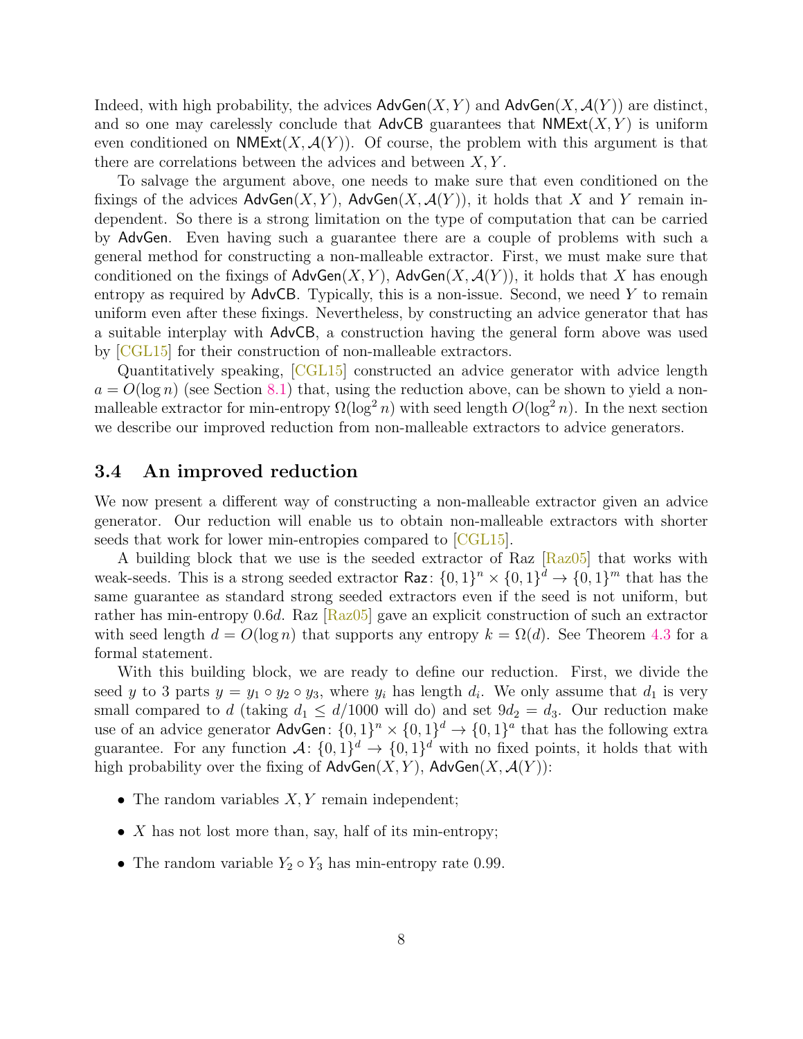Indeed, with high probability, the advices $\mathsf{AdvGen}(X, Y)$ and $\mathsf{AdvGen}(X, \mathcal{A}(Y))$ are distinct, and so one may carelessly conclude that $\mathsf{AdvCB}$ guarantees that $\mathsf{NMExt}(X, Y)$ is uniform even conditioned on $\mathsf{NMExt}(X, \mathcal{A}(Y))$. Of course, the problem with this argument is that there are correlations between the advices and between $X, Y$.

To salvage the argument above, one needs to make sure that even conditioned on the fixings of the advices $\mathsf{AdvGen}(X, Y)$, $\mathsf{AdvGen}(X, \mathcal{A}(Y))$, it holds that $X$ and $Y$ remain independent. So there is a strong limitation on the type of computation that can be carried by $\mathsf{AdvGen}$. Even having such a guarantee there are a couple of problems with such a general method for constructing a non-malleable extractor. First, we must make sure that conditioned on the fixings of $\mathsf{AdvGen}(X, Y)$, $\mathsf{AdvGen}(X, \mathcal{A}(Y))$, it holds that $X$ has enough entropy as required by $\mathsf{AdvCB}$. Typically, this is a non-issue. Second, we need $Y$ to remain uniform even after these fixings. Nevertheless, by constructing an advice generator that has a suitable interplay with $\mathsf{AdvCB}$, a construction having the general form above was used by [CGL15] for their construction of non-malleable extractors.

Quantitatively speaking, [CGL15] constructed an advice generator with advice length $a = O(\log n)$ (see Section 8.1) that, using the reduction above, can be shown to yield a non-malleable extractor for min-entropy $\Omega(\log^2 n)$ with seed length $O(\log^2 n)$. In the next section we describe our improved reduction from non-malleable extractors to advice generators.

## 3.4 An improved reduction

We now present a different way of constructing a non-malleable extractor given an advice generator. Our reduction will enable us to obtain non-malleable extractors with shorter seeds that work for lower min-entropies compared to [CGL15].

A building block that we use is the seeded extractor of Raz [Raz05] that works with weak-seeds. This is a strong seeded extractor $\mathsf{Raz}\colon \{0,1\}^n \times \{0,1\}^d \to \{0,1\}^m$ that has the same guarantee as standard strong seeded extractors even if the seed is not uniform, but rather has min-entropy $0.6d$. Raz [Raz05] gave an explicit construction of such an extractor with seed length $d = O(\log n)$ that supports any entropy $k = \Omega(d)$. See Theorem 4.3 for a formal statement.

With this building block, we are ready to define our reduction. First, we divide the seed $y$ to 3 parts $y = y_1 \circ y_2 \circ y_3$, where $y_i$ has length $d_i$. We only assume that $d_1$ is very small compared to $d$ (taking $d_1 \le d/1000$ will do) and set $9d_2 = d_3$. Our reduction make use of an advice generator $\mathsf{AdvGen}\colon \{0,1\}^n \times \{0,1\}^d \to \{0,1\}^a$ that has the following extra guarantee. For any function $\mathcal{A}\colon \{0,1\}^d \to \{0,1\}^d$ with no fixed points, it holds that with high probability over the fixing of $\mathsf{AdvGen}(X, Y)$, $\mathsf{AdvGen}(X, \mathcal{A}(Y))$:

- The random variables $X, Y$ remain independent;
- $X$ has not lost more than, say, half of its min-entropy;
- The random variable $Y_2 \circ Y_3$ has min-entropy rate 0.99.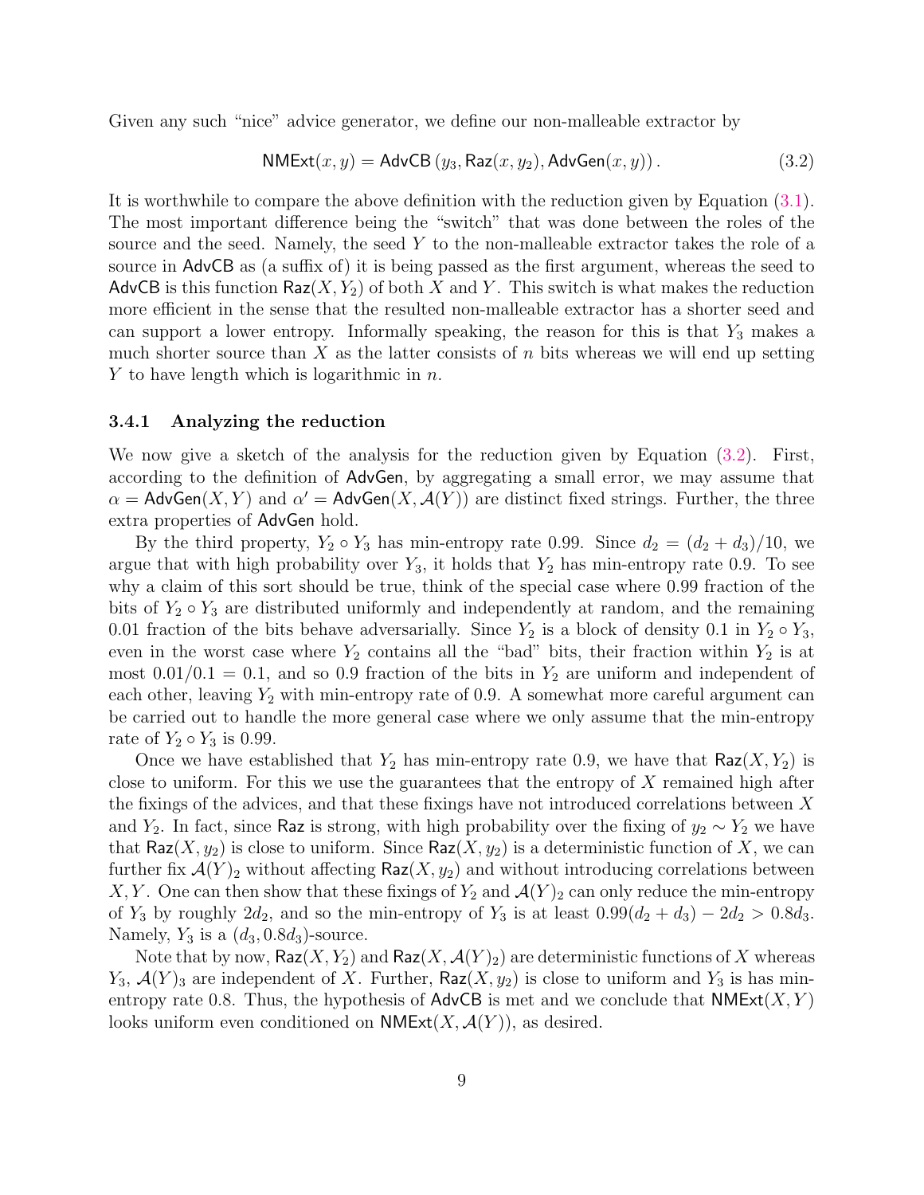Given any such "nice" advice generator, we define our non-malleable extractor by

$$\mathsf{NMExt}(x, y) = \mathsf{AdvCB}\left(y_3, \mathsf{Raz}(x, y_2), \mathsf{AdvGen}(x, y)\right). \tag{3.2}$$

It is worthwhile to compare the above definition with the reduction given by Equation (3.1). The most important difference being the "switch" that was done between the roles of the source and the seed. Namely, the seed $Y$ to the non-malleable extractor takes the role of a source in AdvCB as (a suffix of) it is being passed as the first argument, whereas the seed to AdvCB is this function $\mathsf{Raz}(X, Y_2)$ of both $X$ and $Y$. This switch is what makes the reduction more efficient in the sense that the resulted non-malleable extractor has a shorter seed and can support a lower entropy. Informally speaking, the reason for this is that $Y_3$ makes a much shorter source than $X$ as the latter consists of $n$ bits whereas we will end up setting $Y$ to have length which is logarithmic in $n$.

### 3.4.1 Analyzing the reduction

We now give a sketch of the analysis for the reduction given by Equation (3.2). First, according to the definition of AdvGen, by aggregating a small error, we may assume that $\alpha = \mathsf{AdvGen}(X, Y)$ and $\alpha' = \mathsf{AdvGen}(X, \mathcal{A}(Y))$ are distinct fixed strings. Further, the three extra properties of AdvGen hold.

By the third property, $Y_2 \circ Y_3$ has min-entropy rate 0.99. Since $d_2 = (d_2 + d_3)/10$, we argue that with high probability over $Y_3$, it holds that $Y_2$ has min-entropy rate 0.9. To see why a claim of this sort should be true, think of the special case where 0.99 fraction of the bits of $Y_2 \circ Y_3$ are distributed uniformly and independently at random, and the remaining 0.01 fraction of the bits behave adversarially. Since $Y_2$ is a block of density 0.1 in $Y_2 \circ Y_3$, even in the worst case where $Y_2$ contains all the "bad" bits, their fraction within $Y_2$ is at most $0.01/0.1 = 0.1$, and so 0.9 fraction of the bits in $Y_2$ are uniform and independent of each other, leaving $Y_2$ with min-entropy rate of 0.9. A somewhat more careful argument can be carried out to handle the more general case where we only assume that the min-entropy rate of $Y_2 \circ Y_3$ is 0.99.

Once we have established that $Y_2$ has min-entropy rate 0.9, we have that $\mathsf{Raz}(X, Y_2)$ is close to uniform. For this we use the guarantees that the entropy of $X$ remained high after the fixings of the advices, and that these fixings have not introduced correlations between $X$ and $Y_2$. In fact, since Raz is strong, with high probability over the fixing of $y_2 \sim Y_2$ we have that $\mathsf{Raz}(X, y_2)$ is close to uniform. Since $\mathsf{Raz}(X, y_2)$ is a deterministic function of $X$, we can further fix $\mathcal{A}(Y)_2$ without affecting $\mathsf{Raz}(X, y_2)$ and without introducing correlations between $X, Y$. One can then show that these fixings of $Y_2$ and $\mathcal{A}(Y)_2$ can only reduce the min-entropy of $Y_3$ by roughly $2d_2$, and so the min-entropy of $Y_3$ is at least $0.99(d_2 + d_3) - 2d_2 > 0.8d_3$. Namely, $Y_3$ is a $(d_3, 0.8d_3)$-source.

Note that by now, $\mathsf{Raz}(X, Y_2)$ and $\mathsf{Raz}(X, \mathcal{A}(Y)_2)$ are deterministic functions of $X$ whereas $Y_3$, $\mathcal{A}(Y)_3$ are independent of $X$. Further, $\mathsf{Raz}(X, y_2)$ is close to uniform and $Y_3$ is has min-entropy rate 0.8. Thus, the hypothesis of AdvCB is met and we conclude that $\mathsf{NMExt}(X, Y)$ looks uniform even conditioned on $\mathsf{NMExt}(X, \mathcal{A}(Y))$, as desired.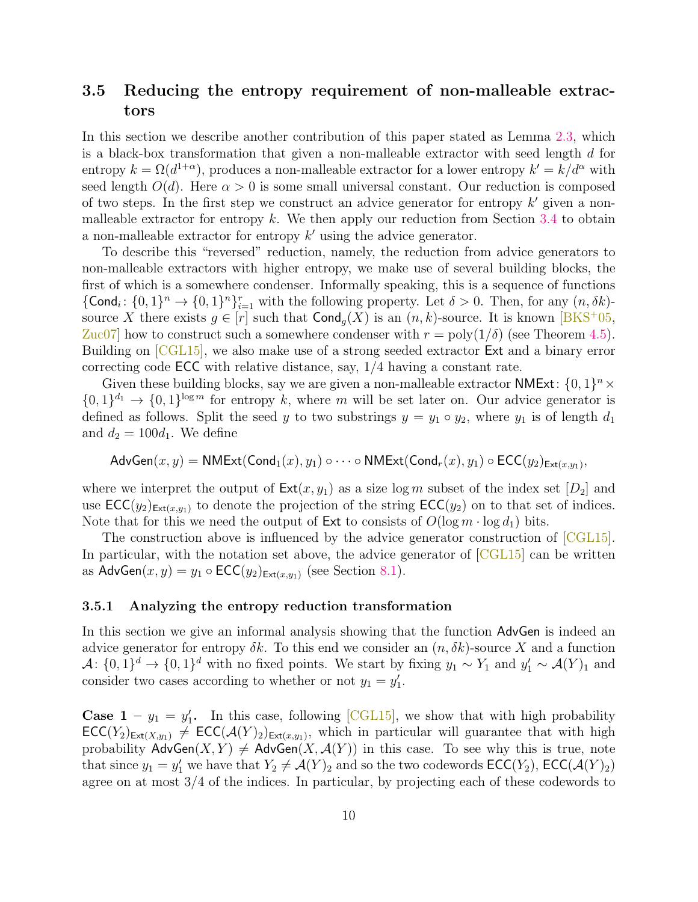## 3.5 Reducing the entropy requirement of non-malleable extractors

In this section we describe another contribution of this paper stated as Lemma 2.3, which is a black-box transformation that given a non-malleable extractor with seed length $d$ for entropy $k = \Omega(d^{1+\alpha})$, produces a non-malleable extractor for a lower entropy $k' = k/d^{\alpha}$ with seed length $O(d)$. Here $\alpha > 0$ is some small universal constant. Our reduction is composed of two steps. In the first step we construct an advice generator for entropy $k'$ given a non-malleable extractor for entropy $k$. We then apply our reduction from Section 3.4 to obtain a non-malleable extractor for entropy $k'$ using the advice generator.

To describe this "reversed" reduction, namely, the reduction from advice generators to non-malleable extractors with higher entropy, we make use of several building blocks, the first of which is a somewhere condenser. Informally speaking, this is a sequence of functions $\{\mathsf{Cond}_i \colon \{0,1\}^n \to \{0,1\}^n\}_{i=1}^{r}$ with the following property. Let $\delta > 0$. Then, for any $(n, \delta k)$-source $X$ there exists $g \in [r]$ such that $\mathsf{Cond}_g(X)$ is an $(n,k)$-source. It is known [BKS+05, Zuc07] how to construct such a somewhere condenser with $r = \mathrm{poly}(1/\delta)$ (see Theorem 4.5). Building on [CGL15], we also make use of a strong seeded extractor $\mathsf{Ext}$ and a binary error correcting code $\mathsf{ECC}$ with relative distance, say, $1/4$ having a constant rate.

Given these building blocks, say we are given a non-malleable extractor $\mathsf{NMExt} \colon \{0,1\}^n \times \{0,1\}^{d_1} \to \{0,1\}^{\log m}$ for entropy $k$, where $m$ will be set later on. Our advice generator is defined as follows. Split the seed $y$ to two substrings $y = y_1 \circ y_2$, where $y_1$ is of length $d_1$ and $d_2 = 100 d_1$. We define

$$\mathsf{AdvGen}(x,y) = \mathsf{NMExt}(\mathsf{Cond}_1(x), y_1) \circ \cdots \circ \mathsf{NMExt}(\mathsf{Cond}_r(x), y_1) \circ \mathsf{ECC}(y_2)_{\mathsf{Ext}(x,y_1)},$$

where we interpret the output of $\mathsf{Ext}(x,y_1)$ as a size $\log m$ subset of the index set $[D_2]$ and use $\mathsf{ECC}(y_2)_{\mathsf{Ext}(x,y_1)}$ to denote the projection of the string $\mathsf{ECC}(y_2)$ on to that set of indices. Note that for this we need the output of $\mathsf{Ext}$ to consists of $O(\log m \cdot \log d_1)$ bits.

The construction above is influenced by the advice generator construction of [CGL15]. In particular, with the notation set above, the advice generator of [CGL15] can be written as $\mathsf{AdvGen}(x,y) = y_1 \circ \mathsf{ECC}(y_2)_{\mathsf{Ext}(x,y_1)}$ (see Section 8.1).

### 3.5.1 Analyzing the entropy reduction transformation

In this section we give an informal analysis showing that the function $\mathsf{AdvGen}$ is indeed an advice generator for entropy $\delta k$. To this end we consider an $(n, \delta k)$-source $X$ and a function $\mathcal{A} \colon \{0,1\}^d \to \{0,1\}^d$ with no fixed points. We start by fixing $y_1 \sim Y_1$ and $y_1' \sim \mathcal{A}(Y)_1$ and consider two cases according to whether or not $y_1 = y_1'$.

**Case 1 – $y_1 = y_1'$.** In this case, following [CGL15], we show that with high probability $\mathsf{ECC}(Y_2)_{\mathsf{Ext}(X,y_1)} \neq \mathsf{ECC}(\mathcal{A}(Y)_2)_{\mathsf{Ext}(x,y_1)}$, which in particular will guarantee that with high probability $\mathsf{AdvGen}(X,Y) \neq \mathsf{AdvGen}(X, \mathcal{A}(Y))$ in this case. To see why this is true, note that since $y_1 = y_1'$ we have that $Y_2 \neq \mathcal{A}(Y)_2$ and so the two codewords $\mathsf{ECC}(Y_2)$, $\mathsf{ECC}(\mathcal{A}(Y)_2)$ agree on at most $3/4$ of the indices. In particular, by projecting each of these codewords to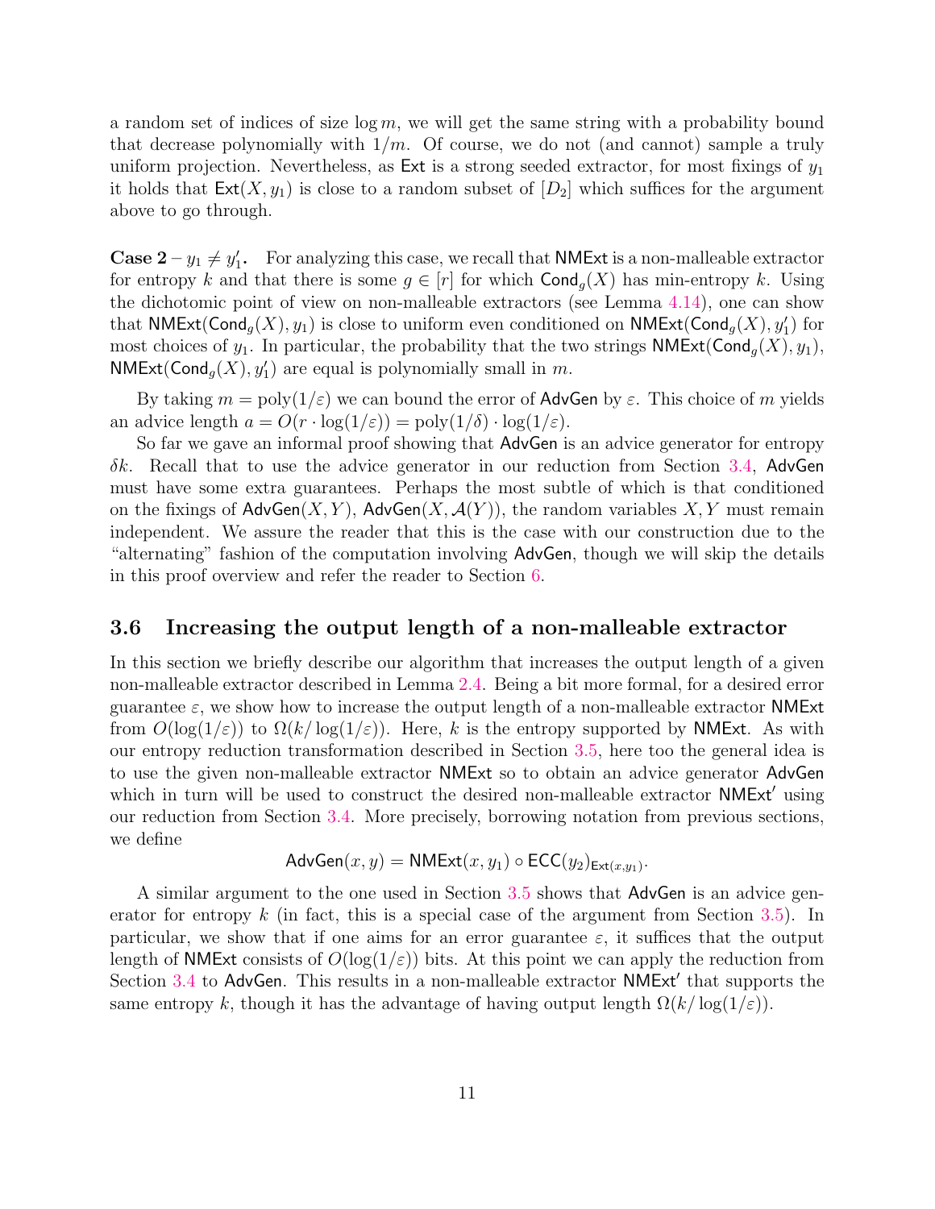a random set of indices of size $\log m$, we will get the same string with a probability bound that decrease polynomially with $1/m$. Of course, we do not (and cannot) sample a truly uniform projection. Nevertheless, as $\mathsf{Ext}$ is a strong seeded extractor, for most fixings of $y_1$ it holds that $\mathsf{Ext}(X, y_1)$ is close to a random subset of $[D_2]$ which suffices for the argument above to go through.

**Case 2 – $y_1 \neq y'_1$.** For analyzing this case, we recall that $\mathsf{NMExt}$ is a non-malleable extractor for entropy $k$ and that there is some $g \in [r]$ for which $\mathsf{Cond}_g(X)$ has min-entropy $k$. Using the dichotomic point of view on non-malleable extractors (see Lemma 4.14), one can show that $\mathsf{NMExt}(\mathsf{Cond}_g(X), y_1)$ is close to uniform even conditioned on $\mathsf{NMExt}(\mathsf{Cond}_g(X), y'_1)$ for most choices of $y_1$. In particular, the probability that the two strings $\mathsf{NMExt}(\mathsf{Cond}_g(X), y_1)$, $\mathsf{NMExt}(\mathsf{Cond}_g(X), y'_1)$ are equal is polynomially small in $m$.

By taking $m = \mathrm{poly}(1/\varepsilon)$ we can bound the error of $\mathsf{AdvGen}$ by $\varepsilon$. This choice of $m$ yields an advice length $a = O(r \cdot \log(1/\varepsilon)) = \mathrm{poly}(1/\delta) \cdot \log(1/\varepsilon)$.

So far we gave an informal proof showing that $\mathsf{AdvGen}$ is an advice generator for entropy $\delta k$. Recall that to use the advice generator in our reduction from Section 3.4, $\mathsf{AdvGen}$ must have some extra guarantees. Perhaps the most subtle of which is that conditioned on the fixings of $\mathsf{AdvGen}(X, Y)$, $\mathsf{AdvGen}(X, \mathcal{A}(Y))$, the random variables $X, Y$ must remain independent. We assure the reader that this is the case with our construction due to the "alternating" fashion of the computation involving $\mathsf{AdvGen}$, though we will skip the details in this proof overview and refer the reader to Section 6.

### 3.6 Increasing the output length of a non-malleable extractor

In this section we briefly describe our algorithm that increases the output length of a given non-malleable extractor described in Lemma 2.4. Being a bit more formal, for a desired error guarantee $\varepsilon$, we show how to increase the output length of a non-malleable extractor $\mathsf{NMExt}$ from $O(\log(1/\varepsilon))$ to $\Omega(k/\log(1/\varepsilon))$. Here, $k$ is the entropy supported by $\mathsf{NMExt}$. As with our entropy reduction transformation described in Section 3.5, here too the general idea is to use the given non-malleable extractor $\mathsf{NMExt}$ so to obtain an advice generator $\mathsf{AdvGen}$ which in turn will be used to construct the desired non-malleable extractor $\mathsf{NMExt}'$ using our reduction from Section 3.4. More precisely, borrowing notation from previous sections, we define

$$\mathsf{AdvGen}(x, y) = \mathsf{NMExt}(x, y_1) \circ \mathsf{ECC}(y_2)_{\mathsf{Ext}(x, y_1)}.$$

A similar argument to the one used in Section 3.5 shows that $\mathsf{AdvGen}$ is an advice generator for entropy $k$ (in fact, this is a special case of the argument from Section 3.5). In particular, we show that if one aims for an error guarantee $\varepsilon$, it suffices that the output length of $\mathsf{NMExt}$ consists of $O(\log(1/\varepsilon))$ bits. At this point we can apply the reduction from Section 3.4 to $\mathsf{AdvGen}$. This results in a non-malleable extractor $\mathsf{NMExt}'$ that supports the same entropy $k$, though it has the advantage of having output length $\Omega(k/\log(1/\varepsilon))$.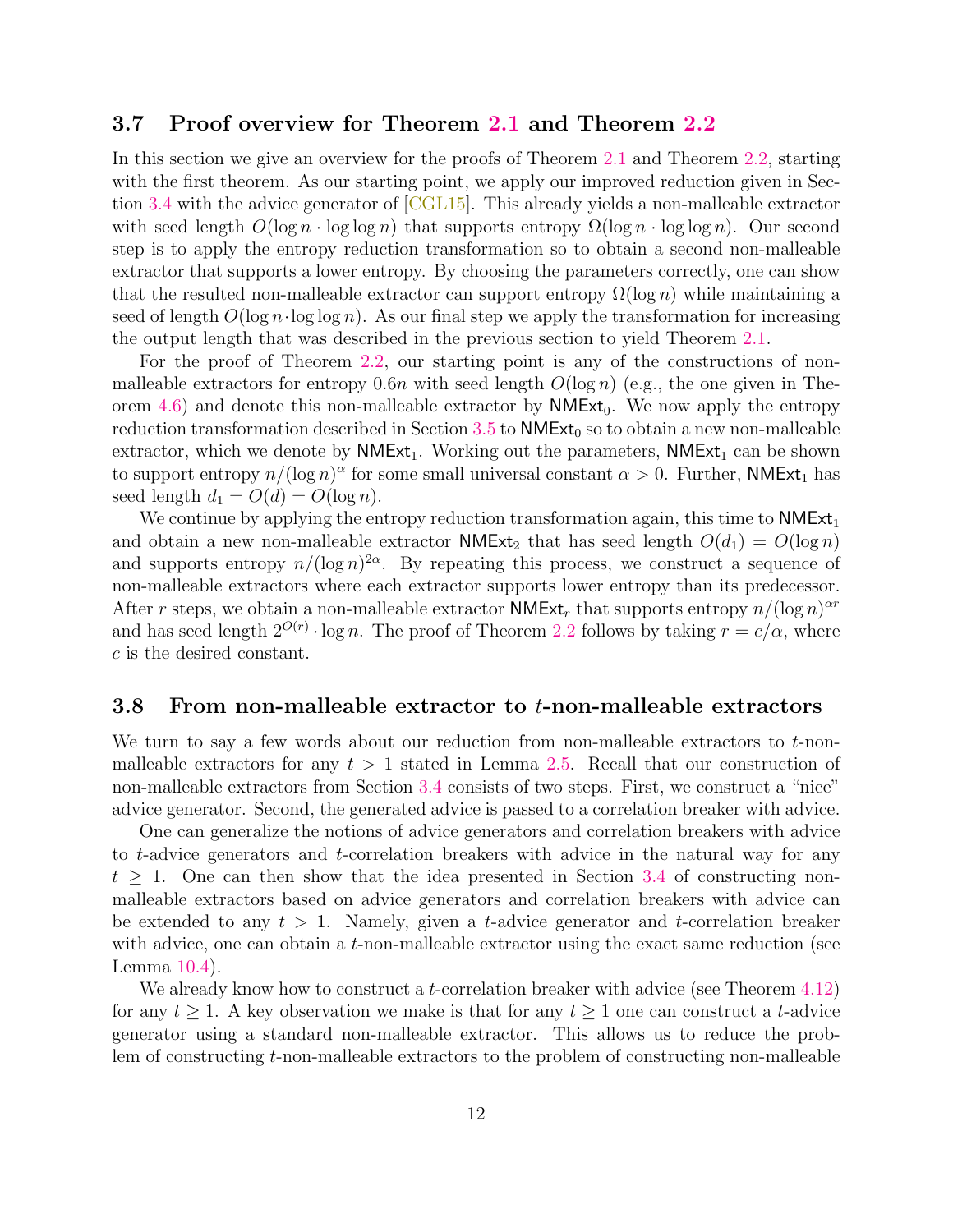### 3.7 Proof overview for Theorem 2.1 and Theorem 2.2

In this section we give an overview for the proofs of Theorem 2.1 and Theorem 2.2, starting with the first theorem. As our starting point, we apply our improved reduction given in Section 3.4 with the advice generator of [CGL15]. This already yields a non-malleable extractor with seed length $O(\log n \cdot \log\log n)$ that supports entropy $\Omega(\log n \cdot \log\log n)$. Our second step is to apply the entropy reduction transformation so to obtain a second non-malleable extractor that supports a lower entropy. By choosing the parameters correctly, one can show that the resulted non-malleable extractor can support entropy $\Omega(\log n)$ while maintaining a seed of length $O(\log n \cdot \log\log n)$. As our final step we apply the transformation for increasing the output length that was described in the previous section to yield Theorem 2.1.

For the proof of Theorem 2.2, our starting point is any of the constructions of non-malleable extractors for entropy $0.6n$ with seed length $O(\log n)$ (e.g., the one given in Theorem 4.6) and denote this non-malleable extractor by $\mathsf{NMExt}_0$. We now apply the entropy reduction transformation described in Section 3.5 to $\mathsf{NMExt}_0$ so to obtain a new non-malleable extractor, which we denote by $\mathsf{NMExt}_1$. Working out the parameters, $\mathsf{NMExt}_1$ can be shown to support entropy $n/(\log n)^{\alpha}$ for some small universal constant $\alpha > 0$. Further, $\mathsf{NMExt}_1$ has seed length $d_1 = O(d) = O(\log n)$.

We continue by applying the entropy reduction transformation again, this time to $\mathsf{NMExt}_1$ and obtain a new non-malleable extractor $\mathsf{NMExt}_2$ that has seed length $O(d_1) = O(\log n)$ and supports entropy $n/(\log n)^{2\alpha}$. By repeating this process, we construct a sequence of non-malleable extractors where each extractor supports lower entropy than its predecessor. After $r$ steps, we obtain a non-malleable extractor $\mathsf{NMExt}_r$ that supports entropy $n/(\log n)^{\alpha r}$ and has seed length $2^{O(r)} \cdot \log n$. The proof of Theorem 2.2 follows by taking $r = c/\alpha$, where $c$ is the desired constant.

### 3.8 From non-malleable extractor to $t$-non-malleable extractors

We turn to say a few words about our reduction from non-malleable extractors to $t$-non-malleable extractors for any $t > 1$ stated in Lemma 2.5. Recall that our construction of non-malleable extractors from Section 3.4 consists of two steps. First, we construct a "nice" advice generator. Second, the generated advice is passed to a correlation breaker with advice.

One can generalize the notions of advice generators and correlation breakers with advice to $t$-advice generators and $t$-correlation breakers with advice in the natural way for any $t \geq 1$. One can then show that the idea presented in Section 3.4 of constructing non-malleable extractors based on advice generators and correlation breakers with advice can be extended to any $t > 1$. Namely, given a $t$-advice generator and $t$-correlation breaker with advice, one can obtain a $t$-non-malleable extractor using the exact same reduction (see Lemma 10.4).

We already know how to construct a $t$-correlation breaker with advice (see Theorem 4.12) for any $t \geq 1$. A key observation we make is that for any $t \geq 1$ one can construct a $t$-advice generator using a standard non-malleable extractor. This allows us to reduce the problem of constructing $t$-non-malleable extractors to the problem of constructing non-malleable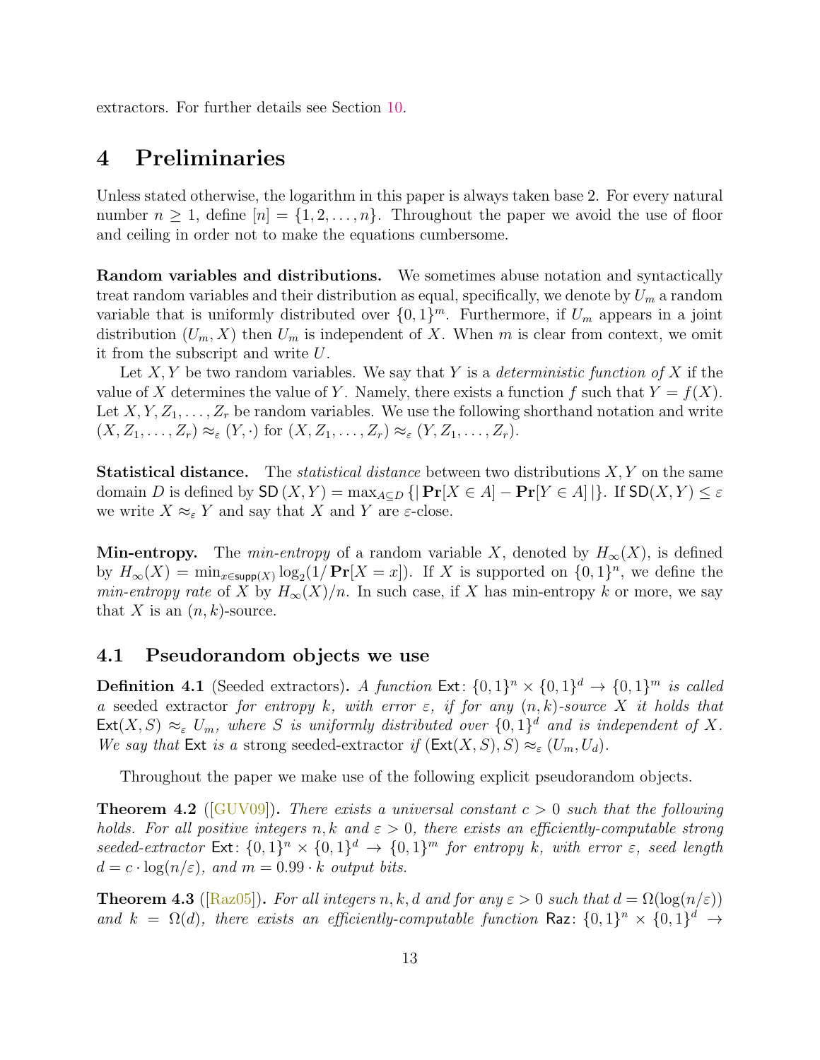extractors. For further details see Section 10.

# 4 Preliminaries

Unless stated otherwise, the logarithm in this paper is always taken base 2. For every natural number $n \geq 1$, define $[n] = \{1, 2, \ldots, n\}$. Throughout the paper we avoid the use of floor and ceiling in order not to make the equations cumbersome.

**Random variables and distributions.** We sometimes abuse notation and syntactically treat random variables and their distribution as equal, specifically, we denote by $U_m$ a random variable that is uniformly distributed over $\{0,1\}^m$. Furthermore, if $U_m$ appears in a joint distribution $(U_m, X)$ then $U_m$ is independent of $X$. When $m$ is clear from context, we omit it from the subscript and write $U$.

Let $X, Y$ be two random variables. We say that $Y$ is a *deterministic function of* $X$ if the value of $X$ determines the value of $Y$. Namely, there exists a function $f$ such that $Y = f(X)$. Let $X, Y, Z_1, \ldots, Z_r$ be random variables. We use the following shorthand notation and write $(X, Z_1, \ldots, Z_r) \approx_\varepsilon (Y, \cdot)$ for $(X, Z_1, \ldots, Z_r) \approx_\varepsilon (Y, Z_1, \ldots, Z_r)$.

**Statistical distance.** The *statistical distance* between two distributions $X, Y$ on the same domain $D$ is defined by $\mathsf{SD}(X, Y) = \max_{A \subseteq D} \{|\mathbf{Pr}[X \in A] - \mathbf{Pr}[Y \in A]|\}$. If $\mathsf{SD}(X, Y) \leq \varepsilon$ we write $X \approx_\varepsilon Y$ and say that $X$ and $Y$ are $\varepsilon$-close.

**Min-entropy.** The *min-entropy* of a random variable $X$, denoted by $H_\infty(X)$, is defined by $H_\infty(X) = \min_{x \in \mathsf{supp}(X)} \log_2(1/\mathbf{Pr}[X = x])$. If $X$ is supported on $\{0,1\}^n$, we define the *min-entropy rate* of $X$ by $H_\infty(X)/n$. In such case, if $X$ has min-entropy $k$ or more, we say that $X$ is an $(n, k)$-source.

## 4.1 Pseudorandom objects we use

**Definition 4.1** (Seeded extractors)**.** *A function* $\mathsf{Ext} \colon \{0,1\}^n \times \{0,1\}^d \to \{0,1\}^m$ *is called a* seeded extractor *for entropy* $k$*, with error* $\varepsilon$*, if for any* $(n, k)$*-source* $X$ *it holds that* $\mathsf{Ext}(X, S) \approx_\varepsilon U_m$*, where* $S$ *is uniformly distributed over* $\{0,1\}^d$ *and is independent of* $X$*. We say that* $\mathsf{Ext}$ *is a* strong seeded-extractor *if* $(\mathsf{Ext}(X, S), S) \approx_\varepsilon (U_m, U_d)$*.*

Throughout the paper we make use of the following explicit pseudorandom objects.

**Theorem 4.2** ([GUV09])**.** *There exists a universal constant* $c > 0$ *such that the following holds. For all positive integers* $n, k$ *and* $\varepsilon > 0$*, there exists an efficiently-computable strong seeded-extractor* $\mathsf{Ext} \colon \{0,1\}^n \times \{0,1\}^d \to \{0,1\}^m$ *for entropy* $k$*, with error* $\varepsilon$*, seed length* $d = c \cdot \log(n/\varepsilon)$*, and* $m = 0.99 \cdot k$ *output bits.*

**Theorem 4.3** ([Raz05])**.** *For all integers* $n, k, d$ *and for any* $\varepsilon > 0$ *such that* $d = \Omega(\log(n/\varepsilon))$ *and* $k = \Omega(d)$*, there exists an efficiently-computable function* $\mathsf{Raz} \colon \{0,1\}^n \times \{0,1\}^d \to$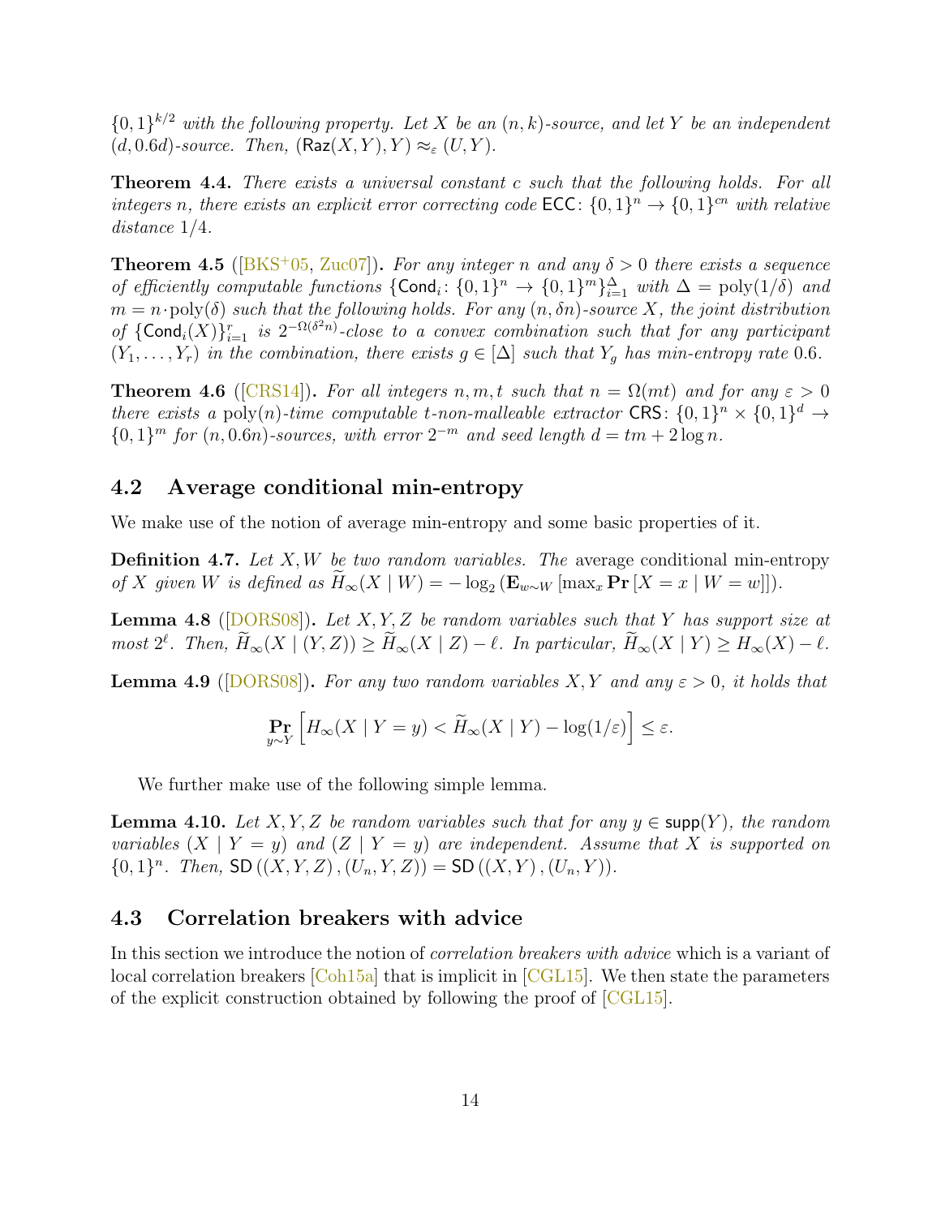$\{0,1\}^{k/2}$ *with the following property. Let $X$ be an $(n,k)$-source, and let $Y$ be an independent $(d, 0.6d)$-source. Then,* $(\mathsf{Raz}(X,Y), Y) \approx_\varepsilon (U, Y)$.

**Theorem 4.4.** *There exists a universal constant $c$ such that the following holds. For all integers $n$, there exists an explicit error correcting code $\mathsf{ECC}\colon \{0,1\}^n \to \{0,1\}^{cn}$ with relative distance $1/4$.*

**Theorem 4.5** ([BKS+05, Zuc07]). *For any integer $n$ and any $\delta > 0$ there exists a sequence of efficiently computable functions $\{\mathsf{Cond}_i \colon \{0,1\}^n \to \{0,1\}^m\}_{i=1}^{\Delta}$ with $\Delta = \mathrm{poly}(1/\delta)$ and $m = n \cdot \mathrm{poly}(\delta)$ such that the following holds. For any $(n, \delta n)$-source $X$, the joint distribution of $\{\mathsf{Cond}_i(X)\}_{i=1}^{r}$ is $2^{-\Omega(\delta^2 n)}$-close to a convex combination such that for any participant $(Y_1, \ldots, Y_r)$ in the combination, there exists $g \in [\Delta]$ such that $Y_g$ has min-entropy rate $0.6$.*

**Theorem 4.6** ([CRS14]). *For all integers $n, m, t$ such that $n = \Omega(mt)$ and for any $\varepsilon > 0$ there exists a $\mathrm{poly}(n)$-time computable $t$-non-malleable extractor $\mathsf{CRS}\colon \{0,1\}^n \times \{0,1\}^d \to \{0,1\}^m$ for $(n, 0.6n)$-sources, with error $2^{-m}$ and seed length $d = tm + 2\log n$.*

## 4.2 Average conditional min-entropy

We make use of the notion of average min-entropy and some basic properties of it.

**Definition 4.7.** *Let $X, W$ be two random variables. The* average conditional min-entropy *of $X$ given $W$ is defined as $\widetilde{H}_\infty(X \mid W) = -\log_2\left(\mathbf{E}_{w \sim W}\left[\max_x \mathbf{Pr}\left[X = x \mid W = w\right]\right]\right)$.*

**Lemma 4.8** ([DORS08]). *Let $X, Y, Z$ be random variables such that $Y$ has support size at most $2^\ell$. Then, $\widetilde{H}_\infty(X \mid (Y,Z)) \geq \widetilde{H}_\infty(X \mid Z) - \ell$. In particular, $\widetilde{H}_\infty(X \mid Y) \geq H_\infty(X) - \ell$.*

**Lemma 4.9** ([DORS08]). *For any two random variables $X, Y$ and any $\varepsilon > 0$, it holds that*

$$\Pr_{y \sim Y}\left[H_\infty(X \mid Y = y) < \widetilde{H}_\infty(X \mid Y) - \log(1/\varepsilon)\right] \leq \varepsilon.$$

We further make use of the following simple lemma.

**Lemma 4.10.** *Let $X, Y, Z$ be random variables such that for any $y \in \mathsf{supp}(Y)$, the random variables $(X \mid Y = y)$ and $(Z \mid Y = y)$ are independent. Assume that $X$ is supported on $\{0,1\}^n$. Then, $\mathsf{SD}\left((X,Y,Z), (U_n, Y, Z)\right) = \mathsf{SD}\left((X,Y), (U_n, Y)\right)$.*

## 4.3 Correlation breakers with advice

In this section we introduce the notion of *correlation breakers with advice* which is a variant of local correlation breakers [Coh15a] that is implicit in [CGL15]. We then state the parameters of the explicit construction obtained by following the proof of [CGL15].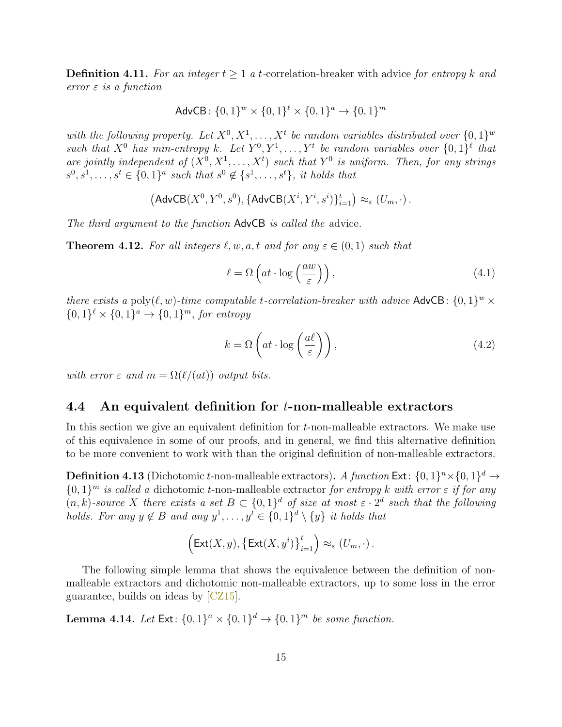**Definition 4.11.** *For an integer $t \geq 1$ a* $t$-correlation-breaker with advice *for entropy $k$ and error $\varepsilon$ is a function*

$$\mathsf{AdvCB} \colon \{0,1\}^w \times \{0,1\}^\ell \times \{0,1\}^a \to \{0,1\}^m$$

*with the following property. Let $X^0, X^1, \ldots, X^t$ be random variables distributed over $\{0,1\}^w$ such that $X^0$ has min-entropy $k$. Let $Y^0, Y^1, \ldots, Y^t$ be random variables over $\{0,1\}^\ell$ that are jointly independent of $(X^0, X^1, \ldots, X^t)$ such that $Y^0$ is uniform. Then, for any strings $s^0, s^1, \ldots, s^t \in \{0,1\}^a$ such that $s^0 \notin \{s^1, \ldots, s^t\}$, it holds that*

$$\left(\mathsf{AdvCB}(X^0, Y^0, s^0), \{\mathsf{AdvCB}(X^i, Y^i, s^i)\}_{i=1}^t\right) \approx_\varepsilon (U_m, \cdot) \,.$$

*The third argument to the function* $\mathsf{AdvCB}$ *is called the* advice*.*

**Theorem 4.12.** *For all integers $\ell, w, a, t$ and for any $\varepsilon \in (0,1)$ such that*

$$\ell = \Omega\left(at \cdot \log\left(\frac{aw}{\varepsilon}\right)\right), \tag{4.1}$$

*there exists a* $\mathrm{poly}(\ell, w)$*-time computable $t$-correlation-breaker with advice* $\mathsf{AdvCB} \colon \{0,1\}^w \times \{0,1\}^\ell \times \{0,1\}^a \to \{0,1\}^m$*, for entropy*

$$k = \Omega\left(at \cdot \log\left(\frac{a\ell}{\varepsilon}\right)\right), \tag{4.2}$$

*with error $\varepsilon$ and $m = \Omega(\ell/(at))$ output bits.*

## 4.4 An equivalent definition for $t$-non-malleable extractors

In this section we give an equivalent definition for $t$-non-malleable extractors. We make use of this equivalence in some of our proofs, and in general, we find this alternative definition to be more convenient to work with than the original definition of non-malleable extractors.

**Definition 4.13** (Dichotomic $t$-non-malleable extractors)**.** *A function* $\mathsf{Ext} \colon \{0,1\}^n \times \{0,1\}^d \to \{0,1\}^m$ *is called a* dichotomic $t$-non-malleable extractor *for entropy $k$ with error $\varepsilon$ if for any $(n,k)$-source $X$ there exists a set $B \subset \{0,1\}^d$ of size at most $\varepsilon \cdot 2^d$ such that the following holds. For any $y \notin B$ and any $y^1, \ldots, y^t \in \{0,1\}^d \setminus \{y\}$ it holds that*

$$\left(\mathsf{Ext}(X, y), \left\{\mathsf{Ext}(X, y^i)\right\}_{i=1}^t\right) \approx_\varepsilon (U_m, \cdot) \,.$$

The following simple lemma that shows the equivalence between the definition of non-malleable extractors and dichotomic non-malleable extractors, up to some loss in the error guarantee, builds on ideas by [CZ15].

**Lemma 4.14.** *Let* $\mathsf{Ext} \colon \{0,1\}^n \times \{0,1\}^d \to \{0,1\}^m$ *be some function.*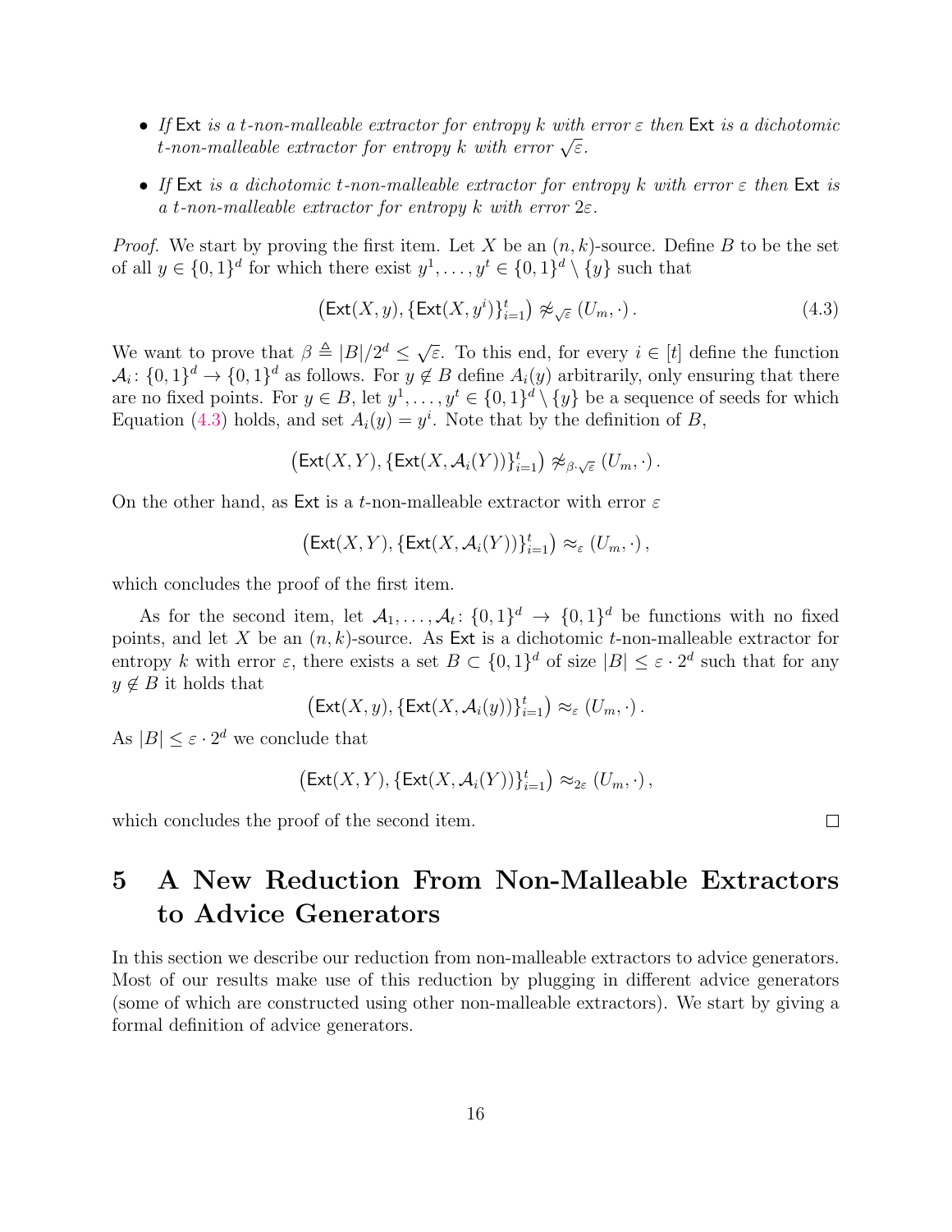- *If* $\mathsf{Ext}$ *is a* $t$*-non-malleable extractor for entropy* $k$ *with error* $\varepsilon$ *then* $\mathsf{Ext}$ *is a dichotomic* $t$*-non-malleable extractor for entropy* $k$ *with error* $\sqrt{\varepsilon}$*.*
- *If* $\mathsf{Ext}$ *is a dichotomic* $t$*-non-malleable extractor for entropy* $k$ *with error* $\varepsilon$ *then* $\mathsf{Ext}$ *is a* $t$*-non-malleable extractor for entropy* $k$ *with error* $2\varepsilon$*.*

*Proof.* We start by proving the first item. Let $X$ be an $(n,k)$-source. Define $B$ to be the set of all $y \in \{0,1\}^d$ for which there exist $y^1,\dots,y^t \in \{0,1\}^d \setminus \{y\}$ such that

$$\left(\mathsf{Ext}(X,y), \{\mathsf{Ext}(X,y^i)\}_{i=1}^t\right) \not\approx_{\sqrt{\varepsilon}} (U_m,\cdot)\,. \tag{4.3}$$

We want to prove that $\beta \triangleq |B|/2^d \le \sqrt{\varepsilon}$. To this end, for every $i \in [t]$ define the function $\mathcal{A}_i \colon \{0,1\}^d \to \{0,1\}^d$ as follows. For $y \notin B$ define $A_i(y)$ arbitrarily, only ensuring that there are no fixed points. For $y \in B$, let $y^1,\dots,y^t \in \{0,1\}^d \setminus \{y\}$ be a sequence of seeds for which Equation (4.3) holds, and set $A_i(y) = y^i$. Note that by the definition of $B$,

$$\left(\mathsf{Ext}(X,Y), \{\mathsf{Ext}(X,\mathcal{A}_i(Y))\}_{i=1}^t\right) \not\approx_{\beta\cdot\sqrt{\varepsilon}} (U_m,\cdot)\,.$$

On the other hand, as $\mathsf{Ext}$ is a $t$-non-malleable extractor with error $\varepsilon$

$$\left(\mathsf{Ext}(X,Y), \{\mathsf{Ext}(X,\mathcal{A}_i(Y))\}_{i=1}^t\right) \approx_{\varepsilon} (U_m,\cdot)\,,$$

which concludes the proof of the first item.

As for the second item, let $\mathcal{A}_1,\dots,\mathcal{A}_t \colon \{0,1\}^d \to \{0,1\}^d$ be functions with no fixed points, and let $X$ be an $(n,k)$-source. As $\mathsf{Ext}$ is a dichotomic $t$-non-malleable extractor for entropy $k$ with error $\varepsilon$, there exists a set $B \subset \{0,1\}^d$ of size $|B| \le \varepsilon \cdot 2^d$ such that for any $y \notin B$ it holds that

$$\left(\mathsf{Ext}(X,y), \{\mathsf{Ext}(X,\mathcal{A}_i(y))\}_{i=1}^t\right) \approx_{\varepsilon} (U_m,\cdot)\,.$$

As $|B| \le \varepsilon \cdot 2^d$ we conclude that

$$\left(\mathsf{Ext}(X,Y), \{\mathsf{Ext}(X,\mathcal{A}_i(Y))\}_{i=1}^t\right) \approx_{2\varepsilon} (U_m,\cdot)\,,$$

which concludes the proof of the second item. $\square$

# 5 A New Reduction From Non-Malleable Extractors to Advice Generators

In this section we describe our reduction from non-malleable extractors to advice generators. Most of our results make use of this reduction by plugging in different advice generators (some of which are constructed using other non-malleable extractors). We start by giving a formal definition of advice generators.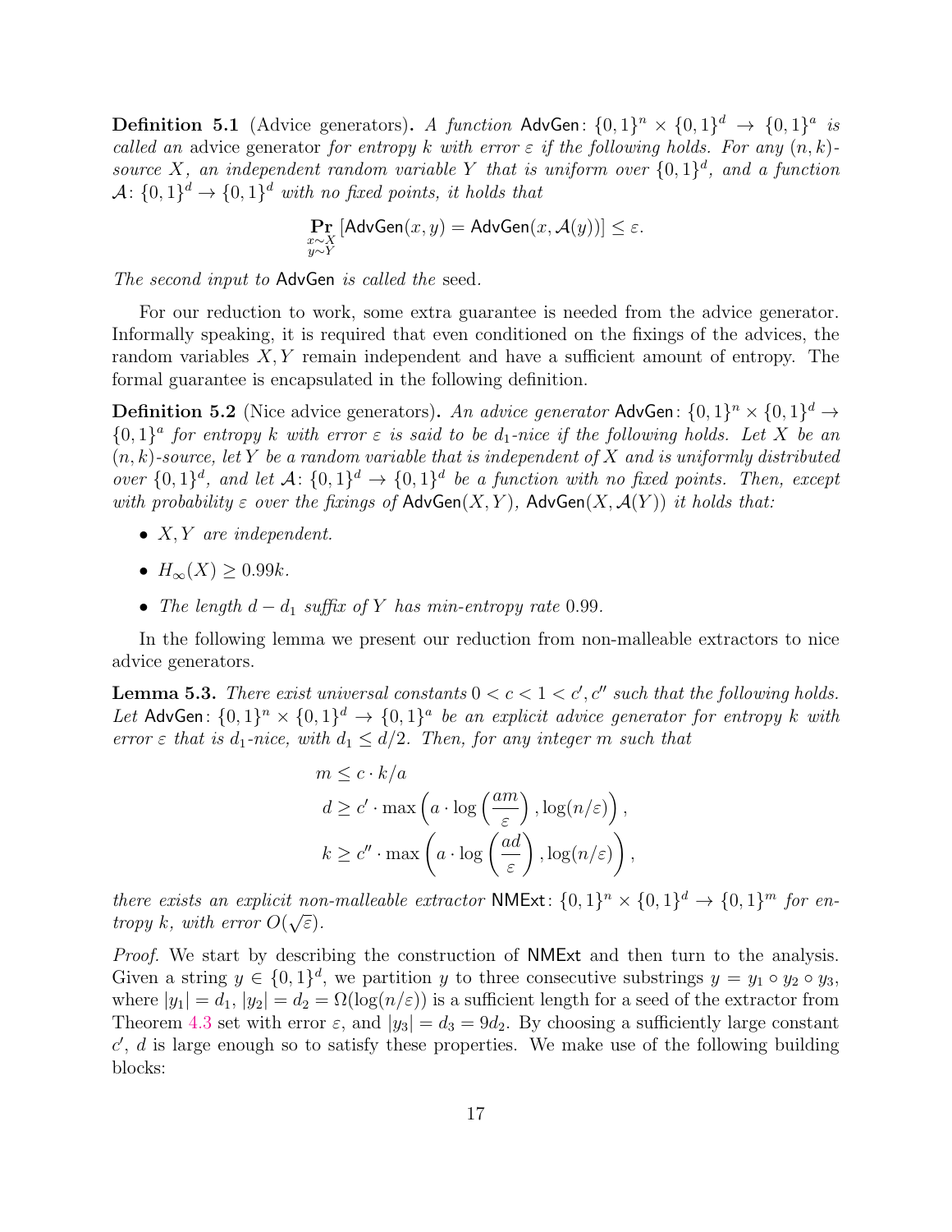**Definition 5.1** (Advice generators)**.** *A function* $\mathsf{AdvGen}\colon \{0,1\}^n \times \{0,1\}^d \to \{0,1\}^a$ *is called an* advice generator *for entropy* $k$ *with error* $\varepsilon$ *if the following holds. For any* $(n,k)$*-source* $X$*, an independent random variable* $Y$ *that is uniform over* $\{0,1\}^d$*, and a function* $\mathcal{A}\colon \{0,1\}^d \to \{0,1\}^d$ *with no fixed points, it holds that*

$$\Pr_{\substack{x\sim X\\ y\sim Y}}[\mathsf{AdvGen}(x,y) = \mathsf{AdvGen}(x,\mathcal{A}(y))] \le \varepsilon.$$

*The second input to* $\mathsf{AdvGen}$ *is called the* seed*.*

For our reduction to work, some extra guarantee is needed from the advice generator. Informally speaking, it is required that even conditioned on the fixings of the advices, the random variables $X, Y$ remain independent and have a sufficient amount of entropy. The formal guarantee is encapsulated in the following definition.

**Definition 5.2** (Nice advice generators)**.** *An advice generator* $\mathsf{AdvGen}\colon \{0,1\}^n \times \{0,1\}^d \to \{0,1\}^a$ *for entropy* $k$ *with error* $\varepsilon$ *is said to be* $d_1$*-nice if the following holds. Let* $X$ *be an* $(n,k)$*-source, let* $Y$ *be a random variable that is independent of* $X$ *and is uniformly distributed over* $\{0,1\}^d$*, and let* $\mathcal{A}\colon \{0,1\}^d \to \{0,1\}^d$ *be a function with no fixed points. Then, except with probability* $\varepsilon$ *over the fixings of* $\mathsf{AdvGen}(X,Y)$*,* $\mathsf{AdvGen}(X,\mathcal{A}(Y))$ *it holds that:*

- $X, Y$ *are independent.*
- $H_\infty(X) \ge 0.99k$*.*
- *The length* $d - d_1$ *suffix of* $Y$ *has min-entropy rate* $0.99$*.*

In the following lemma we present our reduction from non-malleable extractors to nice advice generators.

**Lemma 5.3.** *There exist universal constants* $0 < c < 1 < c', c''$ *such that the following holds. Let* $\mathsf{AdvGen}\colon \{0,1\}^n \times \{0,1\}^d \to \{0,1\}^a$ *be an explicit advice generator for entropy* $k$ *with error* $\varepsilon$ *that is* $d_1$*-nice, with* $d_1 \le d/2$*. Then, for any integer* $m$ *such that*

$$\begin{aligned}
m &\le c \cdot k/a \\
d &\ge c' \cdot \max\left(a \cdot \log\left(\frac{am}{\varepsilon}\right), \log(n/\varepsilon)\right), \\
k &\ge c'' \cdot \max\left(a \cdot \log\left(\frac{ad}{\varepsilon}\right), \log(n/\varepsilon)\right),
\end{aligned}$$

*there exists an explicit non-malleable extractor* $\mathsf{NMExt}\colon \{0,1\}^n \times \{0,1\}^d \to \{0,1\}^m$ *for entropy* $k$*, with error* $O(\sqrt{\varepsilon})$*.*

*Proof.* We start by describing the construction of $\mathsf{NMExt}$ and then turn to the analysis. Given a string $y \in \{0,1\}^d$, we partition $y$ to three consecutive substrings $y = y_1 \circ y_2 \circ y_3$, where $|y_1| = d_1$, $|y_2| = d_2 = \Omega(\log(n/\varepsilon))$ is a sufficient length for a seed of the extractor from Theorem 4.3 set with error $\varepsilon$, and $|y_3| = d_3 = 9d_2$. By choosing a sufficiently large constant $c'$, $d$ is large enough so to satisfy these properties. We make use of the following building blocks: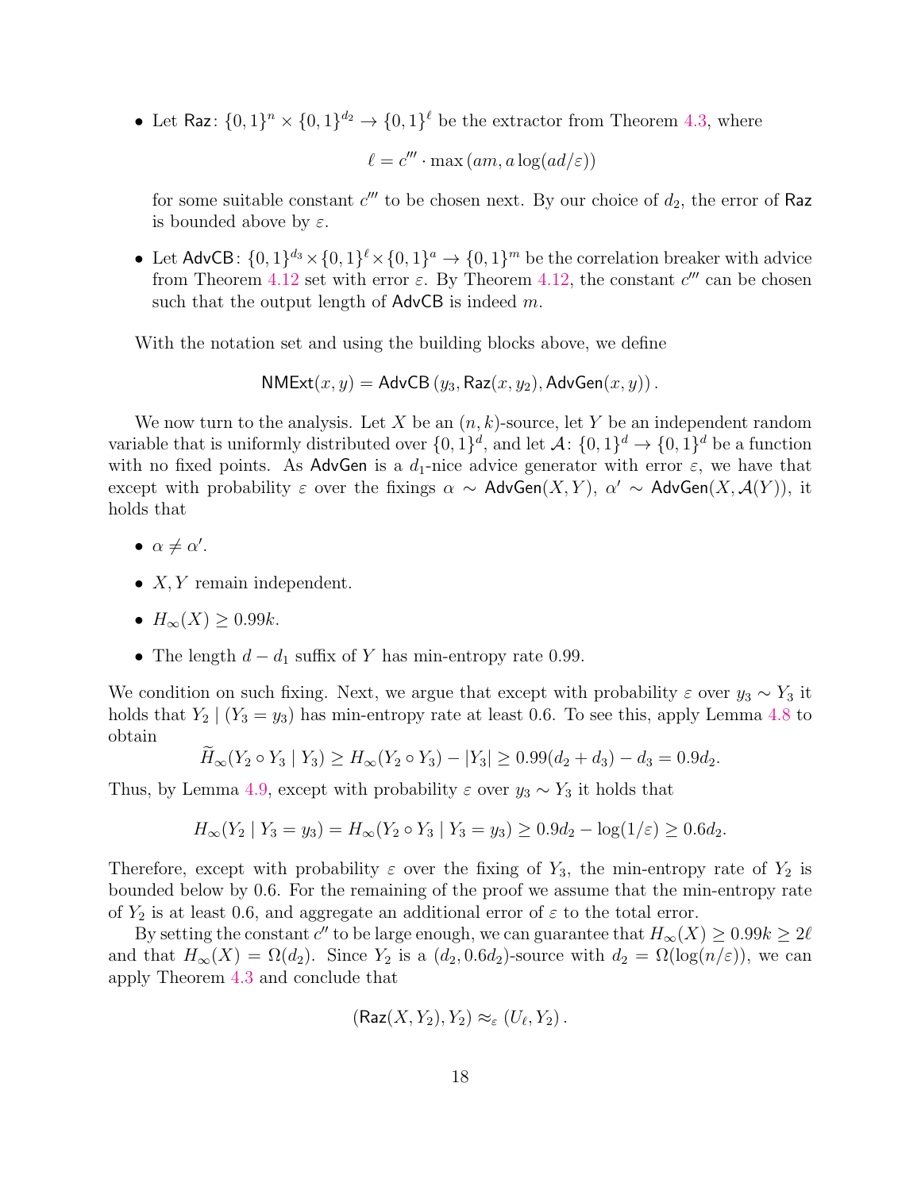- Let $\mathsf{Raz}\colon \{0,1\}^n \times \{0,1\}^{d_2} \to \{0,1\}^\ell$ be the extractor from Theorem 4.3, where

$$\ell = c''' \cdot \max\left(am, a\log(ad/\varepsilon)\right)$$

for some suitable constant $c'''$ to be chosen next. By our choice of $d_2$, the error of $\mathsf{Raz}$ is bounded above by $\varepsilon$.

- Let $\mathsf{AdvCB}\colon \{0,1\}^{d_3} \times \{0,1\}^\ell \times \{0,1\}^a \to \{0,1\}^m$ be the correlation breaker with advice from Theorem 4.12 set with error $\varepsilon$. By Theorem 4.12, the constant $c'''$ can be chosen such that the output length of $\mathsf{AdvCB}$ is indeed $m$.

With the notation set and using the building blocks above, we define

$$\mathsf{NMExt}(x,y) = \mathsf{AdvCB}\left(y_3, \mathsf{Raz}(x,y_2), \mathsf{AdvGen}(x,y)\right).$$

We now turn to the analysis. Let $X$ be an $(n,k)$-source, let $Y$ be an independent random variable that is uniformly distributed over $\{0,1\}^d$, and let $\mathcal{A}\colon \{0,1\}^d \to \{0,1\}^d$ be a function with no fixed points. As $\mathsf{AdvGen}$ is a $d_1$-nice advice generator with error $\varepsilon$, we have that except with probability $\varepsilon$ over the fixings $\alpha \sim \mathsf{AdvGen}(X,Y)$, $\alpha' \sim \mathsf{AdvGen}(X,\mathcal{A}(Y))$, it holds that

- $\alpha \neq \alpha'$.
- $X, Y$ remain independent.
- $H_\infty(X) \geq 0.99k$.
- The length $d - d_1$ suffix of $Y$ has min-entropy rate 0.99.

We condition on such fixing. Next, we argue that except with probability $\varepsilon$ over $y_3 \sim Y_3$ it holds that $Y_2 \mid (Y_3 = y_3)$ has min-entropy rate at least 0.6. To see this, apply Lemma 4.8 to obtain

$$\widetilde{H}_\infty(Y_2 \circ Y_3 \mid Y_3) \geq H_\infty(Y_2 \circ Y_3) - |Y_3| \geq 0.99(d_2 + d_3) - d_3 = 0.9d_2.$$

Thus, by Lemma 4.9, except with probability $\varepsilon$ over $y_3 \sim Y_3$ it holds that

$$H_\infty(Y_2 \mid Y_3 = y_3) = H_\infty(Y_2 \circ Y_3 \mid Y_3 = y_3) \geq 0.9d_2 - \log(1/\varepsilon) \geq 0.6d_2.$$

Therefore, except with probability $\varepsilon$ over the fixing of $Y_3$, the min-entropy rate of $Y_2$ is bounded below by 0.6. For the remaining of the proof we assume that the min-entropy rate of $Y_2$ is at least 0.6, and aggregate an additional error of $\varepsilon$ to the total error.

By setting the constant $c''$ to be large enough, we can guarantee that $H_\infty(X) \geq 0.99k \geq 2\ell$ and that $H_\infty(X) = \Omega(d_2)$. Since $Y_2$ is a $(d_2, 0.6d_2)$-source with $d_2 = \Omega(\log(n/\varepsilon))$, we can apply Theorem 4.3 and conclude that

$$\left(\mathsf{Raz}(X,Y_2), Y_2\right) \approx_\varepsilon \left(U_\ell, Y_2\right).$$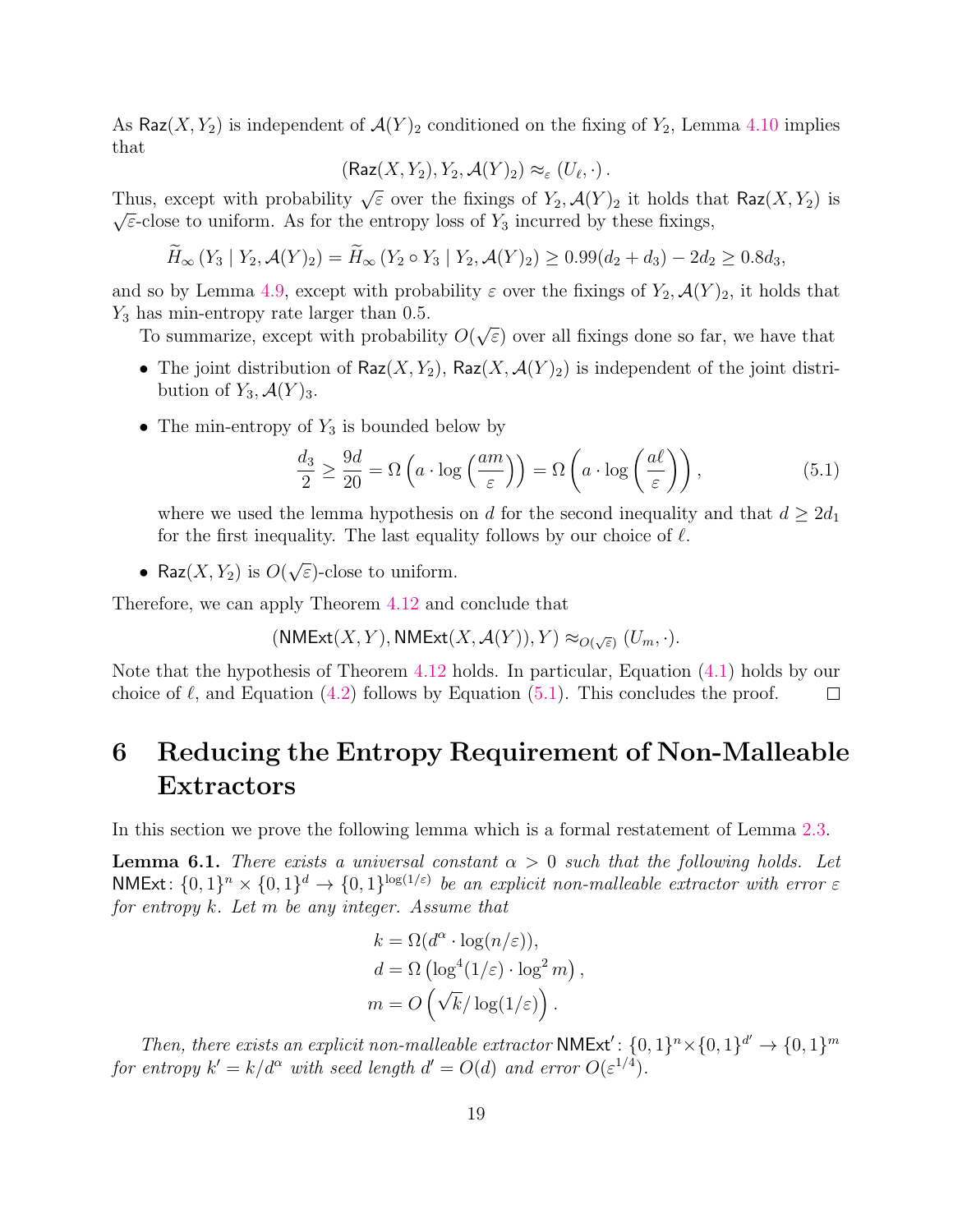As $\mathsf{Raz}(X, Y_2)$ is independent of $\mathcal{A}(Y)_2$ conditioned on the fixing of $Y_2$, Lemma 4.10 implies that

$$(\mathsf{Raz}(X, Y_2), Y_2, \mathcal{A}(Y)_2) \approx_\varepsilon (U_\ell, \cdot) .$$

Thus, except with probability $\sqrt{\varepsilon}$ over the fixings of $Y_2, \mathcal{A}(Y)_2$ it holds that $\mathsf{Raz}(X, Y_2)$ is $\sqrt{\varepsilon}$-close to uniform. As for the entropy loss of $Y_3$ incurred by these fixings,

$$\widetilde{H}_\infty\left(Y_3 \mid Y_2, \mathcal{A}(Y)_2\right) = \widetilde{H}_\infty\left(Y_2 \circ Y_3 \mid Y_2, \mathcal{A}(Y)_2\right) \geq 0.99(d_2 + d_3) - 2d_2 \geq 0.8d_3,$$

and so by Lemma 4.9, except with probability $\varepsilon$ over the fixings of $Y_2, \mathcal{A}(Y)_2$, it holds that $Y_3$ has min-entropy rate larger than 0.5.

To summarize, except with probability $O(\sqrt{\varepsilon})$ over all fixings done so far, we have that

- The joint distribution of $\mathsf{Raz}(X, Y_2)$, $\mathsf{Raz}(X, \mathcal{A}(Y)_2)$ is independent of the joint distribution of $Y_3, \mathcal{A}(Y)_3$.
- The min-entropy of $Y_3$ is bounded below by
$$\frac{d_3}{2} \geq \frac{9d}{20} = \Omega\left(a \cdot \log\left(\frac{am}{\varepsilon}\right)\right) = \Omega\left(a \cdot \log\left(\frac{a\ell}{\varepsilon}\right)\right), \tag{5.1}$$
where we used the lemma hypothesis on $d$ for the second inequality and that $d \geq 2d_1$ for the first inequality. The last equality follows by our choice of $\ell$.
- $\mathsf{Raz}(X, Y_2)$ is $O(\sqrt{\varepsilon})$-close to uniform.

Therefore, we can apply Theorem 4.12 and conclude that

$$(\mathsf{NMExt}(X, Y), \mathsf{NMExt}(X, \mathcal{A}(Y)), Y) \approx_{O(\sqrt{\varepsilon})} (U_m, \cdot).$$

Note that the hypothesis of Theorem 4.12 holds. In particular, Equation (4.1) holds by our choice of $\ell$, and Equation (4.2) follows by Equation (5.1). This concludes the proof. $\square$

# 6 Reducing the Entropy Requirement of Non-Malleable Extractors

In this section we prove the following lemma which is a formal restatement of Lemma 2.3.

**Lemma 6.1.** *There exists a universal constant $\alpha > 0$ such that the following holds. Let $\mathsf{NMExt}\colon \{0,1\}^n \times \{0,1\}^d \to \{0,1\}^{\log(1/\varepsilon)}$ be an explicit non-malleable extractor with error $\varepsilon$ for entropy $k$. Let $m$ be any integer. Assume that*

$$\begin{aligned} k &= \Omega(d^\alpha \cdot \log(n/\varepsilon)), \\ d &= \Omega\left(\log^4(1/\varepsilon) \cdot \log^2 m\right), \\ m &= O\left(\sqrt{k}/\log(1/\varepsilon)\right). \end{aligned}$$

*Then, there exists an explicit non-malleable extractor $\mathsf{NMExt}'\colon \{0,1\}^n \times \{0,1\}^{d'} \to \{0,1\}^m$ for entropy $k' = k/d^\alpha$ with seed length $d' = O(d)$ and error $O(\varepsilon^{1/4})$.*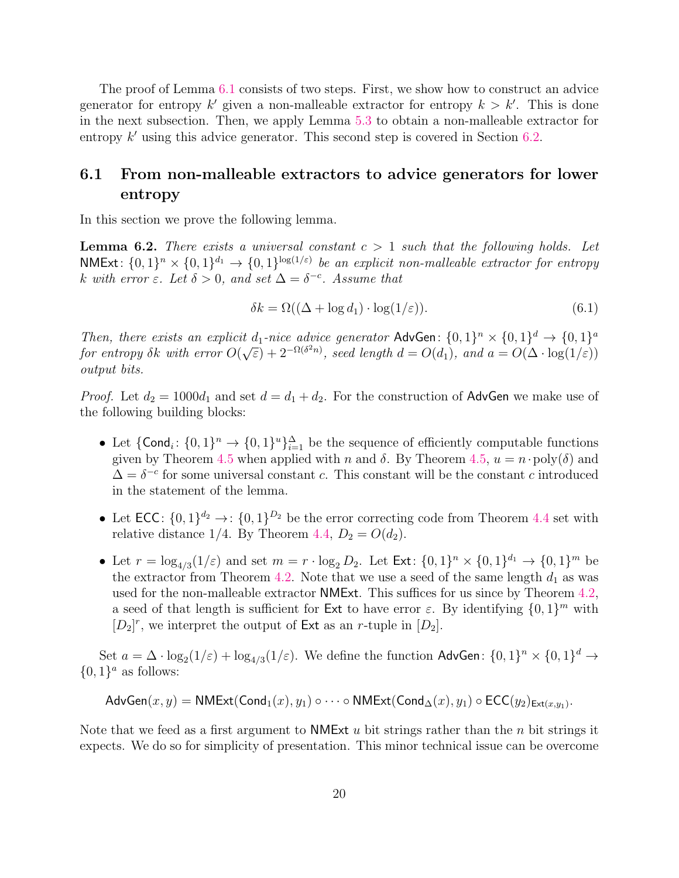The proof of Lemma 6.1 consists of two steps. First, we show how to construct an advice generator for entropy $k'$ given a non-malleable extractor for entropy $k > k'$. This is done in the next subsection. Then, we apply Lemma 5.3 to obtain a non-malleable extractor for entropy $k'$ using this advice generator. This second step is covered in Section 6.2.

## 6.1 From non-malleable extractors to advice generators for lower entropy

In this section we prove the following lemma.

**Lemma 6.2.** *There exists a universal constant $c > 1$ such that the following holds. Let $\mathsf{NMExt}\colon \{0,1\}^n \times \{0,1\}^{d_1} \to \{0,1\}^{\log(1/\varepsilon)}$ be an explicit non-malleable extractor for entropy $k$ with error $\varepsilon$. Let $\delta > 0$, and set $\Delta = \delta^{-c}$. Assume that*

$$\delta k = \Omega((\Delta + \log d_1) \cdot \log(1/\varepsilon)). \tag{6.1}$$

*Then, there exists an explicit $d_1$-nice advice generator $\mathsf{AdvGen}\colon \{0,1\}^n \times \{0,1\}^d \to \{0,1\}^a$ for entropy $\delta k$ with error $O(\sqrt{\varepsilon}) + 2^{-\Omega(\delta^2 n)}$, seed length $d = O(d_1)$, and $a = O(\Delta \cdot \log(1/\varepsilon))$ output bits.*

*Proof.* Let $d_2 = 1000 d_1$ and set $d = d_1 + d_2$. For the construction of $\mathsf{AdvGen}$ we make use of the following building blocks:

- Let $\{\mathsf{Cond}_i\colon \{0,1\}^n \to \{0,1\}^u\}_{i=1}^{\Delta}$ be the sequence of efficiently computable functions given by Theorem 4.5 when applied with $n$ and $\delta$. By Theorem 4.5, $u = n \cdot \mathrm{poly}(\delta)$ and $\Delta = \delta^{-c}$ for some universal constant $c$. This constant will be the constant $c$ introduced in the statement of the lemma.
- Let $\mathsf{ECC}\colon \{0,1\}^{d_2} \to\colon \{0,1\}^{D_2}$ be the error correcting code from Theorem 4.4 set with relative distance $1/4$. By Theorem 4.4, $D_2 = O(d_2)$.
- Let $r = \log_{4/3}(1/\varepsilon)$ and set $m = r \cdot \log_2 D_2$. Let $\mathsf{Ext}\colon \{0,1\}^n \times \{0,1\}^{d_1} \to \{0,1\}^m$ be the extractor from Theorem 4.2. Note that we use a seed of the same length $d_1$ as was used for the non-malleable extractor $\mathsf{NMExt}$. This suffices for us since by Theorem 4.2, a seed of that length is sufficient for $\mathsf{Ext}$ to have error $\varepsilon$. By identifying $\{0,1\}^m$ with $[D_2]^r$, we interpret the output of $\mathsf{Ext}$ as an $r$-tuple in $[D_2]$.

Set $a = \Delta \cdot \log_2(1/\varepsilon) + \log_{4/3}(1/\varepsilon)$. We define the function $\mathsf{AdvGen}\colon \{0,1\}^n \times \{0,1\}^d \to \{0,1\}^a$ as follows:

$$\mathsf{AdvGen}(x,y) = \mathsf{NMExt}(\mathsf{Cond}_1(x), y_1) \circ \cdots \circ \mathsf{NMExt}(\mathsf{Cond}_\Delta(x), y_1) \circ \mathsf{ECC}(y_2)_{\mathsf{Ext}(x,y_1)}.$$

Note that we feed as a first argument to $\mathsf{NMExt}$ $u$ bit strings rather than the $n$ bit strings it expects. We do so for simplicity of presentation. This minor technical issue can be overcome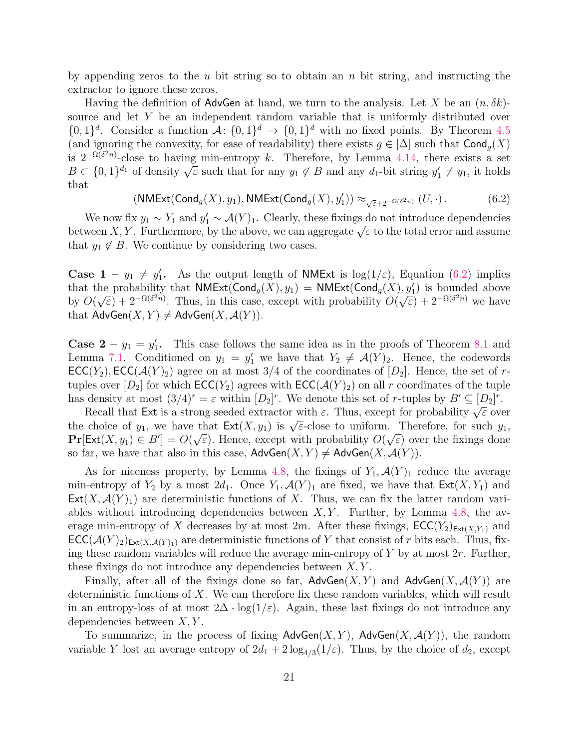by appending zeros to the $u$ bit string so to obtain an $n$ bit string, and instructing the extractor to ignore these zeros.

Having the definition of $\mathsf{AdvGen}$ at hand, we turn to the analysis. Let $X$ be an $(n, \delta k)$-source and let $Y$ be an independent random variable that is uniformly distributed over $\{0,1\}^d$. Consider a function $\mathcal{A}\colon \{0,1\}^d \to \{0,1\}^d$ with no fixed points. By Theorem 4.5 (and ignoring the convexity, for ease of readability) there exists $g \in [\Delta]$ such that $\mathsf{Cond}_g(X)$ is $2^{-\Omega(\delta^2 n)}$-close to having min-entropy $k$. Therefore, by Lemma 4.14, there exists a set $B \subset \{0,1\}^{d_1}$ of density $\sqrt{\varepsilon}$ such that for any $y_1 \notin B$ and any $d_1$-bit string $y_1' \neq y_1$, it holds that

$$(\mathsf{NMExt}(\mathsf{Cond}_g(X), y_1), \mathsf{NMExt}(\mathsf{Cond}_g(X), y_1')) \approx_{\sqrt{\varepsilon}+2^{-\Omega(\delta^2 n)}} (U, \cdot)\,. \tag{6.2}$$

We now fix $y_1 \sim Y_1$ and $y_1' \sim \mathcal{A}(Y)_1$. Clearly, these fixings do not introduce dependencies between $X, Y$. Furthermore, by the above, we can aggregate $\sqrt{\varepsilon}$ to the total error and assume that $y_1 \notin B$. We continue by considering two cases.

**Case 1 – $y_1 \neq y_1'$.** As the output length of $\mathsf{NMExt}$ is $\log(1/\varepsilon)$, Equation (6.2) implies that the probability that $\mathsf{NMExt}(\mathsf{Cond}_g(X), y_1) = \mathsf{NMExt}(\mathsf{Cond}_g(X), y_1')$ is bounded above by $O(\sqrt{\varepsilon}) + 2^{-\Omega(\delta^2 n)}$. Thus, in this case, except with probability $O(\sqrt{\varepsilon}) + 2^{-\Omega(\delta^2 n)}$ we have that $\mathsf{AdvGen}(X, Y) \neq \mathsf{AdvGen}(X, \mathcal{A}(Y))$.

**Case 2 – $y_1 = y_1'$.** This case follows the same idea as in the proofs of Theorem 8.1 and Lemma 7.1. Conditioned on $y_1 = y_1'$ we have that $Y_2 \neq \mathcal{A}(Y)_2$. Hence, the codewords $\mathsf{ECC}(Y_2), \mathsf{ECC}(\mathcal{A}(Y)_2)$ agree on at most $3/4$ of the coordinates of $[D_2]$. Hence, the set of $r$-tuples over $[D_2]$ for which $\mathsf{ECC}(Y_2)$ agrees with $\mathsf{ECC}(\mathcal{A}(Y)_2)$ on all $r$ coordinates of the tuple has density at most $(3/4)^r = \varepsilon$ within $[D_2]^r$. We denote this set of $r$-tuples by $B' \subseteq [D_2]^r$.

Recall that $\mathsf{Ext}$ is a strong seeded extractor with $\varepsilon$. Thus, except for probability $\sqrt{\varepsilon}$ over the choice of $y_1$, we have that $\mathsf{Ext}(X, y_1)$ is $\sqrt{\varepsilon}$-close to uniform. Therefore, for such $y_1$, $\mathbf{Pr}[\mathsf{Ext}(X, y_1) \in B'] = O(\sqrt{\varepsilon})$. Hence, except with probability $O(\sqrt{\varepsilon})$ over the fixings done so far, we have that also in this case, $\mathsf{AdvGen}(X, Y) \neq \mathsf{AdvGen}(X, \mathcal{A}(Y))$.

As for niceness property, by Lemma 4.8, the fixings of $Y_1, \mathcal{A}(Y)_1$ reduce the average min-entropy of $Y_2$ by a most $2d_1$. Once $Y_1, \mathcal{A}(Y)_1$ are fixed, we have that $\mathsf{Ext}(X, Y_1)$ and $\mathsf{Ext}(X, \mathcal{A}(Y)_1)$ are deterministic functions of $X$. Thus, we can fix the latter random variables without introducing dependencies between $X, Y$. Further, by Lemma 4.8, the average min-entropy of $X$ decreases by at most $2m$. After these fixings, $\mathsf{ECC}(Y_2)_{\mathsf{Ext}(X,Y_1)}$ and $\mathsf{ECC}(\mathcal{A}(Y)_2)_{\mathsf{Ext}(X,\mathcal{A}(Y)_1)}$ are deterministic functions of $Y$ that consist of $r$ bits each. Thus, fixing these random variables will reduce the average min-entropy of $Y$ by at most $2r$. Further, these fixings do not introduce any dependencies between $X, Y$.

Finally, after all of the fixings done so far, $\mathsf{AdvGen}(X, Y)$ and $\mathsf{AdvGen}(X, \mathcal{A}(Y))$ are deterministic functions of $X$. We can therefore fix these random variables, which will result in an entropy-loss of at most $2\Delta \cdot \log(1/\varepsilon)$. Again, these last fixings do not introduce any dependencies between $X, Y$.

To summarize, in the process of fixing $\mathsf{AdvGen}(X, Y)$, $\mathsf{AdvGen}(X, \mathcal{A}(Y))$, the random variable $Y$ lost an average entropy of $2d_1 + 2\log_{4/3}(1/\varepsilon)$. Thus, by the choice of $d_2$, except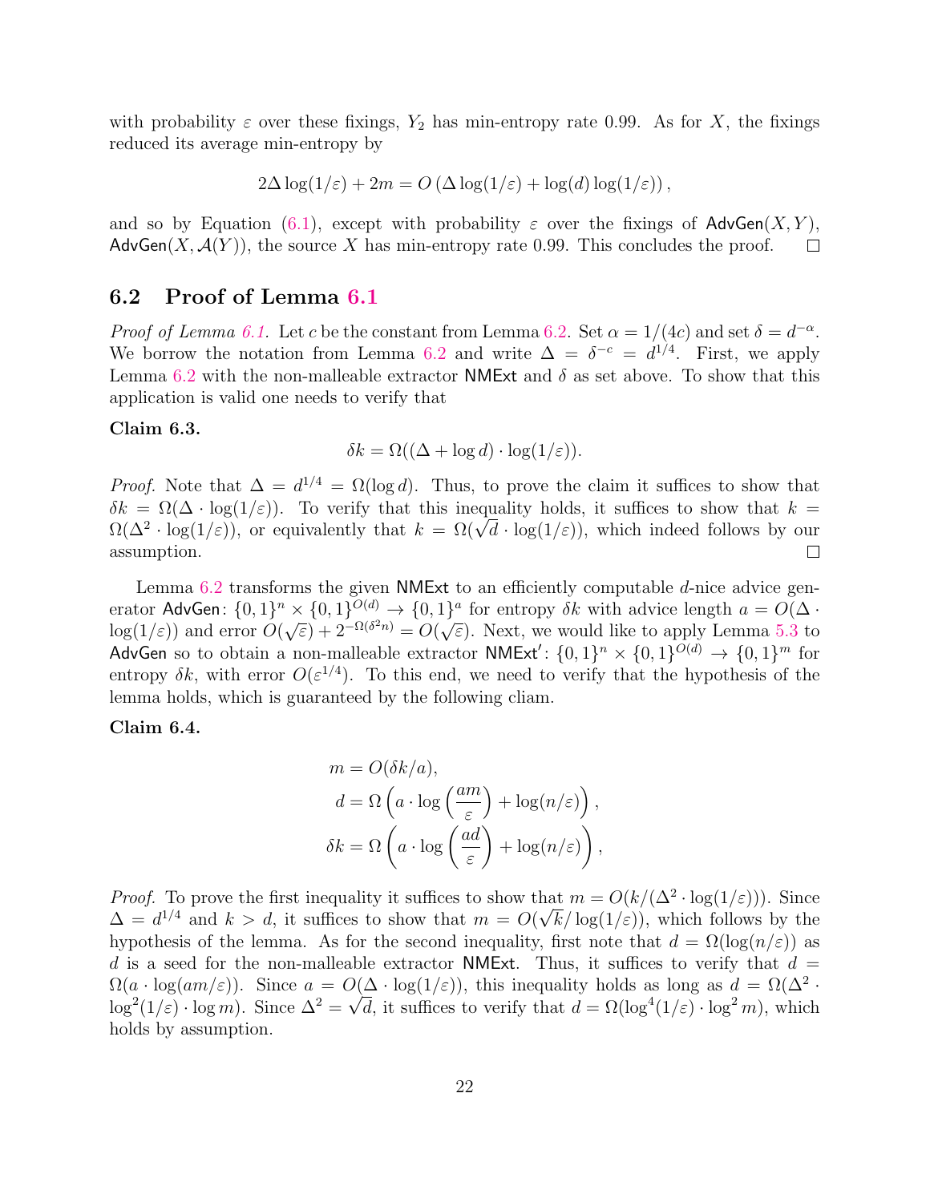with probability $\varepsilon$ over these fixings, $Y_2$ has min-entropy rate 0.99. As for $X$, the fixings reduced its average min-entropy by

$$2\Delta \log(1/\varepsilon) + 2m = O\left(\Delta \log(1/\varepsilon) + \log(d)\log(1/\varepsilon)\right),$$

and so by Equation (6.1), except with probability $\varepsilon$ over the fixings of $\mathsf{AdvGen}(X, Y)$, $\mathsf{AdvGen}(X, \mathcal{A}(Y))$, the source $X$ has min-entropy rate 0.99. This concludes the proof. $\square$

## 6.2 Proof of Lemma 6.1

*Proof of Lemma 6.1.* Let $c$ be the constant from Lemma 6.2. Set $\alpha = 1/(4c)$ and set $\delta = d^{-\alpha}$. We borrow the notation from Lemma 6.2 and write $\Delta = \delta^{-c} = d^{1/4}$. First, we apply Lemma 6.2 with the non-malleable extractor $\mathsf{NMExt}$ and $\delta$ as set above. To show that this application is valid one needs to verify that

**Claim 6.3.**

$$\delta k = \Omega((\Delta + \log d) \cdot \log(1/\varepsilon)).$$

*Proof.* Note that $\Delta = d^{1/4} = \Omega(\log d)$. Thus, to prove the claim it suffices to show that $\delta k = \Omega(\Delta \cdot \log(1/\varepsilon))$. To verify that this inequality holds, it suffices to show that $k = \Omega(\Delta^2 \cdot \log(1/\varepsilon))$, or equivalently that $k = \Omega(\sqrt{d} \cdot \log(1/\varepsilon))$, which indeed follows by our assumption. $\square$

Lemma 6.2 transforms the given $\mathsf{NMExt}$ to an efficiently computable $d$-nice advice generator $\mathsf{AdvGen}\colon \{0,1\}^n \times \{0,1\}^{O(d)} \to \{0,1\}^a$ for entropy $\delta k$ with advice length $a = O(\Delta \cdot \log(1/\varepsilon))$ and error $O(\sqrt{\varepsilon}) + 2^{-\Omega(\delta^2 n)} = O(\sqrt{\varepsilon})$. Next, we would like to apply Lemma 5.3 to $\mathsf{AdvGen}$ so to obtain a non-malleable extractor $\mathsf{NMExt}'\colon \{0,1\}^n \times \{0,1\}^{O(d)} \to \{0,1\}^m$ for entropy $\delta k$, with error $O(\varepsilon^{1/4})$. To this end, we need to verify that the hypothesis of the lemma holds, which is guaranteed by the following cliam.

**Claim 6.4.**

$$\begin{aligned}
m &= O(\delta k / a), \\
d &= \Omega\left(a \cdot \log\left(\frac{am}{\varepsilon}\right) + \log(n/\varepsilon)\right), \\
\delta k &= \Omega\left(a \cdot \log\left(\frac{ad}{\varepsilon}\right) + \log(n/\varepsilon)\right),
\end{aligned}$$

*Proof.* To prove the first inequality it suffices to show that $m = O(k/(\Delta^2 \cdot \log(1/\varepsilon)))$. Since $\Delta = d^{1/4}$ and $k > d$, it suffices to show that $m = O(\sqrt{k}/\log(1/\varepsilon))$, which follows by the hypothesis of the lemma. As for the second inequality, first note that $d = \Omega(\log(n/\varepsilon))$ as $d$ is a seed for the non-malleable extractor $\mathsf{NMExt}$. Thus, it suffices to verify that $d = \Omega(a \cdot \log(am/\varepsilon))$. Since $a = O(\Delta \cdot \log(1/\varepsilon))$, this inequality holds as long as $d = \Omega(\Delta^2 \cdot \log^2(1/\varepsilon) \cdot \log m)$. Since $\Delta^2 = \sqrt{d}$, it suffices to verify that $d = \Omega(\log^4(1/\varepsilon) \cdot \log^2 m)$, which holds by assumption.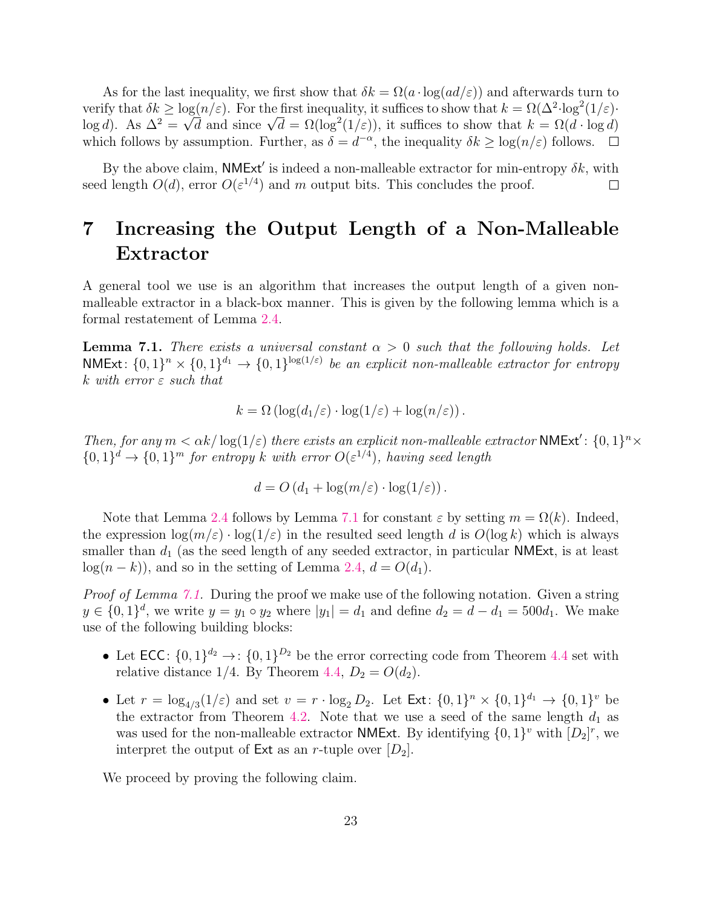As for the last inequality, we first show that $\delta k = \Omega(a \cdot \log(ad/\varepsilon))$ and afterwards turn to verify that $\delta k \geq \log(n/\varepsilon)$. For the first inequality, it suffices to show that $k = \Omega(\Delta^2 \cdot \log^2(1/\varepsilon) \cdot \log d)$. As $\Delta^2 = \sqrt{d}$ and since $\sqrt{d} = \Omega(\log^2(1/\varepsilon))$, it suffices to show that $k = \Omega(d \cdot \log d)$ which follows by assumption. Further, as $\delta = d^{-\alpha}$, the inequality $\delta k \geq \log(n/\varepsilon)$ follows. $\square$

By the above claim, $\mathsf{NMExt}'$ is indeed a non-malleable extractor for min-entropy $\delta k$, with seed length $O(d)$, error $O(\varepsilon^{1/4})$ and $m$ output bits. This concludes the proof. $\square$

# 7 Increasing the Output Length of a Non-Malleable Extractor

A general tool we use is an algorithm that increases the output length of a given non-malleable extractor in a black-box manner. This is given by the following lemma which is a formal restatement of Lemma 2.4.

**Lemma 7.1.** *There exists a universal constant $\alpha > 0$ such that the following holds. Let $\mathsf{NMExt}\colon \{0,1\}^n \times \{0,1\}^{d_1} \to \{0,1\}^{\log(1/\varepsilon)}$ be an explicit non-malleable extractor for entropy $k$ with error $\varepsilon$ such that*

$$k = \Omega\left(\log(d_1/\varepsilon) \cdot \log(1/\varepsilon) + \log(n/\varepsilon)\right).$$

*Then, for any $m < \alpha k / \log(1/\varepsilon)$ there exists an explicit non-malleable extractor $\mathsf{NMExt}'\colon \{0,1\}^n \times \{0,1\}^d \to \{0,1\}^m$ for entropy $k$ with error $O(\varepsilon^{1/4})$, having seed length*

$$d = O\left(d_1 + \log(m/\varepsilon) \cdot \log(1/\varepsilon)\right).$$

Note that Lemma 2.4 follows by Lemma 7.1 for constant $\varepsilon$ by setting $m = \Omega(k)$. Indeed, the expression $\log(m/\varepsilon) \cdot \log(1/\varepsilon)$ in the resulted seed length $d$ is $O(\log k)$ which is always smaller than $d_1$ (as the seed length of any seeded extractor, in particular $\mathsf{NMExt}$, is at least $\log(n-k)$), and so in the setting of Lemma 2.4, $d = O(d_1)$.

*Proof of Lemma 7.1.* During the proof we make use of the following notation. Given a string $y \in \{0,1\}^d$, we write $y = y_1 \circ y_2$ where $|y_1| = d_1$ and define $d_2 = d - d_1 = 500d_1$. We make use of the following building blocks:

- Let $\mathsf{ECC}\colon \{0,1\}^{d_2} \to\colon \{0,1\}^{D_2}$ be the error correcting code from Theorem 4.4 set with relative distance $1/4$. By Theorem 4.4, $D_2 = O(d_2)$.
- Let $r = \log_{4/3}(1/\varepsilon)$ and set $v = r \cdot \log_2 D_2$. Let $\mathsf{Ext}\colon \{0,1\}^n \times \{0,1\}^{d_1} \to \{0,1\}^v$ be the extractor from Theorem 4.2. Note that we use a seed of the same length $d_1$ as was used for the non-malleable extractor $\mathsf{NMExt}$. By identifying $\{0,1\}^v$ with $[D_2]^r$, we interpret the output of $\mathsf{Ext}$ as an $r$-tuple over $[D_2]$.

We proceed by proving the following claim.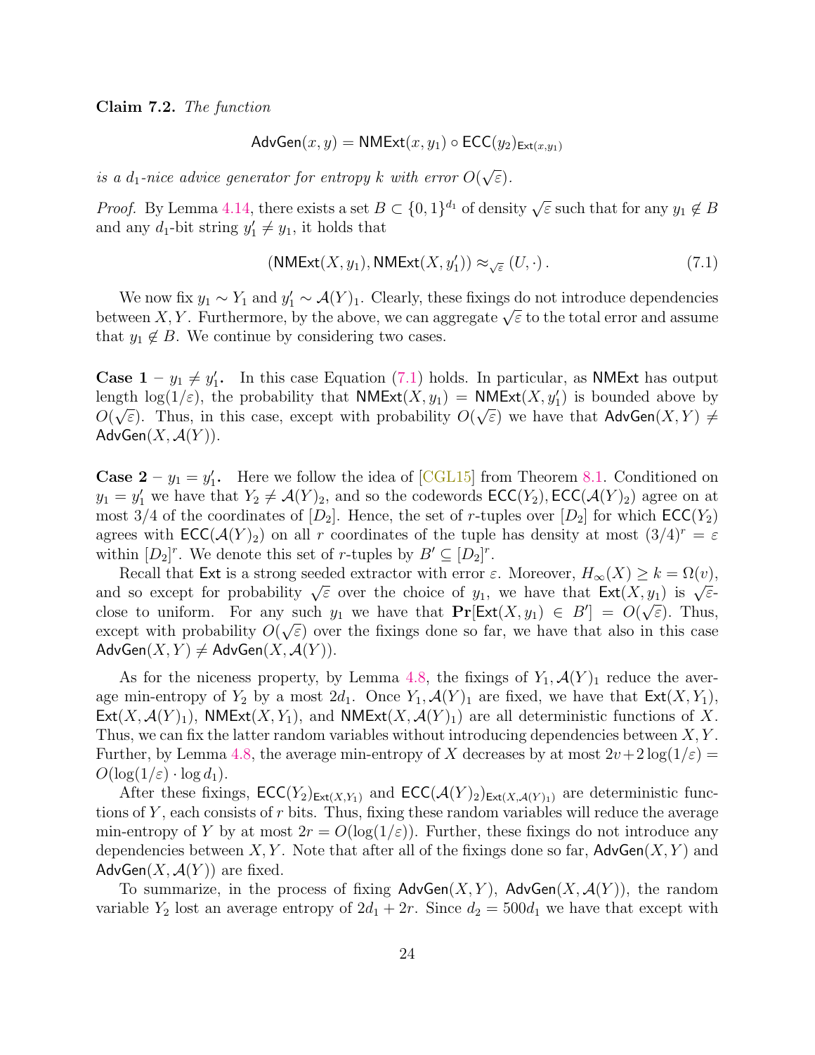**Claim 7.2.** *The function*

$$\mathsf{AdvGen}(x, y) = \mathsf{NMExt}(x, y_1) \circ \mathsf{ECC}(y_2)_{\mathsf{Ext}(x,y_1)}$$

*is a $d_1$-nice advice generator for entropy $k$ with error $O(\sqrt{\varepsilon})$.*

*Proof.* By Lemma 4.14, there exists a set $B \subset \{0,1\}^{d_1}$ of density $\sqrt{\varepsilon}$ such that for any $y_1 \notin B$ and any $d_1$-bit string $y_1' \neq y_1$, it holds that

$$(\mathsf{NMExt}(X, y_1), \mathsf{NMExt}(X, y_1')) \approx_{\sqrt{\varepsilon}} (U, \cdot)\,. \tag{7.1}$$

We now fix $y_1 \sim Y_1$ and $y_1' \sim \mathcal{A}(Y)_1$. Clearly, these fixings do not introduce dependencies between $X, Y$. Furthermore, by the above, we can aggregate $\sqrt{\varepsilon}$ to the total error and assume that $y_1 \notin B$. We continue by considering two cases.

**Case 1 – $y_1 \neq y_1'$.** In this case Equation (7.1) holds. In particular, as $\mathsf{NMExt}$ has output length $\log(1/\varepsilon)$, the probability that $\mathsf{NMExt}(X, y_1) = \mathsf{NMExt}(X, y_1')$ is bounded above by $O(\sqrt{\varepsilon})$. Thus, in this case, except with probability $O(\sqrt{\varepsilon})$ we have that $\mathsf{AdvGen}(X, Y) \neq \mathsf{AdvGen}(X, \mathcal{A}(Y))$.

**Case 2 – $y_1 = y_1'$.** Here we follow the idea of [CGL15] from Theorem 8.1. Conditioned on $y_1 = y_1'$ we have that $Y_2 \neq \mathcal{A}(Y)_2$, and so the codewords $\mathsf{ECC}(Y_2), \mathsf{ECC}(\mathcal{A}(Y)_2)$ agree on at most $3/4$ of the coordinates of $[D_2]$. Hence, the set of $r$-tuples over $[D_2]$ for which $\mathsf{ECC}(Y_2)$ agrees with $\mathsf{ECC}(\mathcal{A}(Y)_2)$ on all $r$ coordinates of the tuple has density at most $(3/4)^r = \varepsilon$ within $[D_2]^r$. We denote this set of $r$-tuples by $B' \subseteq [D_2]^r$.

Recall that $\mathsf{Ext}$ is a strong seeded extractor with error $\varepsilon$. Moreover, $H_\infty(X) \geq k = \Omega(v)$, and so except for probability $\sqrt{\varepsilon}$ over the choice of $y_1$, we have that $\mathsf{Ext}(X, y_1)$ is $\sqrt{\varepsilon}$-close to uniform. For any such $y_1$ we have that $\mathbf{Pr}[\mathsf{Ext}(X, y_1) \in B'] = O(\sqrt{\varepsilon})$. Thus, except with probability $O(\sqrt{\varepsilon})$ over the fixings done so far, we have that also in this case $\mathsf{AdvGen}(X, Y) \neq \mathsf{AdvGen}(X, \mathcal{A}(Y))$.

As for the niceness property, by Lemma 4.8, the fixings of $Y_1, \mathcal{A}(Y)_1$ reduce the average min-entropy of $Y_2$ by a most $2d_1$. Once $Y_1, \mathcal{A}(Y)_1$ are fixed, we have that $\mathsf{Ext}(X, Y_1)$, $\mathsf{Ext}(X, \mathcal{A}(Y)_1)$, $\mathsf{NMExt}(X, Y_1)$, and $\mathsf{NMExt}(X, \mathcal{A}(Y)_1)$ are all deterministic functions of $X$. Thus, we can fix the latter random variables without introducing dependencies between $X, Y$. Further, by Lemma 4.8, the average min-entropy of $X$ decreases by at most $2v + 2\log(1/\varepsilon) = O(\log(1/\varepsilon) \cdot \log d_1)$.

After these fixings, $\mathsf{ECC}(Y_2)_{\mathsf{Ext}(X,Y_1)}$ and $\mathsf{ECC}(\mathcal{A}(Y)_2)_{\mathsf{Ext}(X,\mathcal{A}(Y)_1)}$ are deterministic functions of $Y$, each consists of $r$ bits. Thus, fixing these random variables will reduce the average min-entropy of $Y$ by at most $2r = O(\log(1/\varepsilon))$. Further, these fixings do not introduce any dependencies between $X, Y$. Note that after all of the fixings done so far, $\mathsf{AdvGen}(X, Y)$ and $\mathsf{AdvGen}(X, \mathcal{A}(Y))$ are fixed.

To summarize, in the process of fixing $\mathsf{AdvGen}(X, Y)$, $\mathsf{AdvGen}(X, \mathcal{A}(Y))$, the random variable $Y_2$ lost an average entropy of $2d_1 + 2r$. Since $d_2 = 500d_1$ we have that except with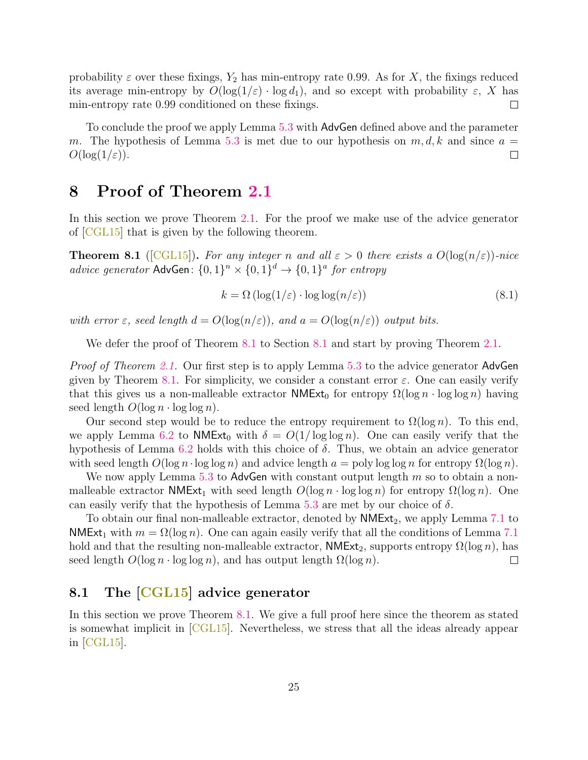probability $\varepsilon$ over these fixings, $Y_2$ has min-entropy rate 0.99. As for $X$, the fixings reduced its average min-entropy by $O(\log(1/\varepsilon) \cdot \log d_1)$, and so except with probability $\varepsilon$, $X$ has min-entropy rate 0.99 conditioned on these fixings. □

To conclude the proof we apply Lemma 5.3 with AdvGen defined above and the parameter $m$. The hypothesis of Lemma 5.3 is met due to our hypothesis on $m, d, k$ and since $a = O(\log(1/\varepsilon))$. □

# 8 Proof of Theorem 2.1

In this section we prove Theorem 2.1. For the proof we make use of the advice generator of [CGL15] that is given by the following theorem.

**Theorem 8.1** ([CGL15]). *For any integer $n$ and all $\varepsilon > 0$ there exists a $O(\log(n/\varepsilon))$-nice advice generator $\mathsf{AdvGen}\colon \{0,1\}^n \times \{0,1\}^d \to \{0,1\}^a$ for entropy*

$$k = \Omega\left(\log(1/\varepsilon) \cdot \log\log(n/\varepsilon)\right) \tag{8.1}$$

*with error $\varepsilon$, seed length $d = O(\log(n/\varepsilon))$, and $a = O(\log(n/\varepsilon))$ output bits.*

We defer the proof of Theorem 8.1 to Section 8.1 and start by proving Theorem 2.1.

*Proof of Theorem 2.1.* Our first step is to apply Lemma 5.3 to the advice generator AdvGen given by Theorem 8.1. For simplicity, we consider a constant error $\varepsilon$. One can easily verify that this gives us a non-malleable extractor $\mathsf{NMExt}_0$ for entropy $\Omega(\log n \cdot \log\log n)$ having seed length $O(\log n \cdot \log\log n)$.

Our second step would be to reduce the entropy requirement to $\Omega(\log n)$. To this end, we apply Lemma 6.2 to $\mathsf{NMExt}_0$ with $\delta = O(1/\log\log n)$. One can easily verify that the hypothesis of Lemma 6.2 holds with this choice of $\delta$. Thus, we obtain an advice generator with seed length $O(\log n \cdot \log\log n)$ and advice length $a = \mathrm{poly}\log\log n$ for entropy $\Omega(\log n)$.

We now apply Lemma 5.3 to AdvGen with constant output length $m$ so to obtain a non-malleable extractor $\mathsf{NMExt}_1$ with seed length $O(\log n \cdot \log\log n)$ for entropy $\Omega(\log n)$. One can easily verify that the hypothesis of Lemma 5.3 are met by our choice of $\delta$.

To obtain our final non-malleable extractor, denoted by $\mathsf{NMExt}_2$, we apply Lemma 7.1 to $\mathsf{NMExt}_1$ with $m = \Omega(\log n)$. One can again easily verify that all the conditions of Lemma 7.1 hold and that the resulting non-malleable extractor, $\mathsf{NMExt}_2$, supports entropy $\Omega(\log n)$, has seed length $O(\log n \cdot \log\log n)$, and has output length $\Omega(\log n)$. □

## 8.1 The [CGL15] advice generator

In this section we prove Theorem 8.1. We give a full proof here since the theorem as stated is somewhat implicit in [CGL15]. Nevertheless, we stress that all the ideas already appear in [CGL15].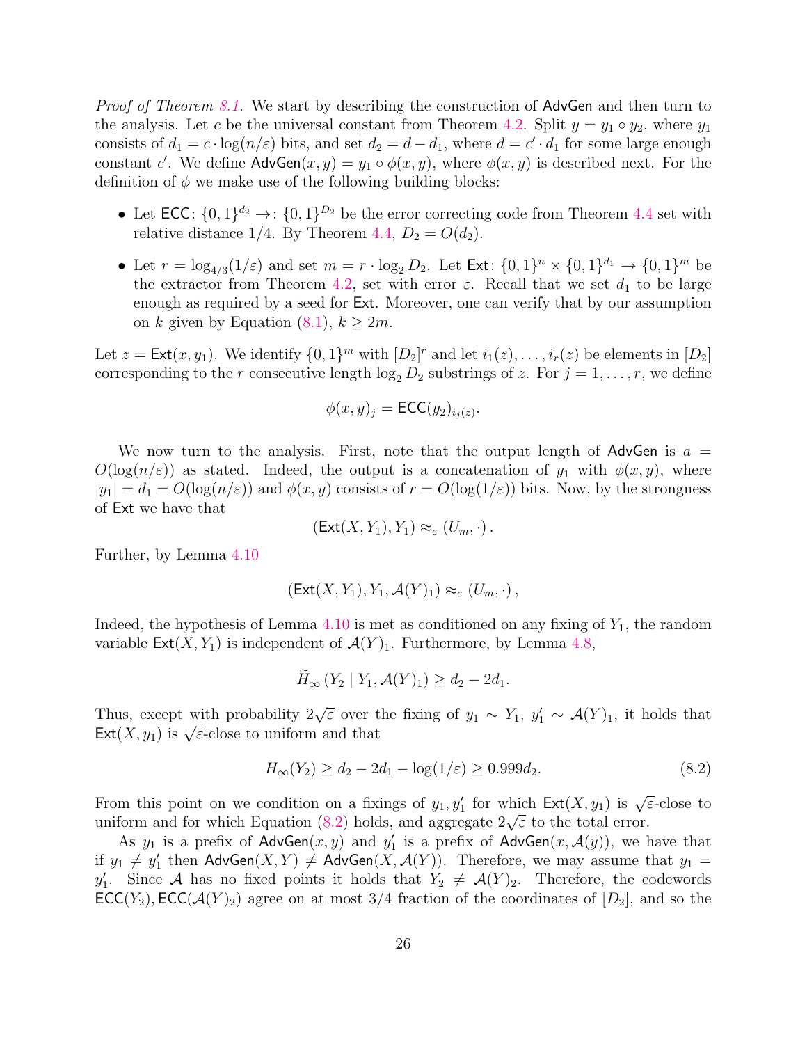*Proof of Theorem 8.1.* We start by describing the construction of $\mathsf{AdvGen}$ and then turn to the analysis. Let $c$ be the universal constant from Theorem 4.2. Split $y = y_1 \circ y_2$, where $y_1$ consists of $d_1 = c \cdot \log(n/\varepsilon)$ bits, and set $d_2 = d - d_1$, where $d = c' \cdot d_1$ for some large enough constant $c'$. We define $\mathsf{AdvGen}(x, y) = y_1 \circ \phi(x, y)$, where $\phi(x, y)$ is described next. For the definition of $\phi$ we make use of the following building blocks:

- Let $\mathsf{ECC}\colon \{0,1\}^{d_2} \to\colon \{0,1\}^{D_2}$ be the error correcting code from Theorem 4.4 set with relative distance $1/4$. By Theorem 4.4, $D_2 = O(d_2)$.
- Let $r = \log_{4/3}(1/\varepsilon)$ and set $m = r \cdot \log_2 D_2$. Let $\mathsf{Ext}\colon \{0,1\}^n \times \{0,1\}^{d_1} \to \{0,1\}^m$ be the extractor from Theorem 4.2, set with error $\varepsilon$. Recall that we set $d_1$ to be large enough as required by a seed for $\mathsf{Ext}$. Moreover, one can verify that by our assumption on $k$ given by Equation (8.1), $k \geq 2m$.

Let $z = \mathsf{Ext}(x, y_1)$. We identify $\{0,1\}^m$ with $[D_2]^r$ and let $i_1(z), \ldots, i_r(z)$ be elements in $[D_2]$ corresponding to the $r$ consecutive length $\log_2 D_2$ substrings of $z$. For $j = 1, \ldots, r$, we define

$$\phi(x, y)_j = \mathsf{ECC}(y_2)_{i_j(z)}.$$

We now turn to the analysis. First, note that the output length of $\mathsf{AdvGen}$ is $a = O(\log(n/\varepsilon))$ as stated. Indeed, the output is a concatenation of $y_1$ with $\phi(x, y)$, where $|y_1| = d_1 = O(\log(n/\varepsilon))$ and $\phi(x, y)$ consists of $r = O(\log(1/\varepsilon))$ bits. Now, by the strongness of $\mathsf{Ext}$ we have that

$$(\mathsf{Ext}(X, Y_1), Y_1) \approx_\varepsilon (U_m, \cdot)\,.$$

Further, by Lemma 4.10

$$(\mathsf{Ext}(X, Y_1), Y_1, \mathcal{A}(Y)_1) \approx_\varepsilon (U_m, \cdot)\,,$$

Indeed, the hypothesis of Lemma 4.10 is met as conditioned on any fixing of $Y_1$, the random variable $\mathsf{Ext}(X, Y_1)$ is independent of $\mathcal{A}(Y)_1$. Furthermore, by Lemma 4.8,

$$\widetilde{H}_\infty\left(Y_2 \mid Y_1, \mathcal{A}(Y)_1\right) \geq d_2 - 2d_1.$$

Thus, except with probability $2\sqrt{\varepsilon}$ over the fixing of $y_1 \sim Y_1$, $y_1' \sim \mathcal{A}(Y)_1$, it holds that $\mathsf{Ext}(X, y_1)$ is $\sqrt{\varepsilon}$-close to uniform and that

$$H_\infty(Y_2) \geq d_2 - 2d_1 - \log(1/\varepsilon) \geq 0.999 d_2. \tag{8.2}$$

From this point on we condition on a fixings of $y_1, y_1'$ for which $\mathsf{Ext}(X, y_1)$ is $\sqrt{\varepsilon}$-close to uniform and for which Equation (8.2) holds, and aggregate $2\sqrt{\varepsilon}$ to the total error.

As $y_1$ is a prefix of $\mathsf{AdvGen}(x, y)$ and $y_1'$ is a prefix of $\mathsf{AdvGen}(x, \mathcal{A}(y))$, we have that if $y_1 \neq y_1'$ then $\mathsf{AdvGen}(X, Y) \neq \mathsf{AdvGen}(X, \mathcal{A}(Y))$. Therefore, we may assume that $y_1 = y_1'$. Since $\mathcal{A}$ has no fixed points it holds that $Y_2 \neq \mathcal{A}(Y)_2$. Therefore, the codewords $\mathsf{ECC}(Y_2), \mathsf{ECC}(\mathcal{A}(Y)_2)$ agree on at most $3/4$ fraction of the coordinates of $[D_2]$, and so the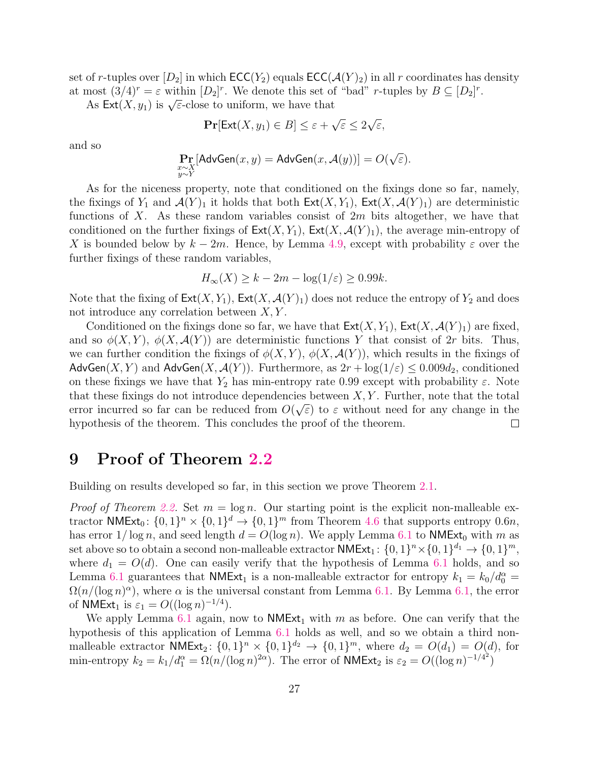set of $r$-tuples over $[D_2]$ in which $\mathsf{ECC}(Y_2)$ equals $\mathsf{ECC}(\mathcal{A}(Y)_2)$ in all $r$ coordinates has density at most $(3/4)^r = \varepsilon$ within $[D_2]^r$. We denote this set of "bad" $r$-tuples by $B \subseteq [D_2]^r$.

As $\mathsf{Ext}(X, y_1)$ is $\sqrt{\varepsilon}$-close to uniform, we have that

$$\mathbf{Pr}[\mathsf{Ext}(X, y_1) \in B] \leq \varepsilon + \sqrt{\varepsilon} \leq 2\sqrt{\varepsilon},$$

and so

$$\mathop{\mathbf{Pr}}_{\substack{x \sim X \\ y \sim Y}}[\mathsf{AdvGen}(x, y) = \mathsf{AdvGen}(x, \mathcal{A}(y))] = O(\sqrt{\varepsilon}).$$

As for the niceness property, note that conditioned on the fixings done so far, namely, the fixings of $Y_1$ and $\mathcal{A}(Y)_1$ it holds that both $\mathsf{Ext}(X, Y_1)$, $\mathsf{Ext}(X, \mathcal{A}(Y)_1)$ are deterministic functions of $X$. As these random variables consist of $2m$ bits altogether, we have that conditioned on the further fixings of $\mathsf{Ext}(X, Y_1)$, $\mathsf{Ext}(X, \mathcal{A}(Y)_1)$, the average min-entropy of $X$ is bounded below by $k - 2m$. Hence, by Lemma 4.9, except with probability $\varepsilon$ over the further fixings of these random variables,

$$H_\infty(X) \geq k - 2m - \log(1/\varepsilon) \geq 0.99k.$$

Note that the fixing of $\mathsf{Ext}(X, Y_1)$, $\mathsf{Ext}(X, \mathcal{A}(Y)_1)$ does not reduce the entropy of $Y_2$ and does not introduce any correlation between $X, Y$.

Conditioned on the fixings done so far, we have that $\mathsf{Ext}(X, Y_1)$, $\mathsf{Ext}(X, \mathcal{A}(Y)_1)$ are fixed, and so $\phi(X, Y)$, $\phi(X, \mathcal{A}(Y))$ are deterministic functions $Y$ that consist of $2r$ bits. Thus, we can further condition the fixings of $\phi(X, Y)$, $\phi(X, \mathcal{A}(Y))$, which results in the fixings of $\mathsf{AdvGen}(X, Y)$ and $\mathsf{AdvGen}(X, \mathcal{A}(Y))$. Furthermore, as $2r + \log(1/\varepsilon) \leq 0.009d_2$, conditioned on these fixings we have that $Y_2$ has min-entropy rate 0.99 except with probability $\varepsilon$. Note that these fixings do not introduce dependencies between $X, Y$. Further, note that the total error incurred so far can be reduced from $O(\sqrt{\varepsilon})$ to $\varepsilon$ without need for any change in the hypothesis of the theorem. This concludes the proof of the theorem. □

# 9 Proof of Theorem 2.2

Building on results developed so far, in this section we prove Theorem 2.1.

*Proof of Theorem 2.2.* Set $m = \log n$. Our starting point is the explicit non-malleable extractor $\mathsf{NMExt}_0 \colon \{0,1\}^n \times \{0,1\}^d \to \{0,1\}^m$ from Theorem 4.6 that supports entropy $0.6n$, has error $1/\log n$, and seed length $d = O(\log n)$. We apply Lemma 6.1 to $\mathsf{NMExt}_0$ with $m$ as set above so to obtain a second non-malleable extractor $\mathsf{NMExt}_1 \colon \{0,1\}^n \times \{0,1\}^{d_1} \to \{0,1\}^m$, where $d_1 = O(d)$. One can easily verify that the hypothesis of Lemma 6.1 holds, and so Lemma 6.1 guarantees that $\mathsf{NMExt}_1$ is a non-malleable extractor for entropy $k_1 = k_0/d_0^\alpha = \Omega(n/(\log n)^\alpha)$, where $\alpha$ is the universal constant from Lemma 6.1. By Lemma 6.1, the error of $\mathsf{NMExt}_1$ is $\varepsilon_1 = O((\log n)^{-1/4})$.

We apply Lemma 6.1 again, now to $\mathsf{NMExt}_1$ with $m$ as before. One can verify that the hypothesis of this application of Lemma 6.1 holds as well, and so we obtain a third non-malleable extractor $\mathsf{NMExt}_2 \colon \{0,1\}^n \times \{0,1\}^{d_2} \to \{0,1\}^m$, where $d_2 = O(d_1) = O(d)$, for min-entropy $k_2 = k_1/d_1^\alpha = \Omega(n/(\log n)^{2\alpha})$. The error of $\mathsf{NMExt}_2$ is $\varepsilon_2 = O((\log n)^{-1/4^2})$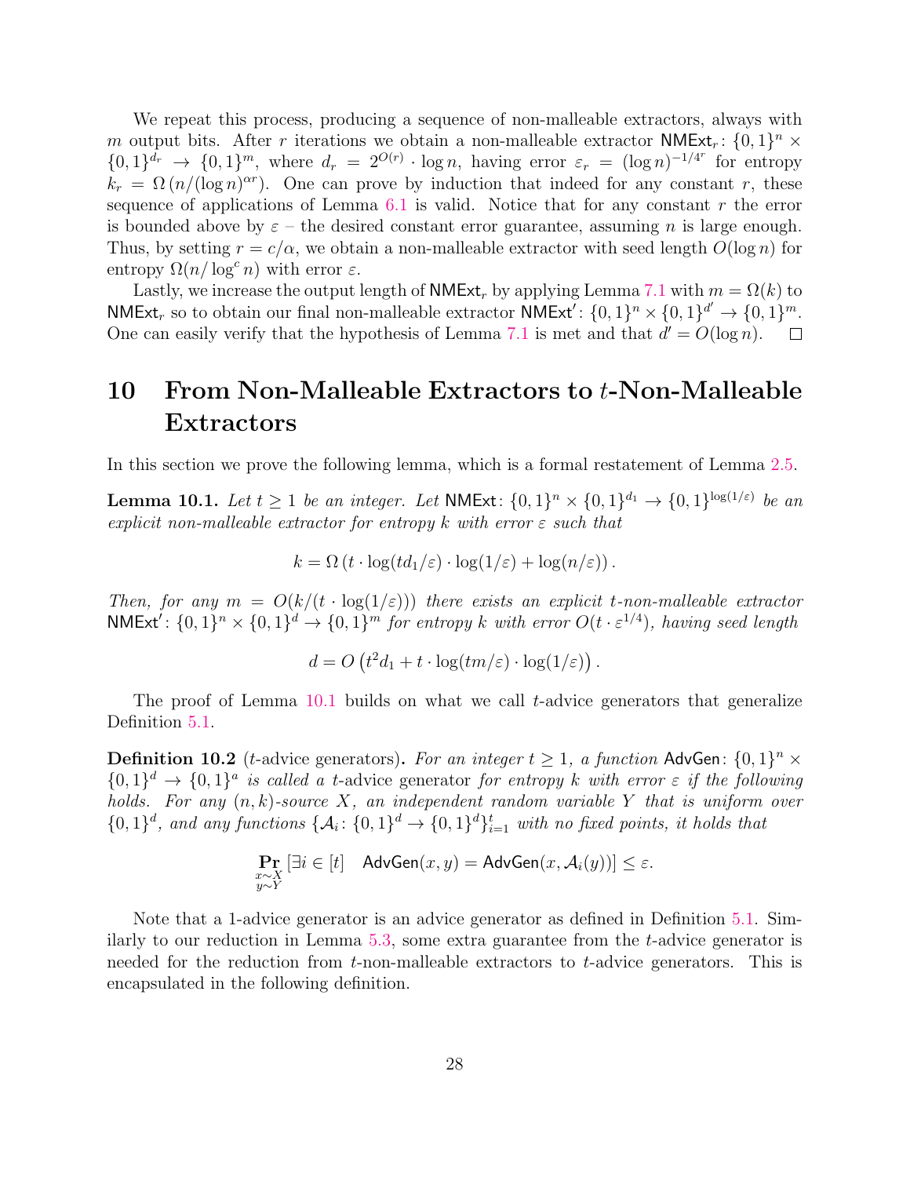We repeat this process, producing a sequence of non-malleable extractors, always with $m$ output bits. After $r$ iterations we obtain a non-malleable extractor $\mathsf{NMExt}_r \colon \{0,1\}^n \times \{0,1\}^{d_r} \to \{0,1\}^m$, where $d_r = 2^{O(r)} \cdot \log n$, having error $\varepsilon_r = (\log n)^{-1/4^r}$ for entropy $k_r = \Omega\left(n/(\log n)^{\alpha r}\right)$. One can prove by induction that indeed for any constant $r$, these sequence of applications of Lemma 6.1 is valid. Notice that for any constant $r$ the error is bounded above by $\varepsilon$ – the desired constant error guarantee, assuming $n$ is large enough. Thus, by setting $r = c/\alpha$, we obtain a non-malleable extractor with seed length $O(\log n)$ for entropy $\Omega(n/\log^c n)$ with error $\varepsilon$.

Lastly, we increase the output length of $\mathsf{NMExt}_r$ by applying Lemma 7.1 with $m = \Omega(k)$ to $\mathsf{NMExt}_r$ so to obtain our final non-malleable extractor $\mathsf{NMExt}' \colon \{0,1\}^n \times \{0,1\}^{d'} \to \{0,1\}^m$. One can easily verify that the hypothesis of Lemma 7.1 is met and that $d' = O(\log n)$. $\square$

# 10 From Non-Malleable Extractors to $t$-Non-Malleable Extractors

In this section we prove the following lemma, which is a formal restatement of Lemma 2.5.

**Lemma 10.1.** *Let $t \geq 1$ be an integer. Let $\mathsf{NMExt} \colon \{0,1\}^n \times \{0,1\}^{d_1} \to \{0,1\}^{\log(1/\varepsilon)}$ be an explicit non-malleable extractor for entropy $k$ with error $\varepsilon$ such that*

$$k = \Omega\left(t \cdot \log(td_1/\varepsilon) \cdot \log(1/\varepsilon) + \log(n/\varepsilon)\right).$$

*Then, for any $m = O(k/(t \cdot \log(1/\varepsilon)))$ there exists an explicit $t$-non-malleable extractor $\mathsf{NMExt}' \colon \{0,1\}^n \times \{0,1\}^d \to \{0,1\}^m$ for entropy $k$ with error $O(t \cdot \varepsilon^{1/4})$, having seed length*

$$d = O\left(t^2 d_1 + t \cdot \log(tm/\varepsilon) \cdot \log(1/\varepsilon)\right).$$

The proof of Lemma 10.1 builds on what we call $t$-advice generators that generalize Definition 5.1.

**Definition 10.2** ($t$-advice generators)**.** *For an integer $t \geq 1$, a function $\mathsf{AdvGen} \colon \{0,1\}^n \times \{0,1\}^d \to \{0,1\}^a$ is called a $t$-advice generator for entropy $k$ with error $\varepsilon$ if the following holds. For any $(n,k)$-source $X$, an independent random variable $Y$ that is uniform over $\{0,1\}^d$, and any functions $\{\mathcal{A}_i \colon \{0,1\}^d \to \{0,1\}^d\}_{i=1}^t$ with no fixed points, it holds that*

$$\Pr_{\substack{x \sim X \\ y \sim Y}}\left[\exists i \in [t] \quad \mathsf{AdvGen}(x,y) = \mathsf{AdvGen}(x, \mathcal{A}_i(y))\right] \leq \varepsilon.$$

Note that a 1-advice generator is an advice generator as defined in Definition 5.1. Similarly to our reduction in Lemma 5.3, some extra guarantee from the $t$-advice generator is needed for the reduction from $t$-non-malleable extractors to $t$-advice generators. This is encapsulated in the following definition.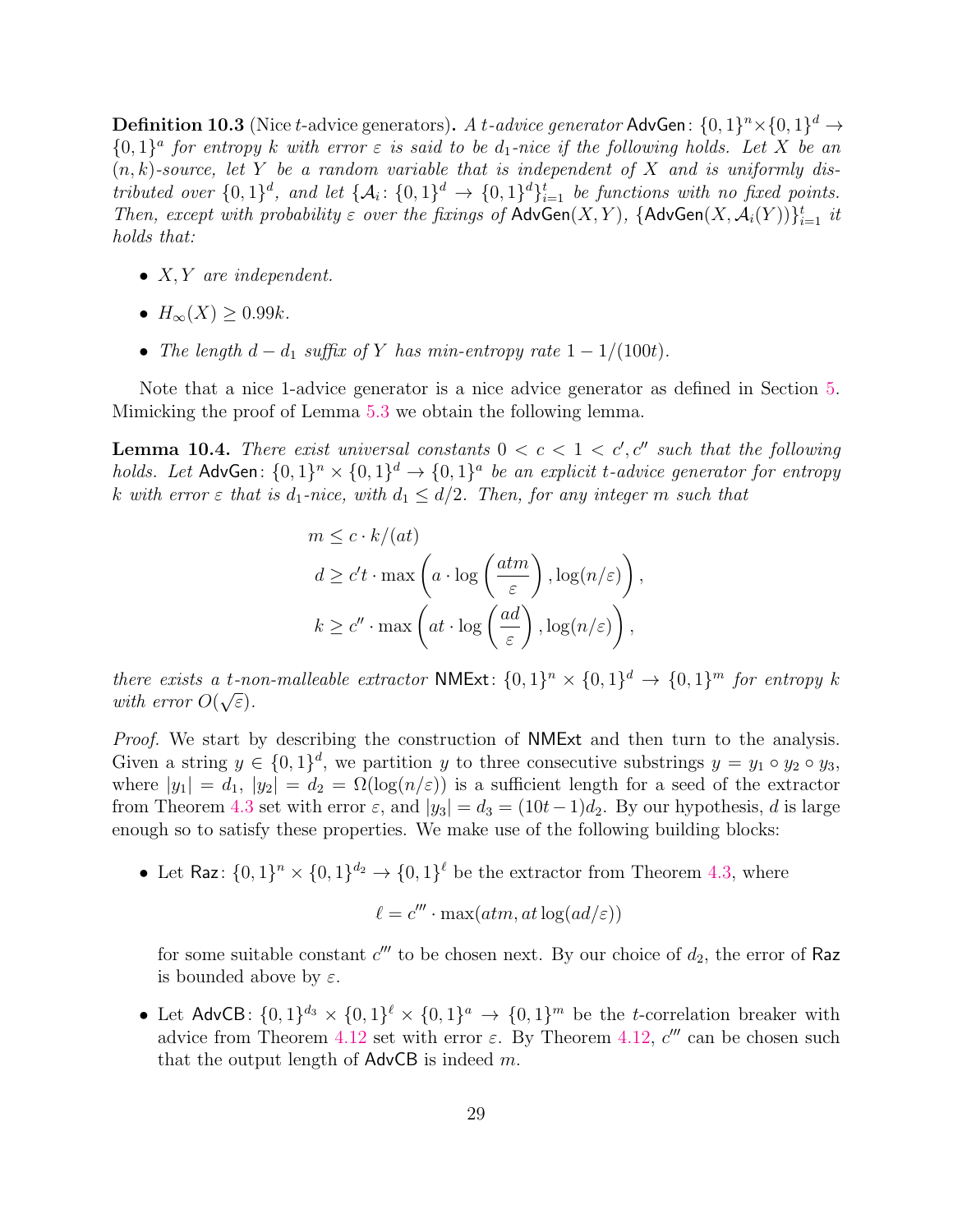**Definition 10.3** (Nice $t$-advice generators)**.** *A $t$-advice generator* $\mathsf{AdvGen}\colon \{0,1\}^n \times \{0,1\}^d \to \{0,1\}^a$ *for entropy $k$ with error $\varepsilon$ is said to be $d_1$-nice if the following holds. Let $X$ be an $(n,k)$-source, let $Y$ be a random variable that is independent of $X$ and is uniformly distributed over $\{0,1\}^d$, and let $\{\mathcal{A}_i\colon \{0,1\}^d \to \{0,1\}^d\}_{i=1}^t$ be functions with no fixed points. Then, except with probability $\varepsilon$ over the fixings of* $\mathsf{AdvGen}(X,Y)$, $\{\mathsf{AdvGen}(X,\mathcal{A}_i(Y))\}_{i=1}^t$ *it holds that:*

- *$X, Y$ are independent.*
- *$H_\infty(X) \geq 0.99k$.*
- *The length $d - d_1$ suffix of $Y$ has min-entropy rate $1 - 1/(100t)$.*

Note that a nice 1-advice generator is a nice advice generator as defined in Section 5. Mimicking the proof of Lemma 5.3 we obtain the following lemma.

**Lemma 10.4.** *There exist universal constants $0 < c < 1 < c', c''$ such that the following holds. Let* $\mathsf{AdvGen}\colon \{0,1\}^n \times \{0,1\}^d \to \{0,1\}^a$ *be an explicit $t$-advice generator for entropy $k$ with error $\varepsilon$ that is $d_1$-nice, with $d_1 \leq d/2$. Then, for any integer $m$ such that*

$$
\begin{aligned}
m &\leq c \cdot k/(at) \\
d &\geq c' t \cdot \max\left(a \cdot \log\left(\frac{atm}{\varepsilon}\right), \log(n/\varepsilon)\right), \\
k &\geq c'' \cdot \max\left(at \cdot \log\left(\frac{ad}{\varepsilon}\right), \log(n/\varepsilon)\right),
\end{aligned}
$$

*there exists a $t$-non-malleable extractor* $\mathsf{NMExt}\colon \{0,1\}^n \times \{0,1\}^d \to \{0,1\}^m$ *for entropy $k$ with error $O(\sqrt{\varepsilon})$.*

*Proof.* We start by describing the construction of $\mathsf{NMExt}$ and then turn to the analysis. Given a string $y \in \{0,1\}^d$, we partition $y$ to three consecutive substrings $y = y_1 \circ y_2 \circ y_3$, where $|y_1| = d_1$, $|y_2| = d_2 = \Omega(\log(n/\varepsilon))$ is a sufficient length for a seed of the extractor from Theorem 4.3 set with error $\varepsilon$, and $|y_3| = d_3 = (10t-1)d_2$. By our hypothesis, $d$ is large enough so to satisfy these properties. We make use of the following building blocks:

- Let $\mathsf{Raz}\colon \{0,1\}^n \times \{0,1\}^{d_2} \to \{0,1\}^\ell$ be the extractor from Theorem 4.3, where

  $$\ell = c''' \cdot \max(atm, at\log(ad/\varepsilon))$$

  for some suitable constant $c'''$ to be chosen next. By our choice of $d_2$, the error of $\mathsf{Raz}$ is bounded above by $\varepsilon$.

- Let $\mathsf{AdvCB}\colon \{0,1\}^{d_3} \times \{0,1\}^\ell \times \{0,1\}^a \to \{0,1\}^m$ be the $t$-correlation breaker with advice from Theorem 4.12 set with error $\varepsilon$. By Theorem 4.12, $c'''$ can be chosen such that the output length of $\mathsf{AdvCB}$ is indeed $m$.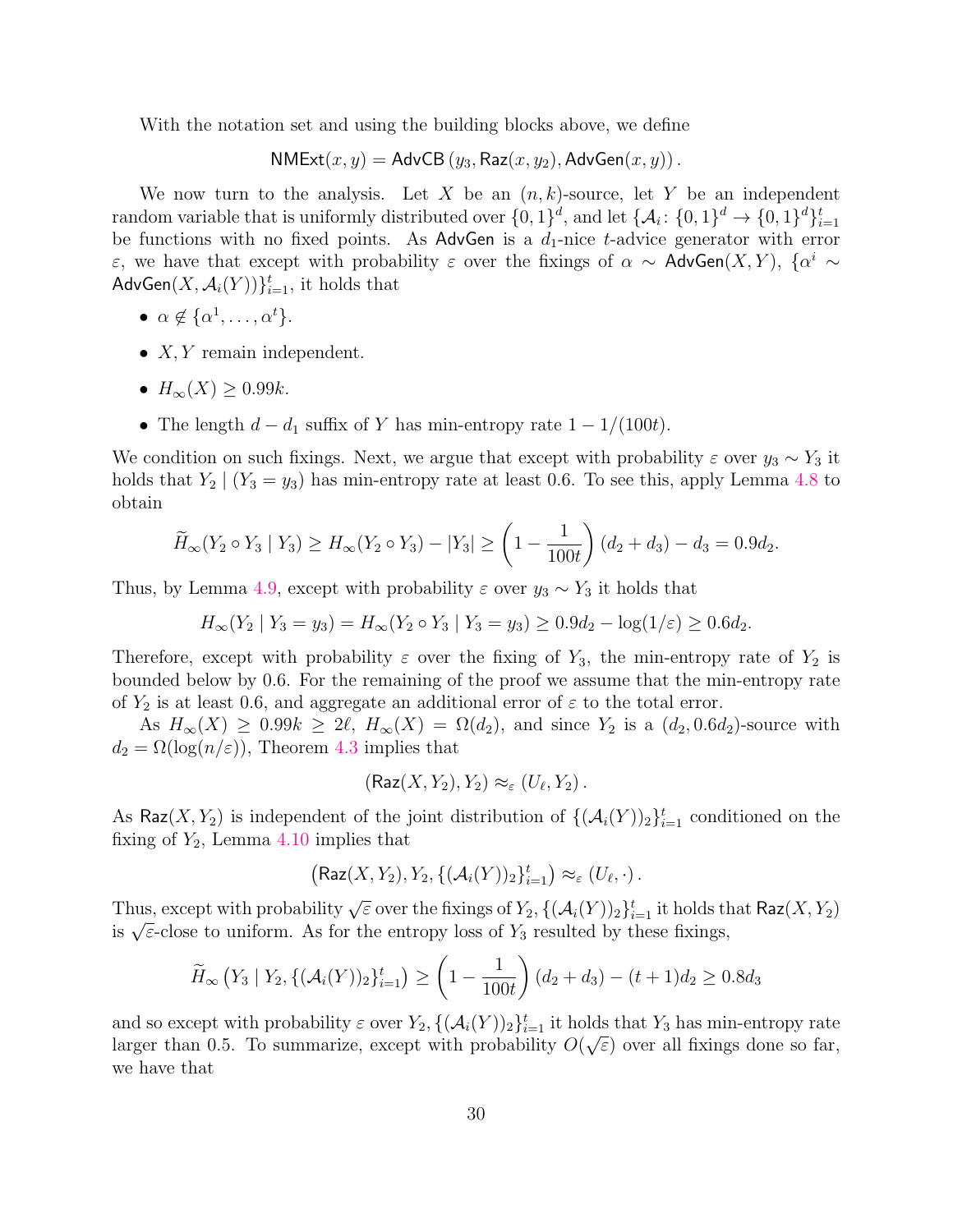With the notation set and using the building blocks above, we define

$$\mathsf{NMExt}(x, y) = \mathsf{AdvCB}\left(y_3, \mathsf{Raz}(x, y_2), \mathsf{AdvGen}(x, y)\right).$$

We now turn to the analysis. Let $X$ be an $(n, k)$-source, let $Y$ be an independent random variable that is uniformly distributed over $\{0,1\}^d$, and let $\{\mathcal{A}_i : \{0,1\}^d \to \{0,1\}^d\}_{i=1}^t$ be functions with no fixed points. As $\mathsf{AdvGen}$ is a $d_1$-nice $t$-advice generator with error $\varepsilon$, we have that except with probability $\varepsilon$ over the fixings of $\alpha \sim \mathsf{AdvGen}(X, Y)$, $\{\alpha^i \sim \mathsf{AdvGen}(X, \mathcal{A}_i(Y))\}_{i=1}^t$, it holds that

- $\alpha \notin \{\alpha^1, \ldots, \alpha^t\}$.
- $X, Y$ remain independent.
- $H_\infty(X) \geq 0.99k$.
- The length $d - d_1$ suffix of $Y$ has min-entropy rate $1 - 1/(100t)$.

We condition on such fixings. Next, we argue that except with probability $\varepsilon$ over $y_3 \sim Y_3$ it holds that $Y_2 \mid (Y_3 = y_3)$ has min-entropy rate at least 0.6. To see this, apply Lemma 4.8 to obtain

$$\widetilde{H}_\infty(Y_2 \circ Y_3 \mid Y_3) \geq H_\infty(Y_2 \circ Y_3) - |Y_3| \geq \left(1 - \frac{1}{100t}\right)(d_2 + d_3) - d_3 = 0.9d_2.$$

Thus, by Lemma 4.9, except with probability $\varepsilon$ over $y_3 \sim Y_3$ it holds that

$$H_\infty(Y_2 \mid Y_3 = y_3) = H_\infty(Y_2 \circ Y_3 \mid Y_3 = y_3) \geq 0.9d_2 - \log(1/\varepsilon) \geq 0.6d_2.$$

Therefore, except with probability $\varepsilon$ over the fixing of $Y_3$, the min-entropy rate of $Y_2$ is bounded below by 0.6. For the remaining of the proof we assume that the min-entropy rate of $Y_2$ is at least 0.6, and aggregate an additional error of $\varepsilon$ to the total error.

As $H_\infty(X) \geq 0.99k \geq 2\ell$, $H_\infty(X) = \Omega(d_2)$, and since $Y_2$ is a $(d_2, 0.6d_2)$-source with $d_2 = \Omega(\log(n/\varepsilon))$, Theorem 4.3 implies that

$$\left(\mathsf{Raz}(X, Y_2), Y_2\right) \approx_\varepsilon \left(U_\ell, Y_2\right).$$

As $\mathsf{Raz}(X, Y_2)$ is independent of the joint distribution of $\{(\mathcal{A}_i(Y))_2\}_{i=1}^t$ conditioned on the fixing of $Y_2$, Lemma 4.10 implies that

$$\left(\mathsf{Raz}(X, Y_2), Y_2, \{(\mathcal{A}_i(Y))_2\}_{i=1}^t\right) \approx_\varepsilon \left(U_\ell, \cdot\right).$$

Thus, except with probability $\sqrt{\varepsilon}$ over the fixings of $Y_2, \{(\mathcal{A}_i(Y))_2\}_{i=1}^t$ it holds that $\mathsf{Raz}(X, Y_2)$ is $\sqrt{\varepsilon}$-close to uniform. As for the entropy loss of $Y_3$ resulted by these fixings,

$$\widetilde{H}_\infty\left(Y_3 \mid Y_2, \{(\mathcal{A}_i(Y))_2\}_{i=1}^t\right) \geq \left(1 - \frac{1}{100t}\right)(d_2 + d_3) - (t+1)d_2 \geq 0.8d_3$$

and so except with probability $\varepsilon$ over $Y_2, \{(\mathcal{A}_i(Y))_2\}_{i=1}^t$ it holds that $Y_3$ has min-entropy rate larger than 0.5. To summarize, except with probability $O(\sqrt{\varepsilon})$ over all fixings done so far, we have that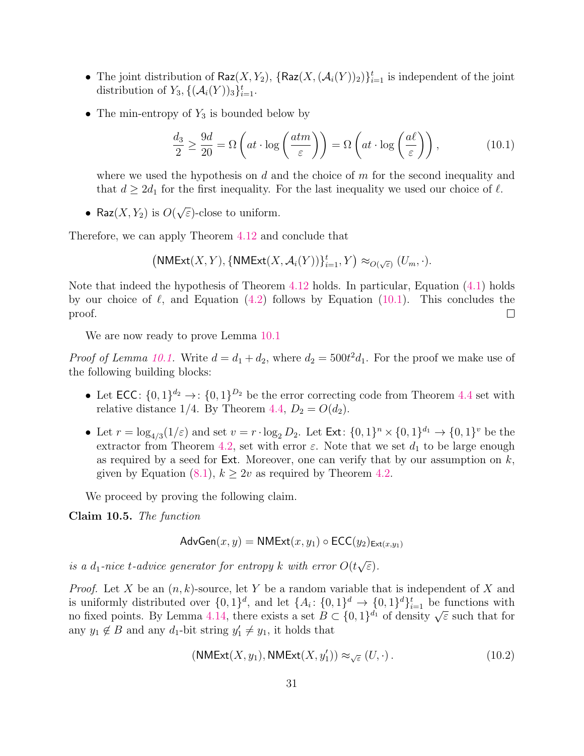- The joint distribution of $\mathsf{Raz}(X, Y_2)$, $\{\mathsf{Raz}(X, (\mathcal{A}_i(Y))_2)\}_{i=1}^t$ is independent of the joint distribution of $Y_3, \{(\mathcal{A}_i(Y))_3\}_{i=1}^t$.

- The min-entropy of $Y_3$ is bounded below by

$$\frac{d_3}{2} \geq \frac{9d}{20} = \Omega\left(at \cdot \log\left(\frac{atm}{\varepsilon}\right)\right) = \Omega\left(at \cdot \log\left(\frac{a\ell}{\varepsilon}\right)\right), \tag{10.1}$$

  where we used the hypothesis on $d$ and the choice of $m$ for the second inequality and that $d \geq 2d_1$ for the first inequality. For the last inequality we used our choice of $\ell$.

- $\mathsf{Raz}(X, Y_2)$ is $O(\sqrt{\varepsilon})$-close to uniform.

Therefore, we can apply Theorem 4.12 and conclude that

$$\left(\mathsf{NMExt}(X, Y), \{\mathsf{NMExt}(X, \mathcal{A}_i(Y))\}_{i=1}^t, Y\right) \approx_{O(\sqrt{\varepsilon})} (U_m, \cdot).$$

Note that indeed the hypothesis of Theorem 4.12 holds. In particular, Equation (4.1) holds by our choice of $\ell$, and Equation (4.2) follows by Equation (10.1). This concludes the proof. $\square$

We are now ready to prove Lemma 10.1

*Proof of Lemma 10.1.* Write $d = d_1 + d_2$, where $d_2 = 500t^2 d_1$. For the proof we make use of the following building blocks:

- Let $\mathsf{ECC}\colon \{0,1\}^{d_2} \to\colon \{0,1\}^{D_2}$ be the error correcting code from Theorem 4.4 set with relative distance $1/4$. By Theorem 4.4, $D_2 = O(d_2)$.

- Let $r = \log_{4/3}(1/\varepsilon)$ and set $v = r \cdot \log_2 D_2$. Let $\mathsf{Ext}\colon \{0,1\}^n \times \{0,1\}^{d_1} \to \{0,1\}^v$ be the extractor from Theorem 4.2, set with error $\varepsilon$. Note that we set $d_1$ to be large enough as required by a seed for $\mathsf{Ext}$. Moreover, one can verify that by our assumption on $k$, given by Equation (8.1), $k \geq 2v$ as required by Theorem 4.2.

We proceed by proving the following claim.

**Claim 10.5.** *The function*

$$\mathsf{AdvGen}(x, y) = \mathsf{NMExt}(x, y_1) \circ \mathsf{ECC}(y_2)_{\mathsf{Ext}(x, y_1)}$$

*is a $d_1$-nice $t$-advice generator for entropy $k$ with error $O(t\sqrt{\varepsilon})$.*

*Proof.* Let $X$ be an $(n, k)$-source, let $Y$ be a random variable that is independent of $X$ and is uniformly distributed over $\{0,1\}^d$, and let $\{A_i\colon \{0,1\}^d \to \{0,1\}^d\}_{i=1}^t$ be functions with no fixed points. By Lemma 4.14, there exists a set $B \subset \{0,1\}^{d_1}$ of density $\sqrt{\varepsilon}$ such that for any $y_1 \notin B$ and any $d_1$-bit string $y_1' \neq y_1$, it holds that

$$(\mathsf{NMExt}(X, y_1), \mathsf{NMExt}(X, y_1')) \approx_{\sqrt{\varepsilon}} (U, \cdot)\,. \tag{10.2}$$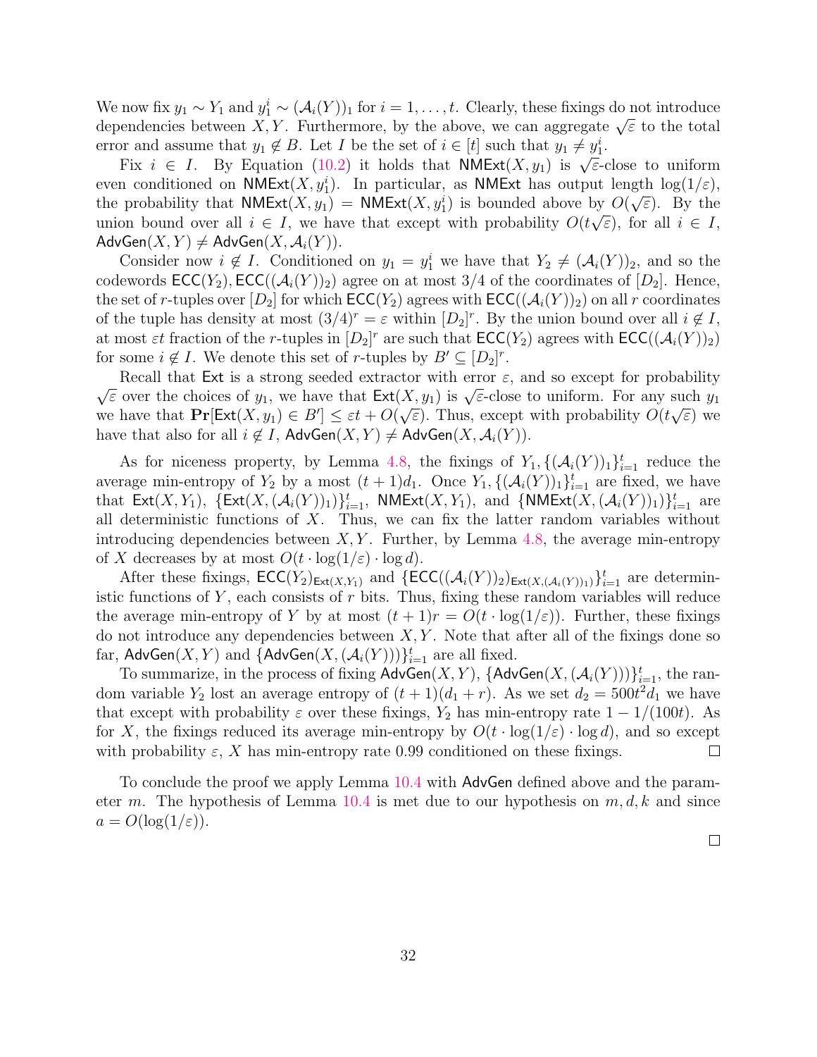We now fix $y_1 \sim Y_1$ and $y_1^i \sim (\mathcal{A}_i(Y))_1$ for $i = 1, \ldots, t$. Clearly, these fixings do not introduce dependencies between $X, Y$. Furthermore, by the above, we can aggregate $\sqrt{\varepsilon}$ to the total error and assume that $y_1 \notin B$. Let $I$ be the set of $i \in [t]$ such that $y_1 \neq y_1^i$.

Fix $i \in I$. By Equation (10.2) it holds that $\mathsf{NMExt}(X, y_1)$ is $\sqrt{\varepsilon}$-close to uniform even conditioned on $\mathsf{NMExt}(X, y_1^i)$. In particular, as $\mathsf{NMExt}$ has output length $\log(1/\varepsilon)$, the probability that $\mathsf{NMExt}(X, y_1) = \mathsf{NMExt}(X, y_1^i)$ is bounded above by $O(\sqrt{\varepsilon})$. By the union bound over all $i \in I$, we have that except with probability $O(t\sqrt{\varepsilon})$, for all $i \in I$, $\mathsf{AdvGen}(X, Y) \neq \mathsf{AdvGen}(X, \mathcal{A}_i(Y))$.

Consider now $i \notin I$. Conditioned on $y_1 = y_1^i$ we have that $Y_2 \neq (\mathcal{A}_i(Y))_2$, and so the codewords $\mathsf{ECC}(Y_2), \mathsf{ECC}((\mathcal{A}_i(Y))_2)$ agree on at most $3/4$ of the coordinates of $[D_2]$. Hence, the set of $r$-tuples over $[D_2]$ for which $\mathsf{ECC}(Y_2)$ agrees with $\mathsf{ECC}((\mathcal{A}_i(Y))_2)$ on all $r$ coordinates of the tuple has density at most $(3/4)^r = \varepsilon$ within $[D_2]^r$. By the union bound over all $i \notin I$, at most $\varepsilon t$ fraction of the $r$-tuples in $[D_2]^r$ are such that $\mathsf{ECC}(Y_2)$ agrees with $\mathsf{ECC}((\mathcal{A}_i(Y))_2)$ for some $i \notin I$. We denote this set of $r$-tuples by $B' \subseteq [D_2]^r$.

Recall that $\mathsf{Ext}$ is a strong seeded extractor with error $\varepsilon$, and so except for probability $\sqrt{\varepsilon}$ over the choices of $y_1$, we have that $\mathsf{Ext}(X, y_1)$ is $\sqrt{\varepsilon}$-close to uniform. For any such $y_1$ we have that $\mathbf{Pr}[\mathsf{Ext}(X, y_1) \in B'] \leq \varepsilon t + O(\sqrt{\varepsilon})$. Thus, except with probability $O(t\sqrt{\varepsilon})$ we have that also for all $i \notin I$, $\mathsf{AdvGen}(X, Y) \neq \mathsf{AdvGen}(X, \mathcal{A}_i(Y))$.

As for niceness property, by Lemma 4.8, the fixings of $Y_1, \{(\mathcal{A}_i(Y))_1\}_{i=1}^t$ reduce the average min-entropy of $Y_2$ by a most $(t+1)d_1$. Once $Y_1, \{(\mathcal{A}_i(Y))_1\}_{i=1}^t$ are fixed, we have that $\mathsf{Ext}(X, Y_1)$, $\{\mathsf{Ext}(X, (\mathcal{A}_i(Y))_1)\}_{i=1}^t$, $\mathsf{NMExt}(X, Y_1)$, and $\{\mathsf{NMExt}(X, (\mathcal{A}_i(Y))_1)\}_{i=1}^t$ are all deterministic functions of $X$. Thus, we can fix the latter random variables without introducing dependencies between $X, Y$. Further, by Lemma 4.8, the average min-entropy of $X$ decreases by at most $O(t \cdot \log(1/\varepsilon) \cdot \log d)$.

After these fixings, $\mathsf{ECC}(Y_2)_{\mathsf{Ext}(X, Y_1)}$ and $\{\mathsf{ECC}((\mathcal{A}_i(Y))_2)_{\mathsf{Ext}(X, (\mathcal{A}_i(Y))_1)}\}_{i=1}^t$ are deterministic functions of $Y$, each consists of $r$ bits. Thus, fixing these random variables will reduce the average min-entropy of $Y$ by at most $(t+1)r = O(t \cdot \log(1/\varepsilon))$. Further, these fixings do not introduce any dependencies between $X, Y$. Note that after all of the fixings done so far, $\mathsf{AdvGen}(X, Y)$ and $\{\mathsf{AdvGen}(X, (\mathcal{A}_i(Y)))\}_{i=1}^t$ are all fixed.

To summarize, in the process of fixing $\mathsf{AdvGen}(X, Y)$, $\{\mathsf{AdvGen}(X, (\mathcal{A}_i(Y)))\}_{i=1}^t$, the random variable $Y_2$ lost an average entropy of $(t+1)(d_1 + r)$. As we set $d_2 = 500t^2 d_1$ we have that except with probability $\varepsilon$ over these fixings, $Y_2$ has min-entropy rate $1 - 1/(100t)$. As for $X$, the fixings reduced its average min-entropy by $O(t \cdot \log(1/\varepsilon) \cdot \log d)$, and so except with probability $\varepsilon$, $X$ has min-entropy rate $0.99$ conditioned on these fixings. □

To conclude the proof we apply Lemma 10.4 with $\mathsf{AdvGen}$ defined above and the parameter $m$. The hypothesis of Lemma 10.4 is met due to our hypothesis on $m, d, k$ and since $a = O(\log(1/\varepsilon))$.

□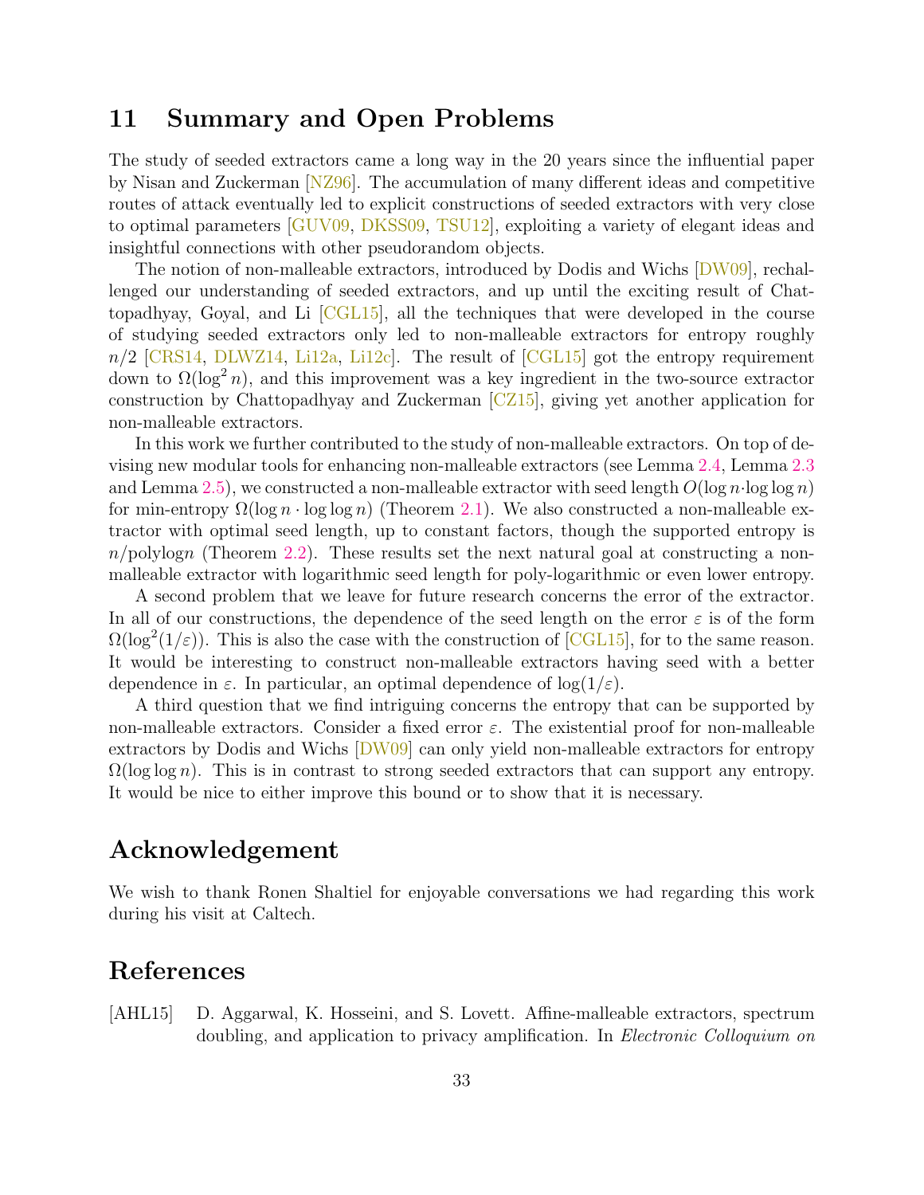## 11 Summary and Open Problems

The study of seeded extractors came a long way in the 20 years since the influential paper by Nisan and Zuckerman [NZ96]. The accumulation of many different ideas and competitive routes of attack eventually led to explicit constructions of seeded extractors with very close to optimal parameters [GUV09, DKSS09, TSU12], exploiting a variety of elegant ideas and insightful connections with other pseudorandom objects.

The notion of non-malleable extractors, introduced by Dodis and Wichs [DW09], rechallenged our understanding of seeded extractors, and up until the exciting result of Chattopadhyay, Goyal, and Li [CGL15], all the techniques that were developed in the course of studying seeded extractors only led to non-malleable extractors for entropy roughly $n/2$ [CRS14, DLWZ14, Li12a, Li12c]. The result of [CGL15] got the entropy requirement down to $\Omega(\log^2 n)$, and this improvement was a key ingredient in the two-source extractor construction by Chattopadhyay and Zuckerman [CZ15], giving yet another application for non-malleable extractors.

In this work we further contributed to the study of non-malleable extractors. On top of devising new modular tools for enhancing non-malleable extractors (see Lemma 2.4, Lemma 2.3 and Lemma 2.5), we constructed a non-malleable extractor with seed length $O(\log n \cdot \log \log n)$ for min-entropy $\Omega(\log n \cdot \log \log n)$ (Theorem 2.1). We also constructed a non-malleable extractor with optimal seed length, up to constant factors, though the supported entropy is $n/\mathrm{polylog} n$ (Theorem 2.2). These results set the next natural goal at constructing a non-malleable extractor with logarithmic seed length for poly-logarithmic or even lower entropy.

A second problem that we leave for future research concerns the error of the extractor. In all of our constructions, the dependence of the seed length on the error $\varepsilon$ is of the form $\Omega(\log^2(1/\varepsilon))$. This is also the case with the construction of [CGL15], for to the same reason. It would be interesting to construct non-malleable extractors having seed with a better dependence in $\varepsilon$. In particular, an optimal dependence of $\log(1/\varepsilon)$.

A third question that we find intriguing concerns the entropy that can be supported by non-malleable extractors. Consider a fixed error $\varepsilon$. The existential proof for non-malleable extractors by Dodis and Wichs [DW09] can only yield non-malleable extractors for entropy $\Omega(\log \log n)$. This is in contrast to strong seeded extractors that can support any entropy. It would be nice to either improve this bound or to show that it is necessary.

## Acknowledgement

We wish to thank Ronen Shaltiel for enjoyable conversations we had regarding this work during his visit at Caltech.

## References

[AHL15] D. Aggarwal, K. Hosseini, and S. Lovett. Affine-malleable extractors, spectrum doubling, and application to privacy amplification. In *Electronic Colloquium on*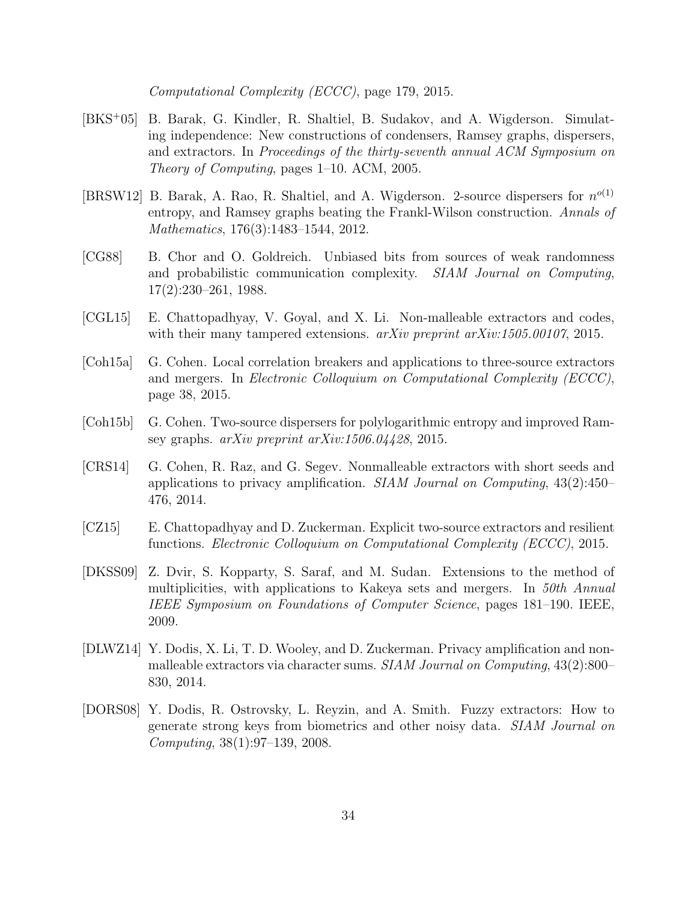*Computational Complexity (ECCC)*, page 179, 2015.

[BKS$^+$05] B. Barak, G. Kindler, R. Shaltiel, B. Sudakov, and A. Wigderson. Simulating independence: New constructions of condensers, Ramsey graphs, dispersers, and extractors. In *Proceedings of the thirty-seventh annual ACM Symposium on Theory of Computing*, pages 1–10. ACM, 2005.

[BRSW12] B. Barak, A. Rao, R. Shaltiel, and A. Wigderson. 2-source dispersers for $n^{o(1)}$ entropy, and Ramsey graphs beating the Frankl-Wilson construction. *Annals of Mathematics*, 176(3):1483–1544, 2012.

[CG88] B. Chor and O. Goldreich. Unbiased bits from sources of weak randomness and probabilistic communication complexity. *SIAM Journal on Computing*, 17(2):230–261, 1988.

[CGL15] E. Chattopadhyay, V. Goyal, and X. Li. Non-malleable extractors and codes, with their many tampered extensions. *arXiv preprint arXiv:1505.00107*, 2015.

[Coh15a] G. Cohen. Local correlation breakers and applications to three-source extractors and mergers. In *Electronic Colloquium on Computational Complexity (ECCC)*, page 38, 2015.

[Coh15b] G. Cohen. Two-source dispersers for polylogarithmic entropy and improved Ramsey graphs. *arXiv preprint arXiv:1506.04428*, 2015.

[CRS14] G. Cohen, R. Raz, and G. Segev. Nonmalleable extractors with short seeds and applications to privacy amplification. *SIAM Journal on Computing*, 43(2):450–476, 2014.

[CZ15] E. Chattopadhyay and D. Zuckerman. Explicit two-source extractors and resilient functions. *Electronic Colloquium on Computational Complexity (ECCC)*, 2015.

[DKSS09] Z. Dvir, S. Kopparty, S. Saraf, and M. Sudan. Extensions to the method of multiplicities, with applications to Kakeya sets and mergers. In *50th Annual IEEE Symposium on Foundations of Computer Science*, pages 181–190. IEEE, 2009.

[DLWZ14] Y. Dodis, X. Li, T. D. Wooley, and D. Zuckerman. Privacy amplification and nonmalleable extractors via character sums. *SIAM Journal on Computing*, 43(2):800–830, 2014.

[DORS08] Y. Dodis, R. Ostrovsky, L. Reyzin, and A. Smith. Fuzzy extractors: How to generate strong keys from biometrics and other noisy data. *SIAM Journal on Computing*, 38(1):97–139, 2008.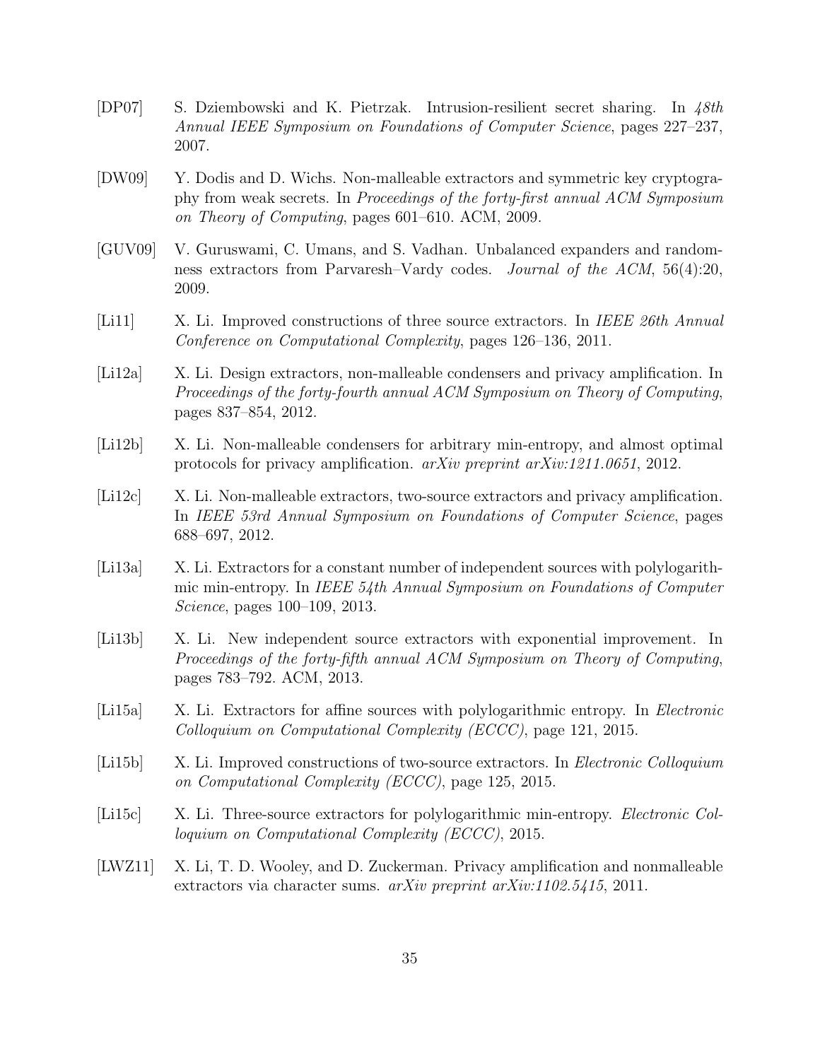[DP07] S. Dziembowski and K. Pietrzak. Intrusion-resilient secret sharing. In *48th Annual IEEE Symposium on Foundations of Computer Science*, pages 227–237, 2007.

[DW09] Y. Dodis and D. Wichs. Non-malleable extractors and symmetric key cryptography from weak secrets. In *Proceedings of the forty-first annual ACM Symposium on Theory of Computing*, pages 601–610. ACM, 2009.

[GUV09] V. Guruswami, C. Umans, and S. Vadhan. Unbalanced expanders and randomness extractors from Parvaresh–Vardy codes. *Journal of the ACM*, 56(4):20, 2009.

[Li11] X. Li. Improved constructions of three source extractors. In *IEEE 26th Annual Conference on Computational Complexity*, pages 126–136, 2011.

[Li12a] X. Li. Design extractors, non-malleable condensers and privacy amplification. In *Proceedings of the forty-fourth annual ACM Symposium on Theory of Computing*, pages 837–854, 2012.

[Li12b] X. Li. Non-malleable condensers for arbitrary min-entropy, and almost optimal protocols for privacy amplification. *arXiv preprint arXiv:1211.0651*, 2012.

[Li12c] X. Li. Non-malleable extractors, two-source extractors and privacy amplification. In *IEEE 53rd Annual Symposium on Foundations of Computer Science*, pages 688–697, 2012.

[Li13a] X. Li. Extractors for a constant number of independent sources with polylogarithmic min-entropy. In *IEEE 54th Annual Symposium on Foundations of Computer Science*, pages 100–109, 2013.

[Li13b] X. Li. New independent source extractors with exponential improvement. In *Proceedings of the forty-fifth annual ACM Symposium on Theory of Computing*, pages 783–792. ACM, 2013.

[Li15a] X. Li. Extractors for affine sources with polylogarithmic entropy. In *Electronic Colloquium on Computational Complexity (ECCC)*, page 121, 2015.

[Li15b] X. Li. Improved constructions of two-source extractors. In *Electronic Colloquium on Computational Complexity (ECCC)*, page 125, 2015.

[Li15c] X. Li. Three-source extractors for polylogarithmic min-entropy. *Electronic Colloquium on Computational Complexity (ECCC)*, 2015.

[LWZ11] X. Li, T. D. Wooley, and D. Zuckerman. Privacy amplification and nonmalleable extractors via character sums. *arXiv preprint arXiv:1102.5415*, 2011.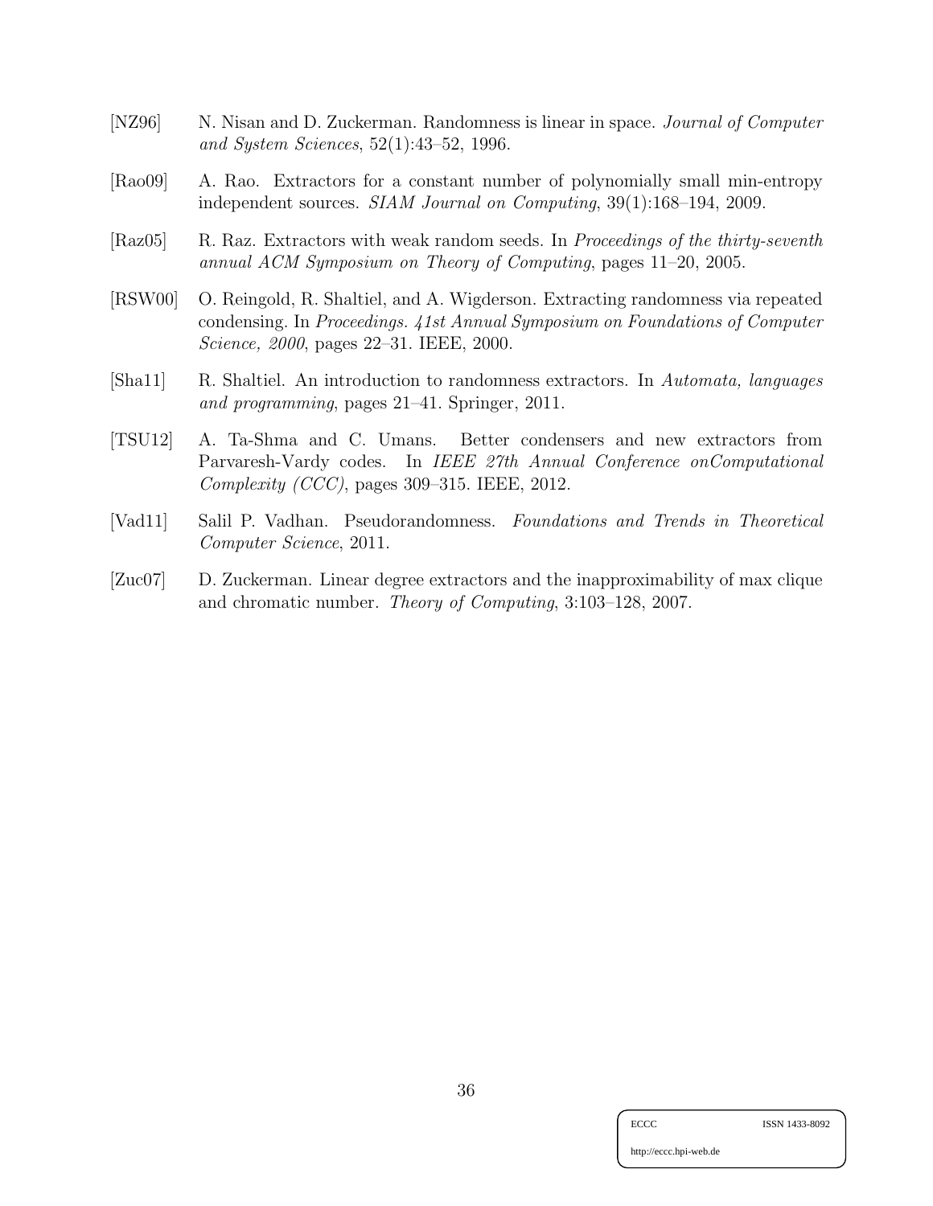[NZ96] N. Nisan and D. Zuckerman. Randomness is linear in space. *Journal of Computer and System Sciences*, 52(1):43–52, 1996.

[Rao09] A. Rao. Extractors for a constant number of polynomially small min-entropy independent sources. *SIAM Journal on Computing*, 39(1):168–194, 2009.

[Raz05] R. Raz. Extractors with weak random seeds. In *Proceedings of the thirty-seventh annual ACM Symposium on Theory of Computing*, pages 11–20, 2005.

[RSW00] O. Reingold, R. Shaltiel, and A. Wigderson. Extracting randomness via repeated condensing. In *Proceedings. 41st Annual Symposium on Foundations of Computer Science, 2000*, pages 22–31. IEEE, 2000.

[Sha11] R. Shaltiel. An introduction to randomness extractors. In *Automata, languages and programming*, pages 21–41. Springer, 2011.

[TSU12] A. Ta-Shma and C. Umans. Better condensers and new extractors from Parvaresh-Vardy codes. In *IEEE 27th Annual Conference onComputational Complexity (CCC)*, pages 309–315. IEEE, 2012.

[Vad11] Salil P. Vadhan. Pseudorandomness. *Foundations and Trends in Theoretical Computer Science*, 2011.

[Zuc07] D. Zuckerman. Linear degree extractors and the inapproximability of max clique and chromatic number. *Theory of Computing*, 3:103–128, 2007.

ECCC ISSN 1433-8092

http://eccc.hpi-web.de